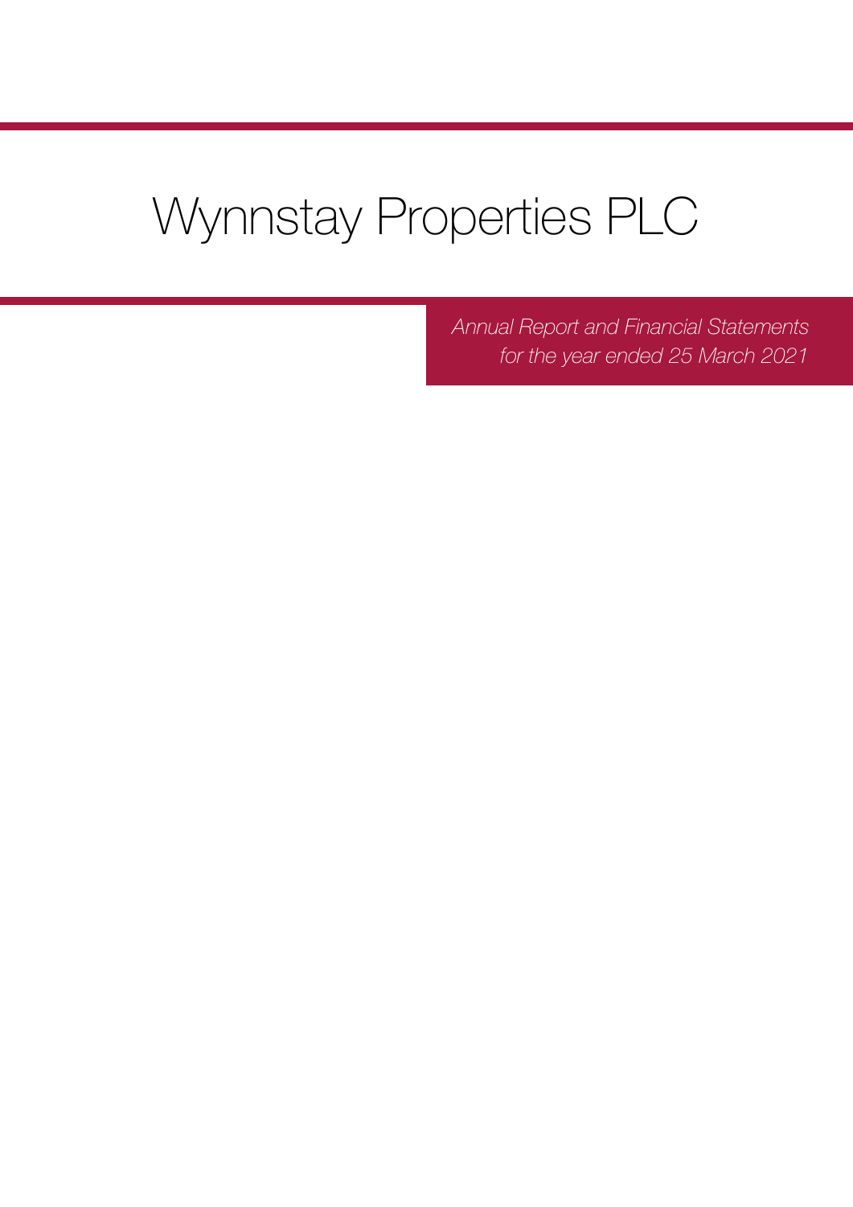# Wynnstay Properties PLC

*Annual Report and Financial Statements for the year ended 25 March 2021*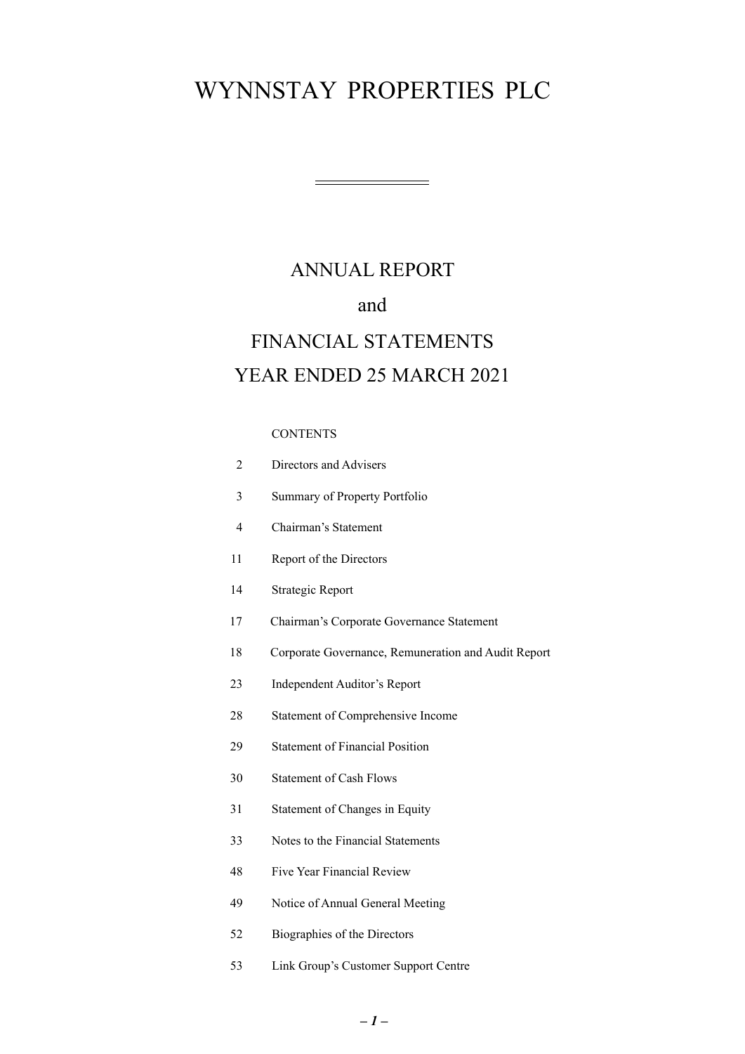# WYNNSTAY PROPERTIES PLC

## ANNUAL REPORT

## and

## FINANCIAL STATEMENTS

## YEAR ENDED 25 MARCH 2021

CONTENTS

| | |
|---|---|
| 2 | Directors and Advisers |
| 3 | Summary of Property Portfolio |
| 4 | Chairman's Statement |
| 11 | Report of the Directors |
| 14 | Strategic Report |
| 17 | Chairman's Corporate Governance Statement |
| 18 | Corporate Governance, Remuneration and Audit Report |
| 23 | Independent Auditor's Report |
| 28 | Statement of Comprehensive Income |
| 29 | Statement of Financial Position |
| 30 | Statement of Cash Flows |
| 31 | Statement of Changes in Equity |
| 33 | Notes to the Financial Statements |
| 48 | Five Year Financial Review |
| 49 | Notice of Annual General Meeting |
| 52 | Biographies of the Directors |
| 53 | Link Group's Customer Support Centre |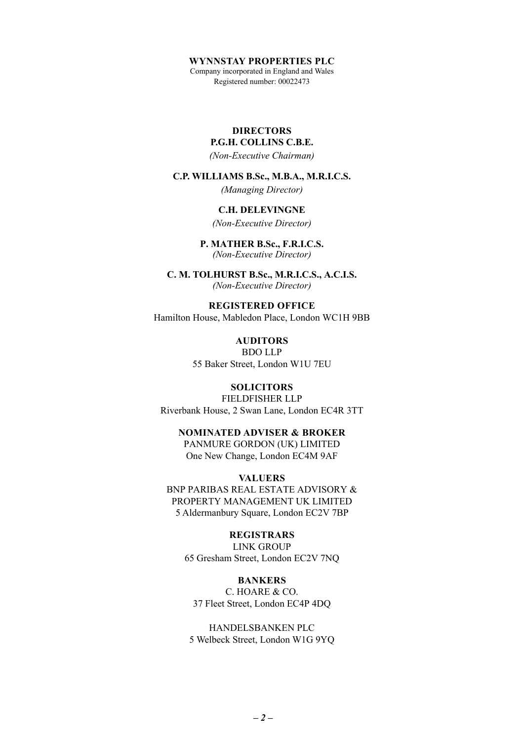**WYNNSTAY PROPERTIES PLC**

Company incorporated in England and Wales

Registered number: 00022473

## DIRECTORS

**P.G.H. COLLINS C.B.E.**

*(Non-Executive Chairman)*

**C.P. WILLIAMS B.Sc., M.B.A., M.R.I.C.S.**

*(Managing Director)*

**C.H. DELEVINGNE**

*(Non-Executive Director)*

**P. MATHER B.Sc., F.R.I.C.S.**

*(Non-Executive Director)*

**C. M. TOLHURST B.Sc., M.R.I.C.S., A.C.I.S.**

*(Non-Executive Director)*

## REGISTERED OFFICE

Hamilton House, Mabledon Place, London WC1H 9BB

## AUDITORS

BDO LLP

55 Baker Street, London W1U 7EU

## SOLICITORS

FIELDFISHER LLP

Riverbank House, 2 Swan Lane, London EC4R 3TT

## NOMINATED ADVISER & BROKER

PANMURE GORDON (UK) LIMITED

One New Change, London EC4M 9AF

## VALUERS

BNP PARIBAS REAL ESTATE ADVISORY & PROPERTY MANAGEMENT UK LIMITED

5 Aldermanbury Square, London EC2V 7BP

## REGISTRARS

LINK GROUP

65 Gresham Street, London EC2V 7NQ

## BANKERS

C. HOARE & CO.

37 Fleet Street, London EC4P 4DQ

HANDELSBANKEN PLC

5 Welbeck Street, London W1G 9YQ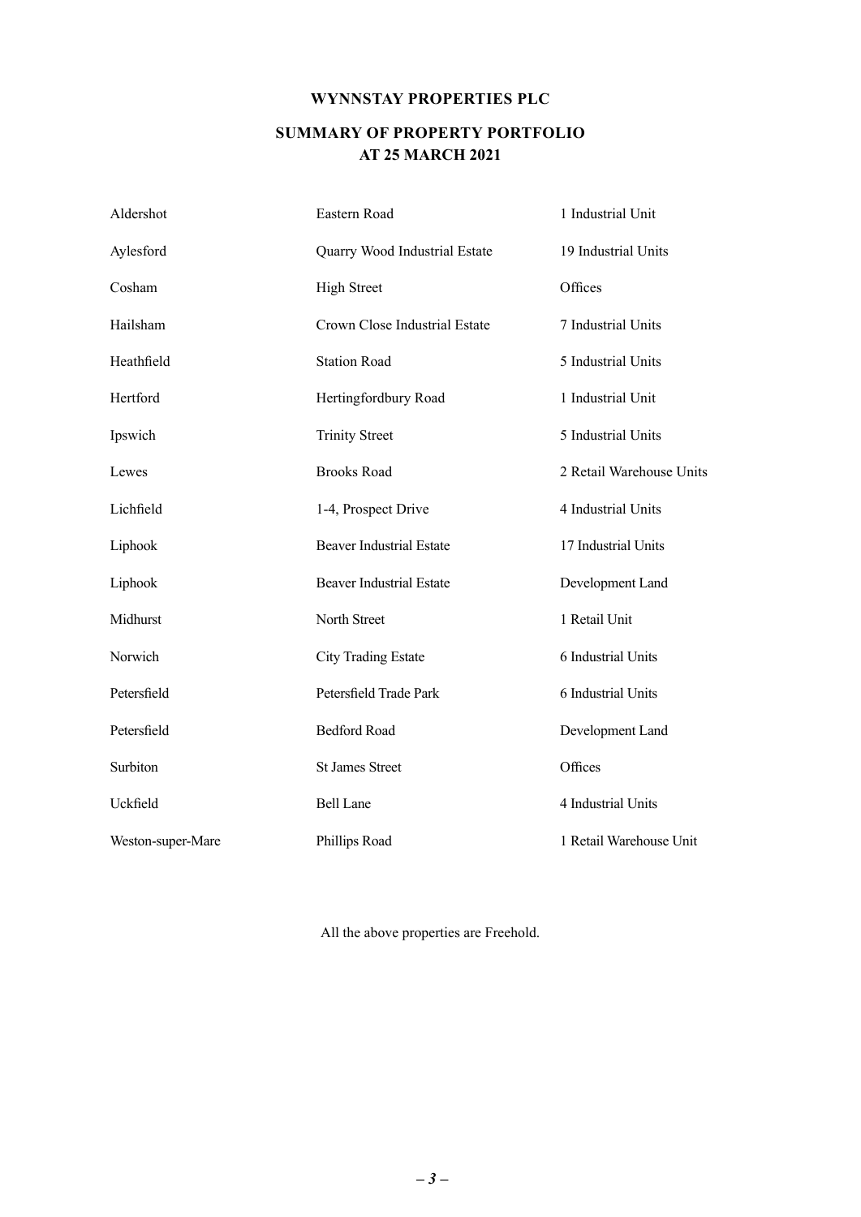# WYNNSTAY PROPERTIES PLC

## SUMMARY OF PROPERTY PORTFOLIO
## AT 25 MARCH 2021

| | | |
|---|---|---|
| Aldershot | Eastern Road | 1 Industrial Unit |
| Aylesford | Quarry Wood Industrial Estate | 19 Industrial Units |
| Cosham | High Street | Offices |
| Hailsham | Crown Close Industrial Estate | 7 Industrial Units |
| Heathfield | Station Road | 5 Industrial Units |
| Hertford | Hertingfordbury Road | 1 Industrial Unit |
| Ipswich | Trinity Street | 5 Industrial Units |
| Lewes | Brooks Road | 2 Retail Warehouse Units |
| Lichfield | 1-4, Prospect Drive | 4 Industrial Units |
| Liphook | Beaver Industrial Estate | 17 Industrial Units |
| Liphook | Beaver Industrial Estate | Development Land |
| Midhurst | North Street | 1 Retail Unit |
| Norwich | City Trading Estate | 6 Industrial Units |
| Petersfield | Petersfield Trade Park | 6 Industrial Units |
| Petersfield | Bedford Road | Development Land |
| Surbiton | St James Street | Offices |
| Uckfield | Bell Lane | 4 Industrial Units |
| Weston-super-Mare | Phillips Road | 1 Retail Warehouse Unit |

All the above properties are Freehold.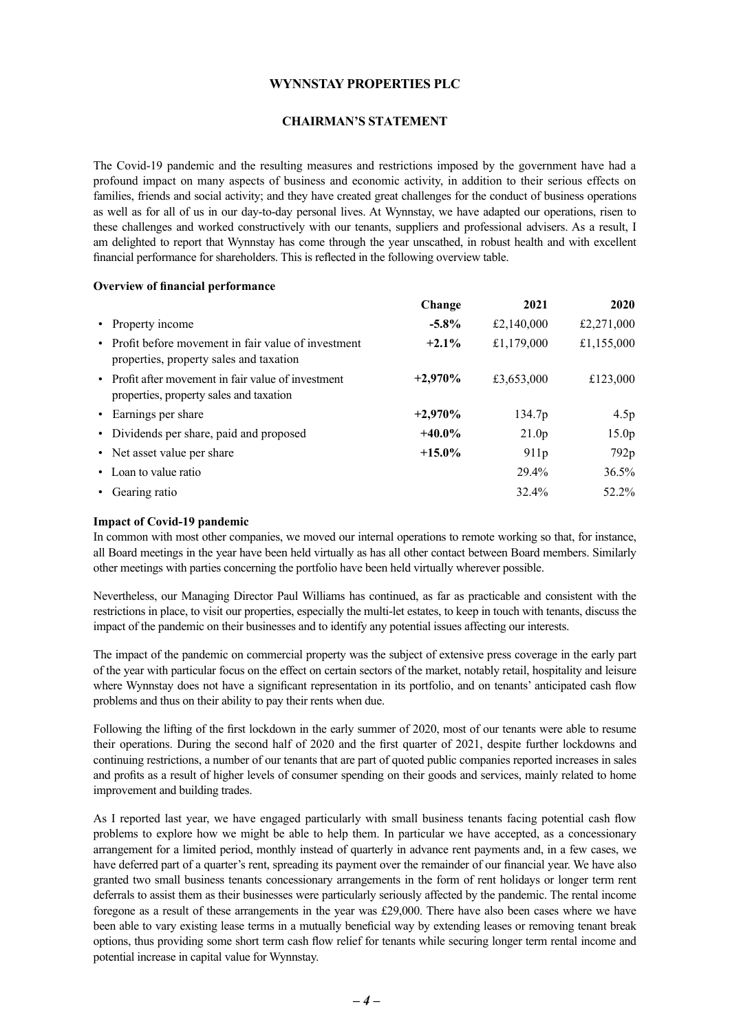# WYNNSTAY PROPERTIES PLC

## CHAIRMAN'S STATEMENT

The Covid-19 pandemic and the resulting measures and restrictions imposed by the government have had a profound impact on many aspects of business and economic activity, in addition to their serious effects on families, friends and social activity; and they have created great challenges for the conduct of business operations as well as for all of us in our day-to-day personal lives. At Wynnstay, we have adapted our operations, risen to these challenges and worked constructively with our tenants, suppliers and professional advisers. As a result, I am delighted to report that Wynnstay has come through the year unscathed, in robust health and with excellent financial performance for shareholders. This is reflected in the following overview table.

**Overview of financial performance**

| | **Change** | **2021** | **2020** |
|---|---|---|---|
| • Property income | **-5.8%** | £2,140,000 | £2,271,000 |
| • Profit before movement in fair value of investment properties, property sales and taxation | **+2.1%** | £1,179,000 | £1,155,000 |
| • Profit after movement in fair value of investment properties, property sales and taxation | **+2,970%** | £3,653,000 | £123,000 |
| • Earnings per share | **+2,970%** | 134.7p | 4.5p |
| • Dividends per share, paid and proposed | **+40.0%** | 21.0p | 15.0p |
| • Net asset value per share | **+15.0%** | 911p | 792p |
| • Loan to value ratio | | 29.4% | 36.5% |
| • Gearing ratio | | 32.4% | 52.2% |

**Impact of Covid-19 pandemic**

In common with most other companies, we moved our internal operations to remote working so that, for instance, all Board meetings in the year have been held virtually as has all other contact between Board members. Similarly other meetings with parties concerning the portfolio have been held virtually wherever possible.

Nevertheless, our Managing Director Paul Williams has continued, as far as practicable and consistent with the restrictions in place, to visit our properties, especially the multi-let estates, to keep in touch with tenants, discuss the impact of the pandemic on their businesses and to identify any potential issues affecting our interests.

The impact of the pandemic on commercial property was the subject of extensive press coverage in the early part of the year with particular focus on the effect on certain sectors of the market, notably retail, hospitality and leisure where Wynnstay does not have a significant representation in its portfolio, and on tenants' anticipated cash flow problems and thus on their ability to pay their rents when due.

Following the lifting of the first lockdown in the early summer of 2020, most of our tenants were able to resume their operations. During the second half of 2020 and the first quarter of 2021, despite further lockdowns and continuing restrictions, a number of our tenants that are part of quoted public companies reported increases in sales and profits as a result of higher levels of consumer spending on their goods and services, mainly related to home improvement and building trades.

As I reported last year, we have engaged particularly with small business tenants facing potential cash flow problems to explore how we might be able to help them. In particular we have accepted, as a concessionary arrangement for a limited period, monthly instead of quarterly in advance rent payments and, in a few cases, we have deferred part of a quarter's rent, spreading its payment over the remainder of our financial year. We have also granted two small business tenants concessionary arrangements in the form of rent holidays or longer term rent deferrals to assist them as their businesses were particularly seriously affected by the pandemic. The rental income foregone as a result of these arrangements in the year was £29,000. There have also been cases where we have been able to vary existing lease terms in a mutually beneficial way by extending leases or removing tenant break options, thus providing some short term cash flow relief for tenants while securing longer term rental income and potential increase in capital value for Wynnstay.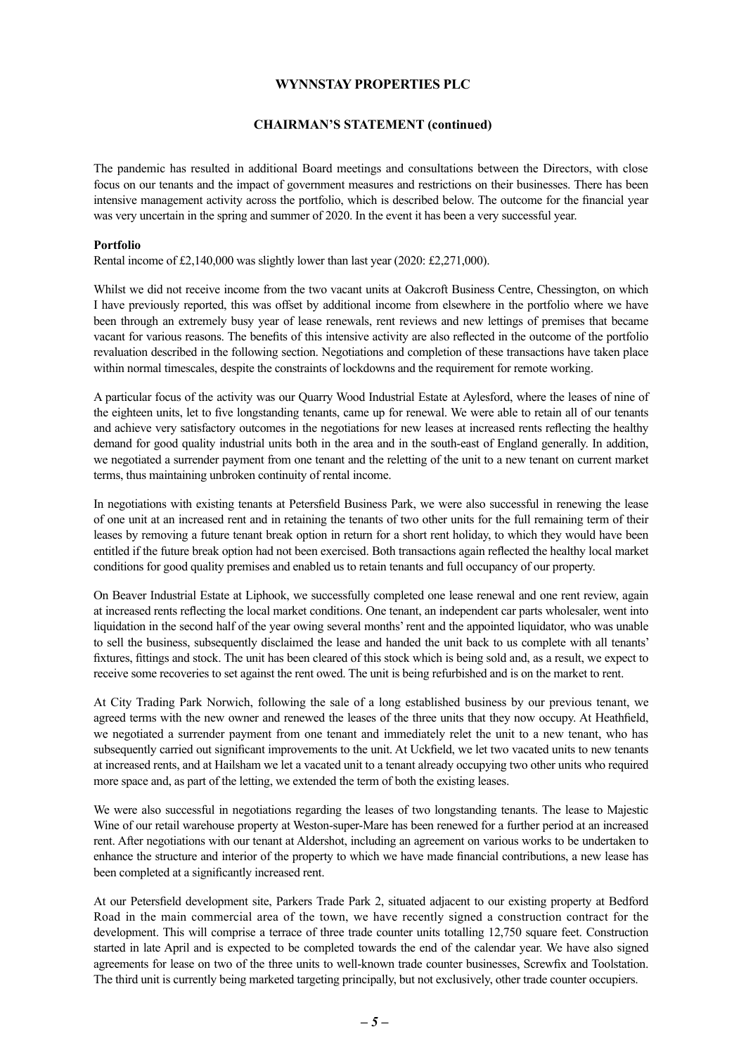# WYNNSTAY PROPERTIES PLC

## CHAIRMAN'S STATEMENT (continued)

The pandemic has resulted in additional Board meetings and consultations between the Directors, with close focus on our tenants and the impact of government measures and restrictions on their businesses. There has been intensive management activity across the portfolio, which is described below. The outcome for the financial year was very uncertain in the spring and summer of 2020. In the event it has been a very successful year.

**Portfolio**

Rental income of £2,140,000 was slightly lower than last year (2020: £2,271,000).

Whilst we did not receive income from the two vacant units at Oakcroft Business Centre, Chessington, on which I have previously reported, this was offset by additional income from elsewhere in the portfolio where we have been through an extremely busy year of lease renewals, rent reviews and new lettings of premises that became vacant for various reasons. The benefits of this intensive activity are also reflected in the outcome of the portfolio revaluation described in the following section. Negotiations and completion of these transactions have taken place within normal timescales, despite the constraints of lockdowns and the requirement for remote working.

A particular focus of the activity was our Quarry Wood Industrial Estate at Aylesford, where the leases of nine of the eighteen units, let to five longstanding tenants, came up for renewal. We were able to retain all of our tenants and achieve very satisfactory outcomes in the negotiations for new leases at increased rents reflecting the healthy demand for good quality industrial units both in the area and in the south-east of England generally. In addition, we negotiated a surrender payment from one tenant and the reletting of the unit to a new tenant on current market terms, thus maintaining unbroken continuity of rental income.

In negotiations with existing tenants at Petersfield Business Park, we were also successful in renewing the lease of one unit at an increased rent and in retaining the tenants of two other units for the full remaining term of their leases by removing a future tenant break option in return for a short rent holiday, to which they would have been entitled if the future break option had not been exercised. Both transactions again reflected the healthy local market conditions for good quality premises and enabled us to retain tenants and full occupancy of our property.

On Beaver Industrial Estate at Liphook, we successfully completed one lease renewal and one rent review, again at increased rents reflecting the local market conditions. One tenant, an independent car parts wholesaler, went into liquidation in the second half of the year owing several months' rent and the appointed liquidator, who was unable to sell the business, subsequently disclaimed the lease and handed the unit back to us complete with all tenants' fixtures, fittings and stock. The unit has been cleared of this stock which is being sold and, as a result, we expect to receive some recoveries to set against the rent owed. The unit is being refurbished and is on the market to rent.

At City Trading Park Norwich, following the sale of a long established business by our previous tenant, we agreed terms with the new owner and renewed the leases of the three units that they now occupy. At Heathfield, we negotiated a surrender payment from one tenant and immediately relet the unit to a new tenant, who has subsequently carried out significant improvements to the unit. At Uckfield, we let two vacated units to new tenants at increased rents, and at Hailsham we let a vacated unit to a tenant already occupying two other units who required more space and, as part of the letting, we extended the term of both the existing leases.

We were also successful in negotiations regarding the leases of two longstanding tenants. The lease to Majestic Wine of our retail warehouse property at Weston-super-Mare has been renewed for a further period at an increased rent. After negotiations with our tenant at Aldershot, including an agreement on various works to be undertaken to enhance the structure and interior of the property to which we have made financial contributions, a new lease has been completed at a significantly increased rent.

At our Petersfield development site, Parkers Trade Park 2, situated adjacent to our existing property at Bedford Road in the main commercial area of the town, we have recently signed a construction contract for the development. This will comprise a terrace of three trade counter units totalling 12,750 square feet. Construction started in late April and is expected to be completed towards the end of the calendar year. We have also signed agreements for lease on two of the three units to well-known trade counter businesses, Screwfix and Toolstation. The third unit is currently being marketed targeting principally, but not exclusively, other trade counter occupiers.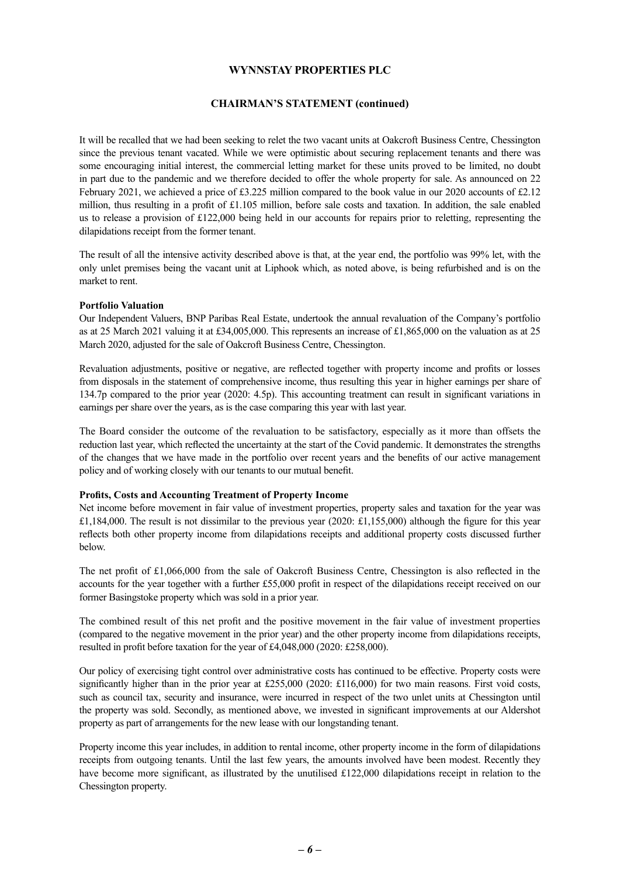# WYNNSTAY PROPERTIES PLC

## CHAIRMAN'S STATEMENT (continued)

It will be recalled that we had been seeking to relet the two vacant units at Oakcroft Business Centre, Chessington since the previous tenant vacated. While we were optimistic about securing replacement tenants and there was some encouraging initial interest, the commercial letting market for these units proved to be limited, no doubt in part due to the pandemic and we therefore decided to offer the whole property for sale. As announced on 22 February 2021, we achieved a price of £3.225 million compared to the book value in our 2020 accounts of £2.12 million, thus resulting in a profit of £1.105 million, before sale costs and taxation. In addition, the sale enabled us to release a provision of £122,000 being held in our accounts for repairs prior to reletting, representing the dilapidations receipt from the former tenant.

The result of all the intensive activity described above is that, at the year end, the portfolio was 99% let, with the only unlet premises being the vacant unit at Liphook which, as noted above, is being refurbished and is on the market to rent.

**Portfolio Valuation**

Our Independent Valuers, BNP Paribas Real Estate, undertook the annual revaluation of the Company's portfolio as at 25 March 2021 valuing it at £34,005,000. This represents an increase of £1,865,000 on the valuation as at 25 March 2020, adjusted for the sale of Oakcroft Business Centre, Chessington.

Revaluation adjustments, positive or negative, are reflected together with property income and profits or losses from disposals in the statement of comprehensive income, thus resulting this year in higher earnings per share of 134.7p compared to the prior year (2020: 4.5p). This accounting treatment can result in significant variations in earnings per share over the years, as is the case comparing this year with last year.

The Board consider the outcome of the revaluation to be satisfactory, especially as it more than offsets the reduction last year, which reflected the uncertainty at the start of the Covid pandemic. It demonstrates the strengths of the changes that we have made in the portfolio over recent years and the benefits of our active management policy and of working closely with our tenants to our mutual benefit.

**Profits, Costs and Accounting Treatment of Property Income**

Net income before movement in fair value of investment properties, property sales and taxation for the year was £1,184,000. The result is not dissimilar to the previous year (2020: £1,155,000) although the figure for this year reflects both other property income from dilapidations receipts and additional property costs discussed further below.

The net profit of £1,066,000 from the sale of Oakcroft Business Centre, Chessington is also reflected in the accounts for the year together with a further £55,000 profit in respect of the dilapidations receipt received on our former Basingstoke property which was sold in a prior year.

The combined result of this net profit and the positive movement in the fair value of investment properties (compared to the negative movement in the prior year) and the other property income from dilapidations receipts, resulted in profit before taxation for the year of £4,048,000 (2020: £258,000).

Our policy of exercising tight control over administrative costs has continued to be effective. Property costs were significantly higher than in the prior year at £255,000 (2020: £116,000) for two main reasons. First void costs, such as council tax, security and insurance, were incurred in respect of the two unlet units at Chessington until the property was sold. Secondly, as mentioned above, we invested in significant improvements at our Aldershot property as part of arrangements for the new lease with our longstanding tenant.

Property income this year includes, in addition to rental income, other property income in the form of dilapidations receipts from outgoing tenants. Until the last few years, the amounts involved have been modest. Recently they have become more significant, as illustrated by the unutilised £122,000 dilapidations receipt in relation to the Chessington property.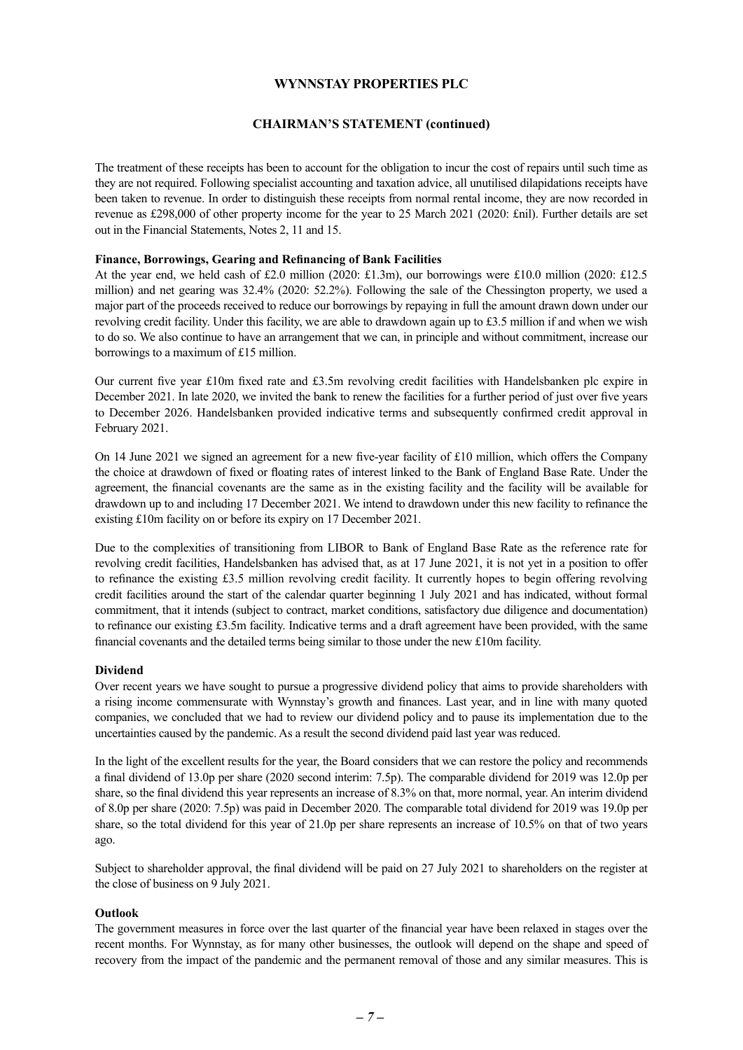The treatment of these receipts has been to account for the obligation to incur the cost of repairs until such time as they are not required. Following specialist accounting and taxation advice, all unutilised dilapidations receipts have been taken to revenue. In order to distinguish these receipts from normal rental income, they are now recorded in revenue as £298,000 of other property income for the year to 25 March 2021 (2020: £nil). Further details are set out in the Financial Statements, Notes 2, 11 and 15.

**Finance, Borrowings, Gearing and Refinancing of Bank Facilities**

At the year end, we held cash of £2.0 million (2020: £1.3m), our borrowings were £10.0 million (2020: £12.5 million) and net gearing was 32.4% (2020: 52.2%). Following the sale of the Chessington property, we used a major part of the proceeds received to reduce our borrowings by repaying in full the amount drawn down under our revolving credit facility. Under this facility, we are able to drawdown again up to £3.5 million if and when we wish to do so. We also continue to have an arrangement that we can, in principle and without commitment, increase our borrowings to a maximum of £15 million.

Our current five year £10m fixed rate and £3.5m revolving credit facilities with Handelsbanken plc expire in December 2021. In late 2020, we invited the bank to renew the facilities for a further period of just over five years to December 2026. Handelsbanken provided indicative terms and subsequently confirmed credit approval in February 2021.

On 14 June 2021 we signed an agreement for a new five-year facility of £10 million, which offers the Company the choice at drawdown of fixed or floating rates of interest linked to the Bank of England Base Rate. Under the agreement, the financial covenants are the same as in the existing facility and the facility will be available for drawdown up to and including 17 December 2021. We intend to drawdown under this new facility to refinance the existing £10m facility on or before its expiry on 17 December 2021.

Due to the complexities of transitioning from LIBOR to Bank of England Base Rate as the reference rate for revolving credit facilities, Handelsbanken has advised that, as at 17 June 2021, it is not yet in a position to offer to refinance the existing £3.5 million revolving credit facility. It currently hopes to begin offering revolving credit facilities around the start of the calendar quarter beginning 1 July 2021 and has indicated, without formal commitment, that it intends (subject to contract, market conditions, satisfactory due diligence and documentation) to refinance our existing £3.5m facility. Indicative terms and a draft agreement have been provided, with the same financial covenants and the detailed terms being similar to those under the new £10m facility.

**Dividend**

Over recent years we have sought to pursue a progressive dividend policy that aims to provide shareholders with a rising income commensurate with Wynnstay's growth and finances. Last year, and in line with many quoted companies, we concluded that we had to review our dividend policy and to pause its implementation due to the uncertainties caused by the pandemic. As a result the second dividend paid last year was reduced.

In the light of the excellent results for the year, the Board considers that we can restore the policy and recommends a final dividend of 13.0p per share (2020 second interim: 7.5p). The comparable dividend for 2019 was 12.0p per share, so the final dividend this year represents an increase of 8.3% on that, more normal, year. An interim dividend of 8.0p per share (2020: 7.5p) was paid in December 2020. The comparable total dividend for 2019 was 19.0p per share, so the total dividend for this year of 21.0p per share represents an increase of 10.5% on that of two years ago.

Subject to shareholder approval, the final dividend will be paid on 27 July 2021 to shareholders on the register at the close of business on 9 July 2021.

**Outlook**

The government measures in force over the last quarter of the financial year have been relaxed in stages over the recent months. For Wynnstay, as for many other businesses, the outlook will depend on the shape and speed of recovery from the impact of the pandemic and the permanent removal of those and any similar measures. This is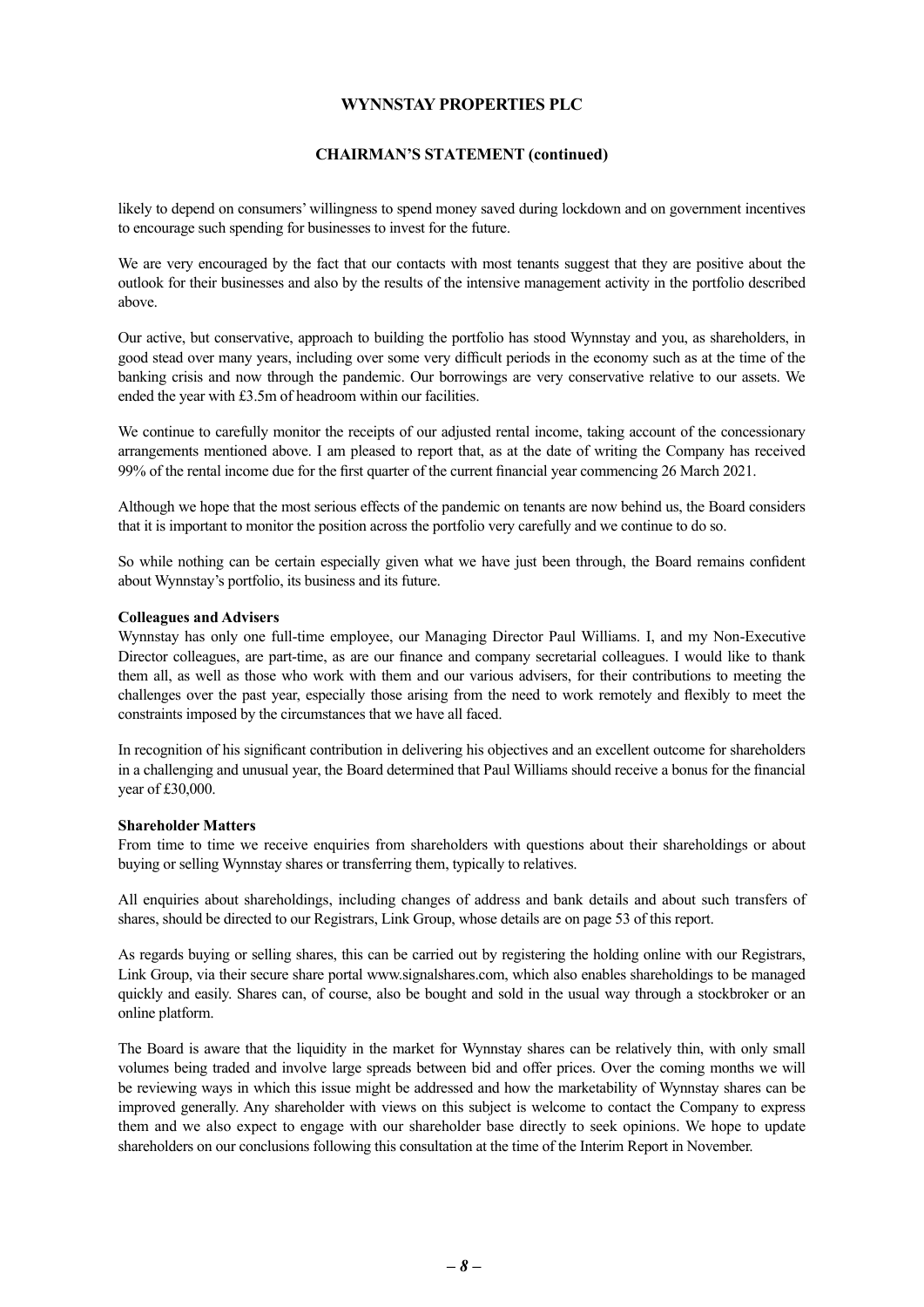likely to depend on consumers' willingness to spend money saved during lockdown and on government incentives to encourage such spending for businesses to invest for the future.

We are very encouraged by the fact that our contacts with most tenants suggest that they are positive about the outlook for their businesses and also by the results of the intensive management activity in the portfolio described above.

Our active, but conservative, approach to building the portfolio has stood Wynnstay and you, as shareholders, in good stead over many years, including over some very difficult periods in the economy such as at the time of the banking crisis and now through the pandemic. Our borrowings are very conservative relative to our assets. We ended the year with £3.5m of headroom within our facilities.

We continue to carefully monitor the receipts of our adjusted rental income, taking account of the concessionary arrangements mentioned above. I am pleased to report that, as at the date of writing the Company has received 99% of the rental income due for the first quarter of the current financial year commencing 26 March 2021.

Although we hope that the most serious effects of the pandemic on tenants are now behind us, the Board considers that it is important to monitor the position across the portfolio very carefully and we continue to do so.

So while nothing can be certain especially given what we have just been through, the Board remains confident about Wynnstay's portfolio, its business and its future.

**Colleagues and Advisers**

Wynnstay has only one full-time employee, our Managing Director Paul Williams. I, and my Non-Executive Director colleagues, are part-time, as are our finance and company secretarial colleagues. I would like to thank them all, as well as those who work with them and our various advisers, for their contributions to meeting the challenges over the past year, especially those arising from the need to work remotely and flexibly to meet the constraints imposed by the circumstances that we have all faced.

In recognition of his significant contribution in delivering his objectives and an excellent outcome for shareholders in a challenging and unusual year, the Board determined that Paul Williams should receive a bonus for the financial year of £30,000.

**Shareholder Matters**

From time to time we receive enquiries from shareholders with questions about their shareholdings or about buying or selling Wynnstay shares or transferring them, typically to relatives.

All enquiries about shareholdings, including changes of address and bank details and about such transfers of shares, should be directed to our Registrars, Link Group, whose details are on page 53 of this report.

As regards buying or selling shares, this can be carried out by registering the holding online with our Registrars, Link Group, via their secure share portal www.signalshares.com, which also enables shareholdings to be managed quickly and easily. Shares can, of course, also be bought and sold in the usual way through a stockbroker or an online platform.

The Board is aware that the liquidity in the market for Wynnstay shares can be relatively thin, with only small volumes being traded and involve large spreads between bid and offer prices. Over the coming months we will be reviewing ways in which this issue might be addressed and how the marketability of Wynnstay shares can be improved generally. Any shareholder with views on this subject is welcome to contact the Company to express them and we also expect to engage with our shareholder base directly to seek opinions. We hope to update shareholders on our conclusions following this consultation at the time of the Interim Report in November.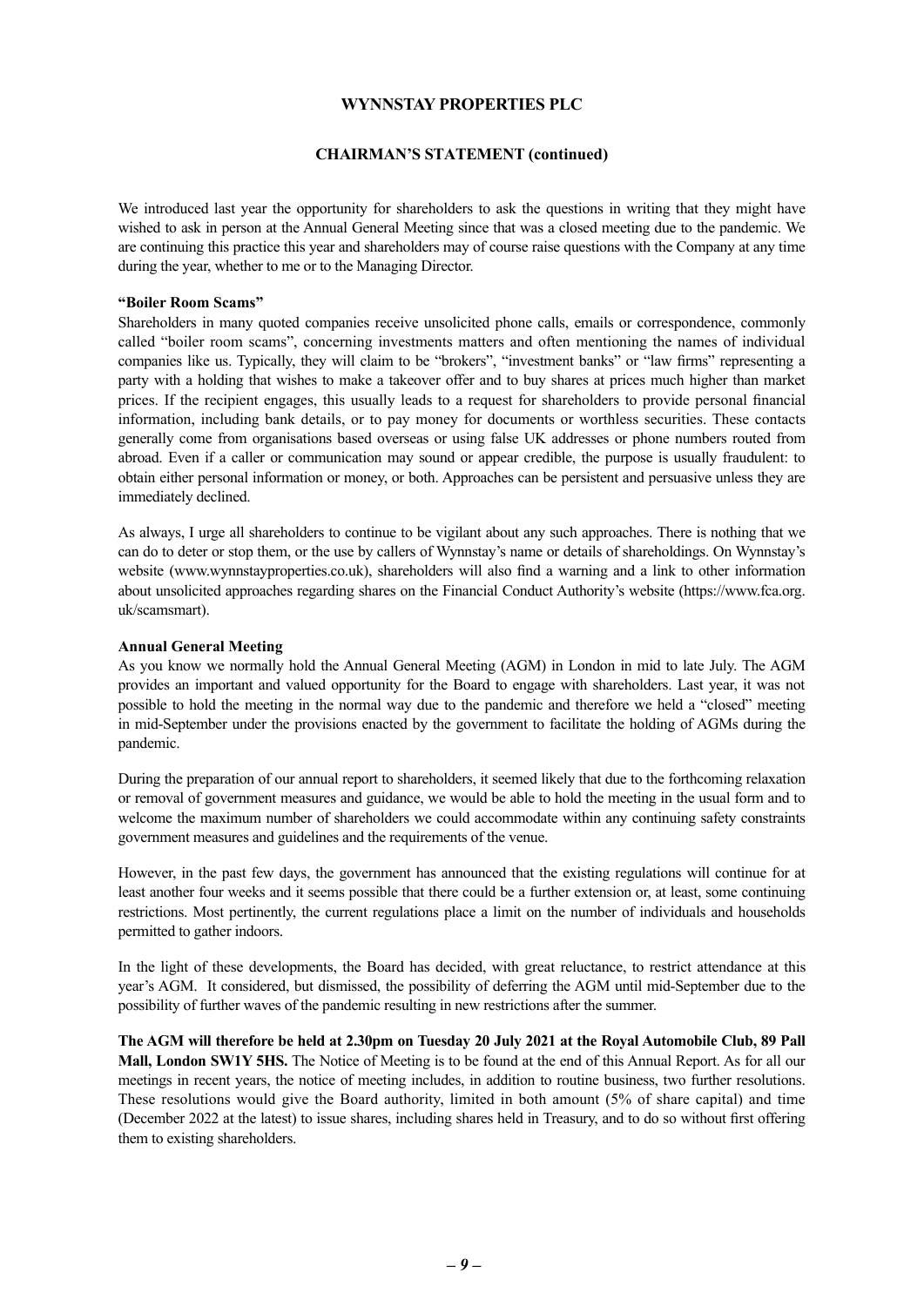## WYNNSTAY PROPERTIES PLC

### CHAIRMAN'S STATEMENT (continued)

We introduced last year the opportunity for shareholders to ask the questions in writing that they might have wished to ask in person at the Annual General Meeting since that was a closed meeting due to the pandemic. We are continuing this practice this year and shareholders may of course raise questions with the Company at any time during the year, whether to me or to the Managing Director.

**"Boiler Room Scams"**

Shareholders in many quoted companies receive unsolicited phone calls, emails or correspondence, commonly called "boiler room scams", concerning investments matters and often mentioning the names of individual companies like us. Typically, they will claim to be "brokers", "investment banks" or "law firms" representing a party with a holding that wishes to make a takeover offer and to buy shares at prices much higher than market prices. If the recipient engages, this usually leads to a request for shareholders to provide personal financial information, including bank details, or to pay money for documents or worthless securities. These contacts generally come from organisations based overseas or using false UK addresses or phone numbers routed from abroad. Even if a caller or communication may sound or appear credible, the purpose is usually fraudulent: to obtain either personal information or money, or both. Approaches can be persistent and persuasive unless they are immediately declined.

As always, I urge all shareholders to continue to be vigilant about any such approaches. There is nothing that we can do to deter or stop them, or the use by callers of Wynnstay's name or details of shareholdings. On Wynnstay's website (www.wynnstayproperties.co.uk), shareholders will also find a warning and a link to other information about unsolicited approaches regarding shares on the Financial Conduct Authority's website (https://www.fca.org.uk/scamsmart).

**Annual General Meeting**

As you know we normally hold the Annual General Meeting (AGM) in London in mid to late July. The AGM provides an important and valued opportunity for the Board to engage with shareholders. Last year, it was not possible to hold the meeting in the normal way due to the pandemic and therefore we held a "closed" meeting in mid-September under the provisions enacted by the government to facilitate the holding of AGMs during the pandemic.

During the preparation of our annual report to shareholders, it seemed likely that due to the forthcoming relaxation or removal of government measures and guidance, we would be able to hold the meeting in the usual form and to welcome the maximum number of shareholders we could accommodate within any continuing safety constraints government measures and guidelines and the requirements of the venue.

However, in the past few days, the government has announced that the existing regulations will continue for at least another four weeks and it seems possible that there could be a further extension or, at least, some continuing restrictions. Most pertinently, the current regulations place a limit on the number of individuals and households permitted to gather indoors.

In the light of these developments, the Board has decided, with great reluctance, to restrict attendance at this year's AGM. It considered, but dismissed, the possibility of deferring the AGM until mid-September due to the possibility of further waves of the pandemic resulting in new restrictions after the summer.

**The AGM will therefore be held at 2.30pm on Tuesday 20 July 2021 at the Royal Automobile Club, 89 Pall Mall, London SW1Y 5HS.** The Notice of Meeting is to be found at the end of this Annual Report. As for all our meetings in recent years, the notice of meeting includes, in addition to routine business, two further resolutions. These resolutions would give the Board authority, limited in both amount (5% of share capital) and time (December 2022 at the latest) to issue shares, including shares held in Treasury, and to do so without first offering them to existing shareholders.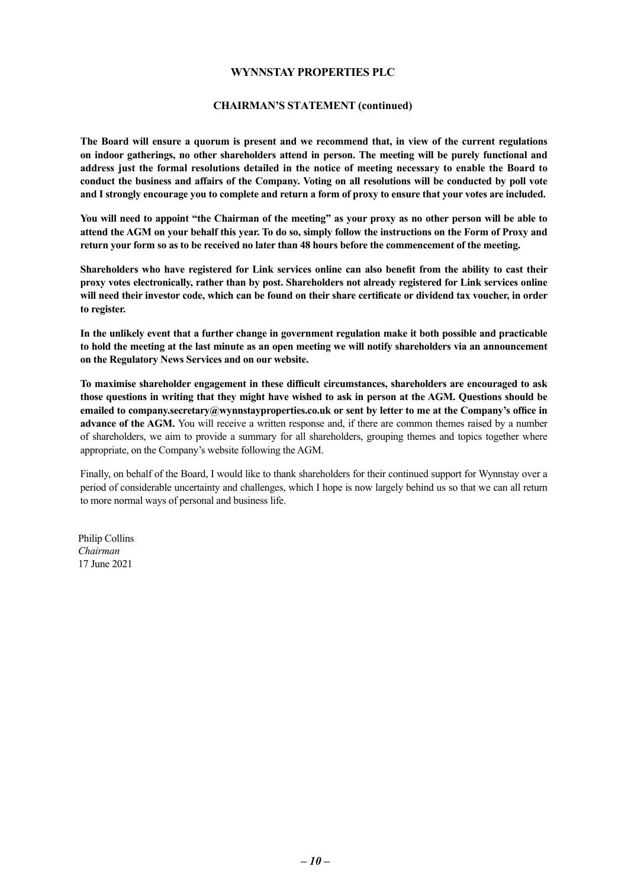## WYNNSTAY PROPERTIES PLC

### CHAIRMAN'S STATEMENT (continued)

**The Board will ensure a quorum is present and we recommend that, in view of the current regulations on indoor gatherings, no other shareholders attend in person. The meeting will be purely functional and address just the formal resolutions detailed in the notice of meeting necessary to enable the Board to conduct the business and affairs of the Company. Voting on all resolutions will be conducted by poll vote and I strongly encourage you to complete and return a form of proxy to ensure that your votes are included.**

**You will need to appoint "the Chairman of the meeting" as your proxy as no other person will be able to attend the AGM on your behalf this year. To do so, simply follow the instructions on the Form of Proxy and return your form so as to be received no later than 48 hours before the commencement of the meeting.**

**Shareholders who have registered for Link services online can also benefit from the ability to cast their proxy votes electronically, rather than by post. Shareholders not already registered for Link services online will need their investor code, which can be found on their share certificate or dividend tax voucher, in order to register.**

**In the unlikely event that a further change in government regulation make it both possible and practicable to hold the meeting at the last minute as an open meeting we will notify shareholders via an announcement on the Regulatory News Services and on our website.**

**To maximise shareholder engagement in these difficult circumstances, shareholders are encouraged to ask those questions in writing that they might have wished to ask in person at the AGM. Questions should be emailed to company.secretary@wynnstayproperties.co.uk or sent by letter to me at the Company's office in advance of the AGM.** You will receive a written response and, if there are common themes raised by a number of shareholders, we aim to provide a summary for all shareholders, grouping themes and topics together where appropriate, on the Company's website following the AGM.

Finally, on behalf of the Board, I would like to thank shareholders for their continued support for Wynnstay over a period of considerable uncertainty and challenges, which I hope is now largely behind us so that we can all return to more normal ways of personal and business life.

Philip Collins
*Chairman*
17 June 2021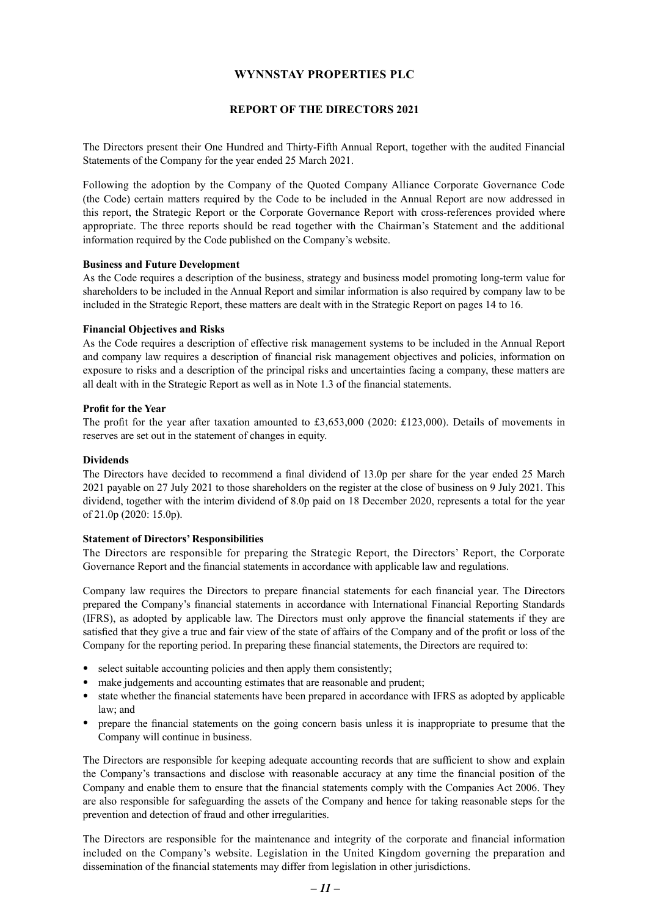# WYNNSTAY PROPERTIES PLC

## REPORT OF THE DIRECTORS 2021

The Directors present their One Hundred and Thirty-Fifth Annual Report, together with the audited Financial Statements of the Company for the year ended 25 March 2021.

Following the adoption by the Company of the Quoted Company Alliance Corporate Governance Code (the Code) certain matters required by the Code to be included in the Annual Report are now addressed in this report, the Strategic Report or the Corporate Governance Report with cross-references provided where appropriate. The three reports should be read together with the Chairman's Statement and the additional information required by the Code published on the Company's website.

**Business and Future Development**

As the Code requires a description of the business, strategy and business model promoting long-term value for shareholders to be included in the Annual Report and similar information is also required by company law to be included in the Strategic Report, these matters are dealt with in the Strategic Report on pages 14 to 16.

**Financial Objectives and Risks**

As the Code requires a description of effective risk management systems to be included in the Annual Report and company law requires a description of financial risk management objectives and policies, information on exposure to risks and a description of the principal risks and uncertainties facing a company, these matters are all dealt with in the Strategic Report as well as in Note 1.3 of the financial statements.

**Profit for the Year**

The profit for the year after taxation amounted to £3,653,000 (2020: £123,000). Details of movements in reserves are set out in the statement of changes in equity.

**Dividends**

The Directors have decided to recommend a final dividend of 13.0p per share for the year ended 25 March 2021 payable on 27 July 2021 to those shareholders on the register at the close of business on 9 July 2021. This dividend, together with the interim dividend of 8.0p paid on 18 December 2020, represents a total for the year of 21.0p (2020: 15.0p).

**Statement of Directors' Responsibilities**

The Directors are responsible for preparing the Strategic Report, the Directors' Report, the Corporate Governance Report and the financial statements in accordance with applicable law and regulations.

Company law requires the Directors to prepare financial statements for each financial year. The Directors prepared the Company's financial statements in accordance with International Financial Reporting Standards (IFRS), as adopted by applicable law. The Directors must only approve the financial statements if they are satisfied that they give a true and fair view of the state of affairs of the Company and of the profit or loss of the Company for the reporting period. In preparing these financial statements, the Directors are required to:

- select suitable accounting policies and then apply them consistently;
- make judgements and accounting estimates that are reasonable and prudent;
- state whether the financial statements have been prepared in accordance with IFRS as adopted by applicable law; and
- prepare the financial statements on the going concern basis unless it is inappropriate to presume that the Company will continue in business.

The Directors are responsible for keeping adequate accounting records that are sufficient to show and explain the Company's transactions and disclose with reasonable accuracy at any time the financial position of the Company and enable them to ensure that the financial statements comply with the Companies Act 2006. They are also responsible for safeguarding the assets of the Company and hence for taking reasonable steps for the prevention and detection of fraud and other irregularities.

The Directors are responsible for the maintenance and integrity of the corporate and financial information included on the Company's website. Legislation in the United Kingdom governing the preparation and dissemination of the financial statements may differ from legislation in other jurisdictions.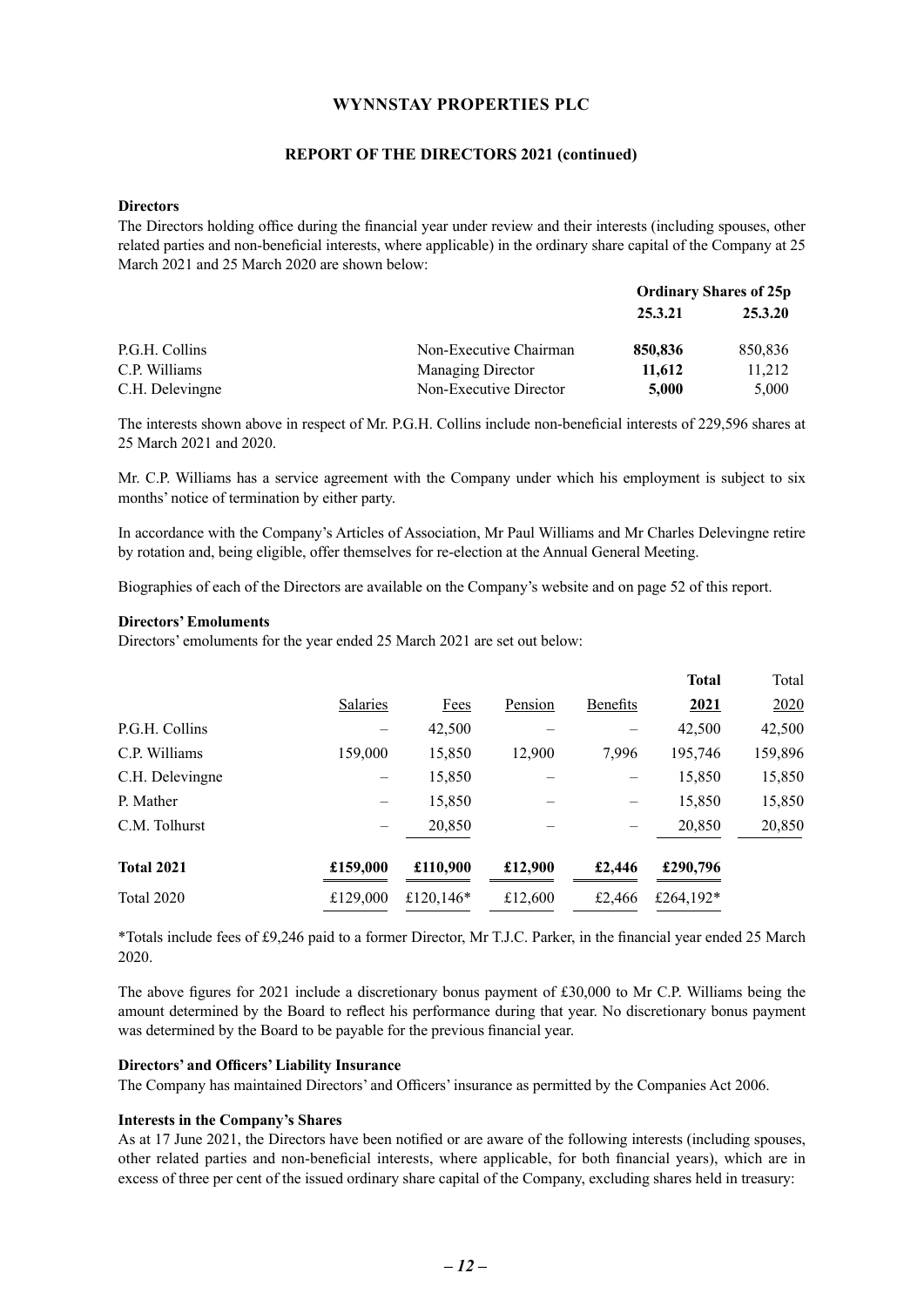**WYNNSTAY PROPERTIES PLC**

**REPORT OF THE DIRECTORS 2021 (continued)**

**Directors**

The Directors holding office during the financial year under review and their interests (including spouses, other related parties and non-beneficial interests, where applicable) in the ordinary share capital of the Company at 25 March 2021 and 25 March 2020 are shown below:

| | | **Ordinary Shares of 25p** | |
|---|---|---|---|
| | | **25.3.21** | **25.3.20** |
| P.G.H. Collins | Non-Executive Chairman | **850,836** | 850,836 |
| C.P. Williams | Managing Director | **11,612** | 11,212 |
| C.H. Delevingne | Non-Executive Director | **5,000** | 5,000 |

The interests shown above in respect of Mr. P.G.H. Collins include non-beneficial interests of 229,596 shares at 25 March 2021 and 2020.

Mr. C.P. Williams has a service agreement with the Company under which his employment is subject to six months' notice of termination by either party.

In accordance with the Company's Articles of Association, Mr Paul Williams and Mr Charles Delevingne retire by rotation and, being eligible, offer themselves for re-election at the Annual General Meeting.

Biographies of each of the Directors are available on the Company's website and on page 52 of this report.

**Directors' Emoluments**

Directors' emoluments for the year ended 25 March 2021 are set out below:

| | Salaries | Fees | Pension | Benefits | **Total 2021** | Total 2020 |
|---|---|---|---|---|---|---|
| P.G.H. Collins | – | 42,500 | – | – | 42,500 | 42,500 |
| C.P. Williams | 159,000 | 15,850 | 12,900 | 7,996 | 195,746 | 159,896 |
| C.H. Delevingne | – | 15,850 | – | – | 15,850 | 15,850 |
| P. Mather | – | 15,850 | – | – | 15,850 | 15,850 |
| C.M. Tolhurst | – | 20,850 | – | – | 20,850 | 20,850 |
| **Total 2021** | **£159,000** | **£110,900** | **£12,900** | **£2,446** | **£290,796** | |
| Total 2020 | £129,000 | £120,146* | £12,600 | £2,466 | £264,192* | |

*Totals include fees of £9,246 paid to a former Director, Mr T.J.C. Parker, in the financial year ended 25 March 2020.

The above figures for 2021 include a discretionary bonus payment of £30,000 to Mr C.P. Williams being the amount determined by the Board to reflect his performance during that year. No discretionary bonus payment was determined by the Board to be payable for the previous financial year.

**Directors' and Officers' Liability Insurance**

The Company has maintained Directors' and Officers' insurance as permitted by the Companies Act 2006.

**Interests in the Company's Shares**

As at 17 June 2021, the Directors have been notified or are aware of the following interests (including spouses, other related parties and non-beneficial interests, where applicable, for both financial years), which are in excess of three per cent of the issued ordinary share capital of the Company, excluding shares held in treasury: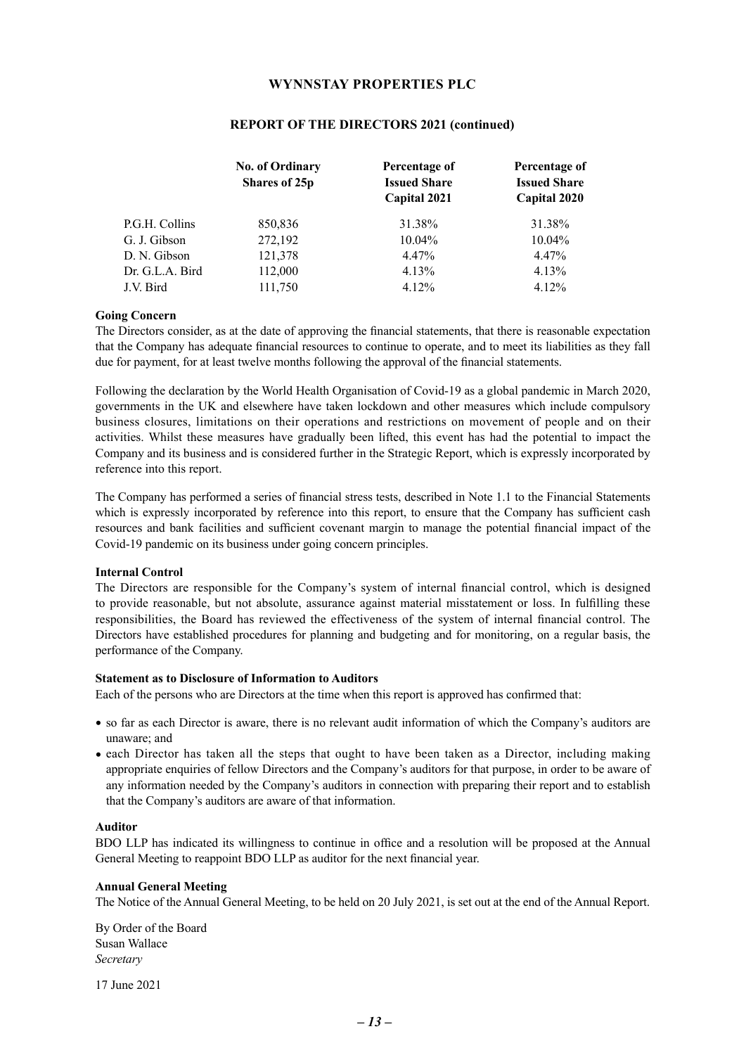| | No. of Ordinary Shares of 25p | Percentage of Issued Share Capital 2021 | Percentage of Issued Share Capital 2020 |
|---|---|---|---|
| P.G.H. Collins | 850,836 | 31.38% | 31.38% |
| G. J. Gibson | 272,192 | 10.04% | 10.04% |
| D. N. Gibson | 121,378 | 4.47% | 4.47% |
| Dr. G.L.A. Bird | 112,000 | 4.13% | 4.13% |
| J.V. Bird | 111,750 | 4.12% | 4.12% |

**Going Concern**

The Directors consider, as at the date of approving the financial statements, that there is reasonable expectation that the Company has adequate financial resources to continue to operate, and to meet its liabilities as they fall due for payment, for at least twelve months following the approval of the financial statements.

Following the declaration by the World Health Organisation of Covid-19 as a global pandemic in March 2020, governments in the UK and elsewhere have taken lockdown and other measures which include compulsory business closures, limitations on their operations and restrictions on movement of people and on their activities. Whilst these measures have gradually been lifted, this event has had the potential to impact the Company and its business and is considered further in the Strategic Report, which is expressly incorporated by reference into this report.

The Company has performed a series of financial stress tests, described in Note 1.1 to the Financial Statements which is expressly incorporated by reference into this report, to ensure that the Company has sufficient cash resources and bank facilities and sufficient covenant margin to manage the potential financial impact of the Covid-19 pandemic on its business under going concern principles.

**Internal Control**

The Directors are responsible for the Company's system of internal financial control, which is designed to provide reasonable, but not absolute, assurance against material misstatement or loss. In fulfilling these responsibilities, the Board has reviewed the effectiveness of the system of internal financial control. The Directors have established procedures for planning and budgeting and for monitoring, on a regular basis, the performance of the Company.

**Statement as to Disclosure of Information to Auditors**

Each of the persons who are Directors at the time when this report is approved has confirmed that:

- so far as each Director is aware, there is no relevant audit information of which the Company's auditors are unaware; and
- each Director has taken all the steps that ought to have been taken as a Director, including making appropriate enquiries of fellow Directors and the Company's auditors for that purpose, in order to be aware of any information needed by the Company's auditors in connection with preparing their report and to establish that the Company's auditors are aware of that information.

**Auditor**

BDO LLP has indicated its willingness to continue in office and a resolution will be proposed at the Annual General Meeting to reappoint BDO LLP as auditor for the next financial year.

**Annual General Meeting**

The Notice of the Annual General Meeting, to be held on 20 July 2021, is set out at the end of the Annual Report.

By Order of the Board
Susan Wallace
*Secretary*

17 June 2021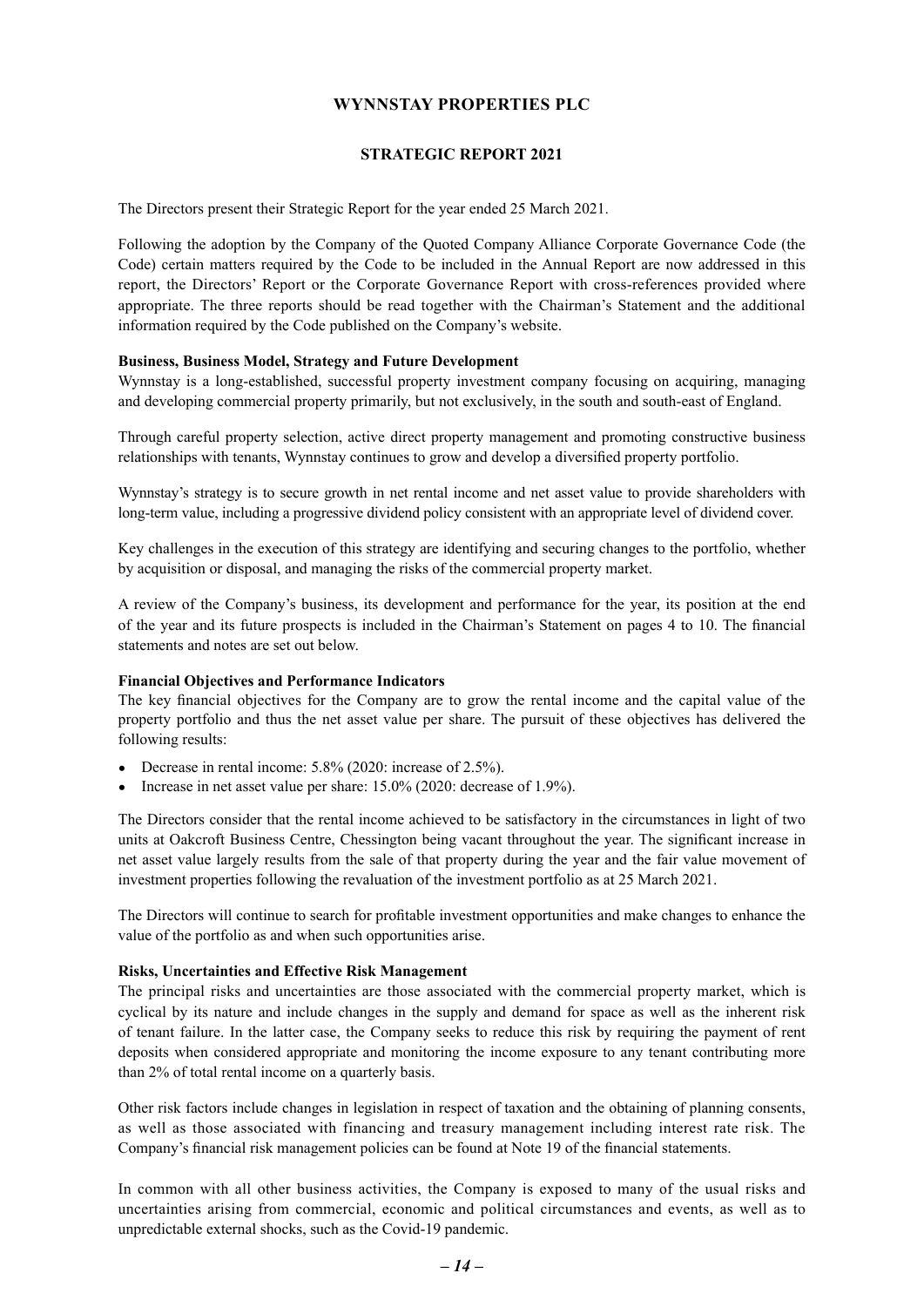# WYNNSTAY PROPERTIES PLC

## STRATEGIC REPORT 2021

The Directors present their Strategic Report for the year ended 25 March 2021.

Following the adoption by the Company of the Quoted Company Alliance Corporate Governance Code (the Code) certain matters required by the Code to be included in the Annual Report are now addressed in this report, the Directors' Report or the Corporate Governance Report with cross-references provided where appropriate. The three reports should be read together with the Chairman's Statement and the additional information required by the Code published on the Company's website.

**Business, Business Model, Strategy and Future Development**

Wynnstay is a long-established, successful property investment company focusing on acquiring, managing and developing commercial property primarily, but not exclusively, in the south and south-east of England.

Through careful property selection, active direct property management and promoting constructive business relationships with tenants, Wynnstay continues to grow and develop a diversified property portfolio.

Wynnstay's strategy is to secure growth in net rental income and net asset value to provide shareholders with long-term value, including a progressive dividend policy consistent with an appropriate level of dividend cover.

Key challenges in the execution of this strategy are identifying and securing changes to the portfolio, whether by acquisition or disposal, and managing the risks of the commercial property market.

A review of the Company's business, its development and performance for the year, its position at the end of the year and its future prospects is included in the Chairman's Statement on pages 4 to 10. The financial statements and notes are set out below.

**Financial Objectives and Performance Indicators**

The key financial objectives for the Company are to grow the rental income and the capital value of the property portfolio and thus the net asset value per share. The pursuit of these objectives has delivered the following results:

- Decrease in rental income: 5.8% (2020: increase of 2.5%).
- Increase in net asset value per share: 15.0% (2020: decrease of 1.9%).

The Directors consider that the rental income achieved to be satisfactory in the circumstances in light of two units at Oakcroft Business Centre, Chessington being vacant throughout the year. The significant increase in net asset value largely results from the sale of that property during the year and the fair value movement of investment properties following the revaluation of the investment portfolio as at 25 March 2021.

The Directors will continue to search for profitable investment opportunities and make changes to enhance the value of the portfolio as and when such opportunities arise.

**Risks, Uncertainties and Effective Risk Management**

The principal risks and uncertainties are those associated with the commercial property market, which is cyclical by its nature and include changes in the supply and demand for space as well as the inherent risk of tenant failure. In the latter case, the Company seeks to reduce this risk by requiring the payment of rent deposits when considered appropriate and monitoring the income exposure to any tenant contributing more than 2% of total rental income on a quarterly basis.

Other risk factors include changes in legislation in respect of taxation and the obtaining of planning consents, as well as those associated with financing and treasury management including interest rate risk. The Company's financial risk management policies can be found at Note 19 of the financial statements.

In common with all other business activities, the Company is exposed to many of the usual risks and uncertainties arising from commercial, economic and political circumstances and events, as well as to unpredictable external shocks, such as the Covid-19 pandemic.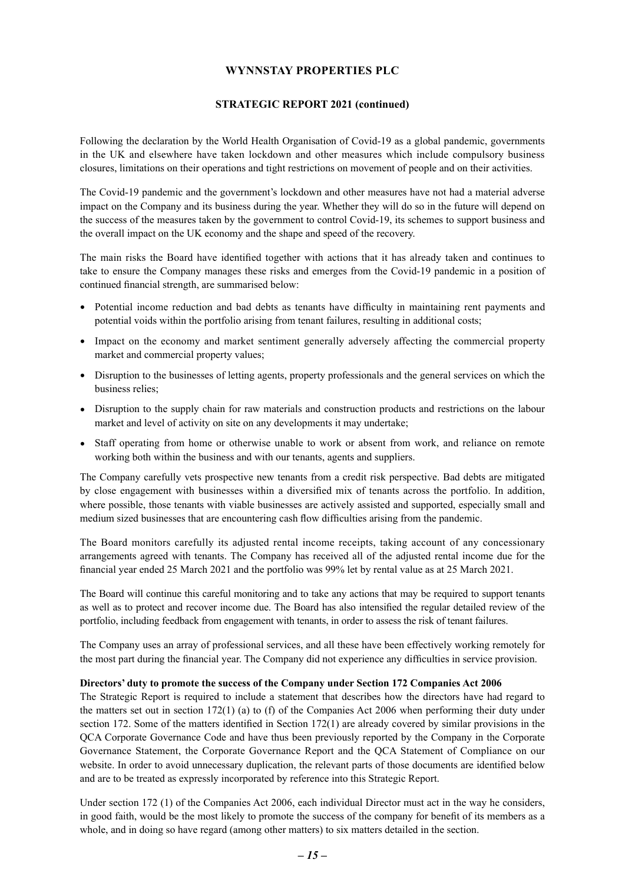Following the declaration by the World Health Organisation of Covid-19 as a global pandemic, governments in the UK and elsewhere have taken lockdown and other measures which include compulsory business closures, limitations on their operations and tight restrictions on movement of people and on their activities.

The Covid-19 pandemic and the government's lockdown and other measures have not had a material adverse impact on the Company and its business during the year. Whether they will do so in the future will depend on the success of the measures taken by the government to control Covid-19, its schemes to support business and the overall impact on the UK economy and the shape and speed of the recovery.

The main risks the Board have identified together with actions that it has already taken and continues to take to ensure the Company manages these risks and emerges from the Covid-19 pandemic in a position of continued financial strength, are summarised below:

- Potential income reduction and bad debts as tenants have difficulty in maintaining rent payments and potential voids within the portfolio arising from tenant failures, resulting in additional costs;
- Impact on the economy and market sentiment generally adversely affecting the commercial property market and commercial property values;
- Disruption to the businesses of letting agents, property professionals and the general services on which the business relies;
- Disruption to the supply chain for raw materials and construction products and restrictions on the labour market and level of activity on site on any developments it may undertake;
- Staff operating from home or otherwise unable to work or absent from work, and reliance on remote working both within the business and with our tenants, agents and suppliers.

The Company carefully vets prospective new tenants from a credit risk perspective. Bad debts are mitigated by close engagement with businesses within a diversified mix of tenants across the portfolio. In addition, where possible, those tenants with viable businesses are actively assisted and supported, especially small and medium sized businesses that are encountering cash flow difficulties arising from the pandemic.

The Board monitors carefully its adjusted rental income receipts, taking account of any concessionary arrangements agreed with tenants. The Company has received all of the adjusted rental income due for the financial year ended 25 March 2021 and the portfolio was 99% let by rental value as at 25 March 2021.

The Board will continue this careful monitoring and to take any actions that may be required to support tenants as well as to protect and recover income due. The Board has also intensified the regular detailed review of the portfolio, including feedback from engagement with tenants, in order to assess the risk of tenant failures.

The Company uses an array of professional services, and all these have been effectively working remotely for the most part during the financial year. The Company did not experience any difficulties in service provision.

**Directors' duty to promote the success of the Company under Section 172 Companies Act 2006**

The Strategic Report is required to include a statement that describes how the directors have had regard to the matters set out in section 172(1) (a) to (f) of the Companies Act 2006 when performing their duty under section 172. Some of the matters identified in Section 172(1) are already covered by similar provisions in the QCA Corporate Governance Code and have thus been previously reported by the Company in the Corporate Governance Statement, the Corporate Governance Report and the QCA Statement of Compliance on our website. In order to avoid unnecessary duplication, the relevant parts of those documents are identified below and are to be treated as expressly incorporated by reference into this Strategic Report.

Under section 172 (1) of the Companies Act 2006, each individual Director must act in the way he considers, in good faith, would be the most likely to promote the success of the company for benefit of its members as a whole, and in doing so have regard (among other matters) to six matters detailed in the section.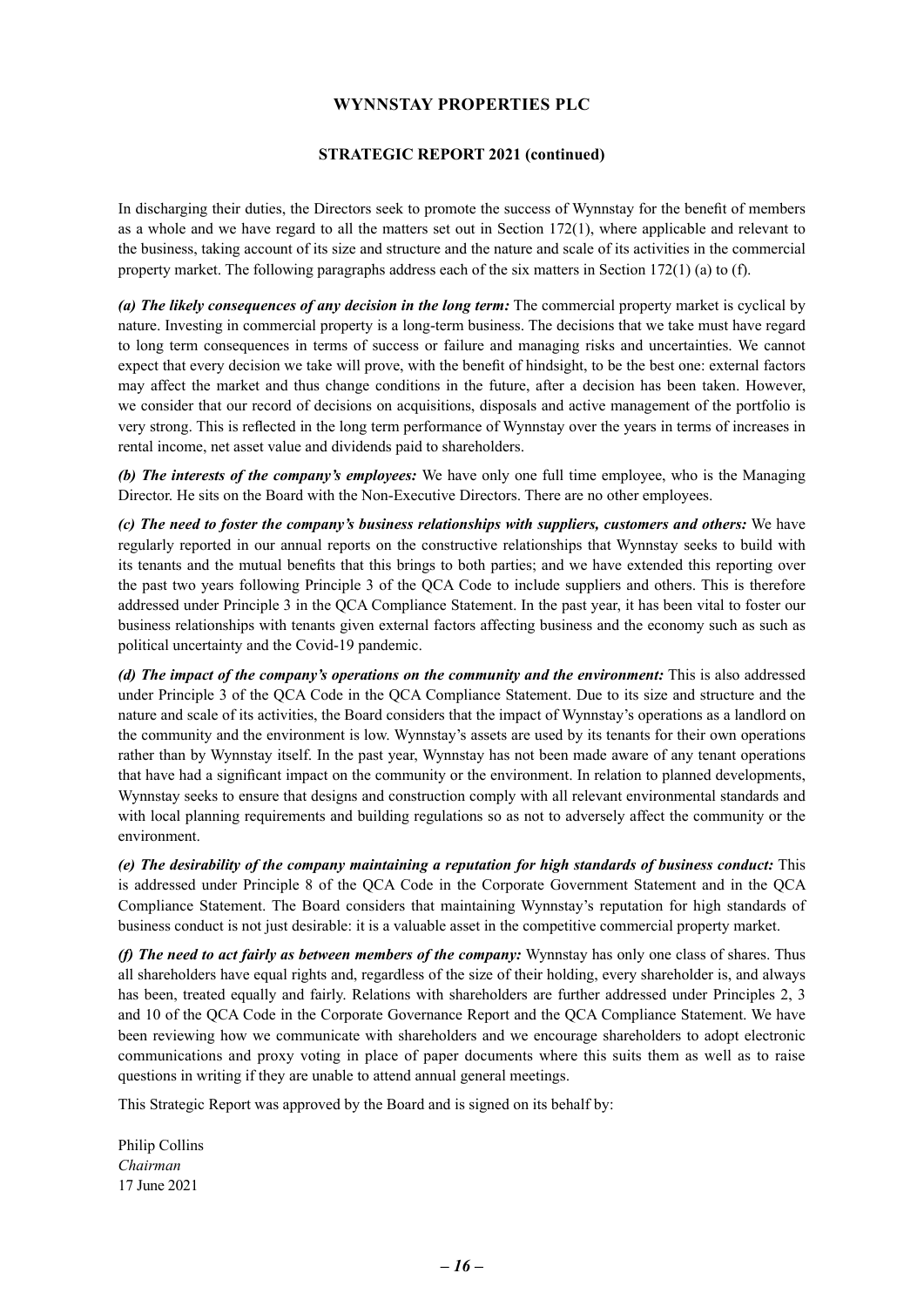**WYNNSTAY PROPERTIES PLC**

**STRATEGIC REPORT 2021 (continued)**

In discharging their duties, the Directors seek to promote the success of Wynnstay for the benefit of members as a whole and we have regard to all the matters set out in Section 172(1), where applicable and relevant to the business, taking account of its size and structure and the nature and scale of its activities in the commercial property market. The following paragraphs address each of the six matters in Section 172(1) (a) to (f).

***(a) The likely consequences of any decision in the long term:*** The commercial property market is cyclical by nature. Investing in commercial property is a long-term business. The decisions that we take must have regard to long term consequences in terms of success or failure and managing risks and uncertainties. We cannot expect that every decision we take will prove, with the benefit of hindsight, to be the best one: external factors may affect the market and thus change conditions in the future, after a decision has been taken. However, we consider that our record of decisions on acquisitions, disposals and active management of the portfolio is very strong. This is reflected in the long term performance of Wynnstay over the years in terms of increases in rental income, net asset value and dividends paid to shareholders.

***(b) The interests of the company's employees:*** We have only one full time employee, who is the Managing Director. He sits on the Board with the Non-Executive Directors. There are no other employees.

***(c) The need to foster the company's business relationships with suppliers, customers and others:*** We have regularly reported in our annual reports on the constructive relationships that Wynnstay seeks to build with its tenants and the mutual benefits that this brings to both parties; and we have extended this reporting over the past two years following Principle 3 of the QCA Code to include suppliers and others. This is therefore addressed under Principle 3 in the QCA Compliance Statement. In the past year, it has been vital to foster our business relationships with tenants given external factors affecting business and the economy such as such as political uncertainty and the Covid-19 pandemic.

***(d) The impact of the company's operations on the community and the environment:*** This is also addressed under Principle 3 of the QCA Code in the QCA Compliance Statement. Due to its size and structure and the nature and scale of its activities, the Board considers that the impact of Wynnstay's operations as a landlord on the community and the environment is low. Wynnstay's assets are used by its tenants for their own operations rather than by Wynnstay itself. In the past year, Wynnstay has not been made aware of any tenant operations that have had a significant impact on the community or the environment. In relation to planned developments, Wynnstay seeks to ensure that designs and construction comply with all relevant environmental standards and with local planning requirements and building regulations so as not to adversely affect the community or the environment.

***(e) The desirability of the company maintaining a reputation for high standards of business conduct:*** This is addressed under Principle 8 of the QCA Code in the Corporate Government Statement and in the QCA Compliance Statement. The Board considers that maintaining Wynnstay's reputation for high standards of business conduct is not just desirable: it is a valuable asset in the competitive commercial property market.

***(f) The need to act fairly as between members of the company:*** Wynnstay has only one class of shares. Thus all shareholders have equal rights and, regardless of the size of their holding, every shareholder is, and always has been, treated equally and fairly. Relations with shareholders are further addressed under Principles 2, 3 and 10 of the QCA Code in the Corporate Governance Report and the QCA Compliance Statement. We have been reviewing how we communicate with shareholders and we encourage shareholders to adopt electronic communications and proxy voting in place of paper documents where this suits them as well as to raise questions in writing if they are unable to attend annual general meetings.

This Strategic Report was approved by the Board and is signed on its behalf by:

Philip Collins
*Chairman*
17 June 2021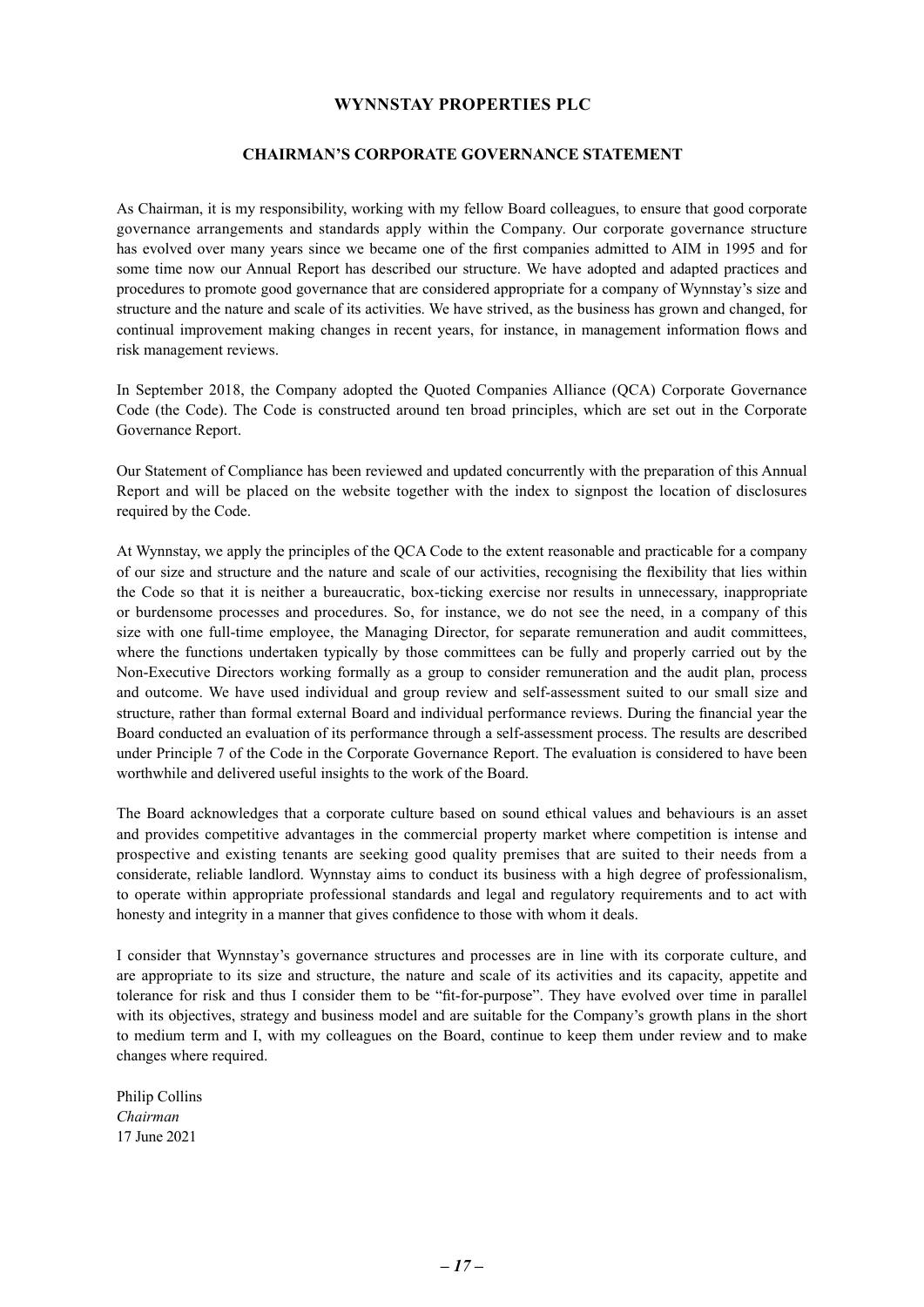# WYNNSTAY PROPERTIES PLC

## CHAIRMAN'S CORPORATE GOVERNANCE STATEMENT

As Chairman, it is my responsibility, working with my fellow Board colleagues, to ensure that good corporate governance arrangements and standards apply within the Company. Our corporate governance structure has evolved over many years since we became one of the first companies admitted to AIM in 1995 and for some time now our Annual Report has described our structure. We have adopted and adapted practices and procedures to promote good governance that are considered appropriate for a company of Wynnstay's size and structure and the nature and scale of its activities. We have strived, as the business has grown and changed, for continual improvement making changes in recent years, for instance, in management information flows and risk management reviews.

In September 2018, the Company adopted the Quoted Companies Alliance (QCA) Corporate Governance Code (the Code). The Code is constructed around ten broad principles, which are set out in the Corporate Governance Report.

Our Statement of Compliance has been reviewed and updated concurrently with the preparation of this Annual Report and will be placed on the website together with the index to signpost the location of disclosures required by the Code.

At Wynnstay, we apply the principles of the QCA Code to the extent reasonable and practicable for a company of our size and structure and the nature and scale of our activities, recognising the flexibility that lies within the Code so that it is neither a bureaucratic, box-ticking exercise nor results in unnecessary, inappropriate or burdensome processes and procedures. So, for instance, we do not see the need, in a company of this size with one full-time employee, the Managing Director, for separate remuneration and audit committees, where the functions undertaken typically by those committees can be fully and properly carried out by the Non-Executive Directors working formally as a group to consider remuneration and the audit plan, process and outcome. We have used individual and group review and self-assessment suited to our small size and structure, rather than formal external Board and individual performance reviews. During the financial year the Board conducted an evaluation of its performance through a self-assessment process. The results are described under Principle 7 of the Code in the Corporate Governance Report. The evaluation is considered to have been worthwhile and delivered useful insights to the work of the Board.

The Board acknowledges that a corporate culture based on sound ethical values and behaviours is an asset and provides competitive advantages in the commercial property market where competition is intense and prospective and existing tenants are seeking good quality premises that are suited to their needs from a considerate, reliable landlord. Wynnstay aims to conduct its business with a high degree of professionalism, to operate within appropriate professional standards and legal and regulatory requirements and to act with honesty and integrity in a manner that gives confidence to those with whom it deals.

I consider that Wynnstay's governance structures and processes are in line with its corporate culture, and are appropriate to its size and structure, the nature and scale of its activities and its capacity, appetite and tolerance for risk and thus I consider them to be "fit-for-purpose". They have evolved over time in parallel with its objectives, strategy and business model and are suitable for the Company's growth plans in the short to medium term and I, with my colleagues on the Board, continue to keep them under review and to make changes where required.

Philip Collins
*Chairman*
17 June 2021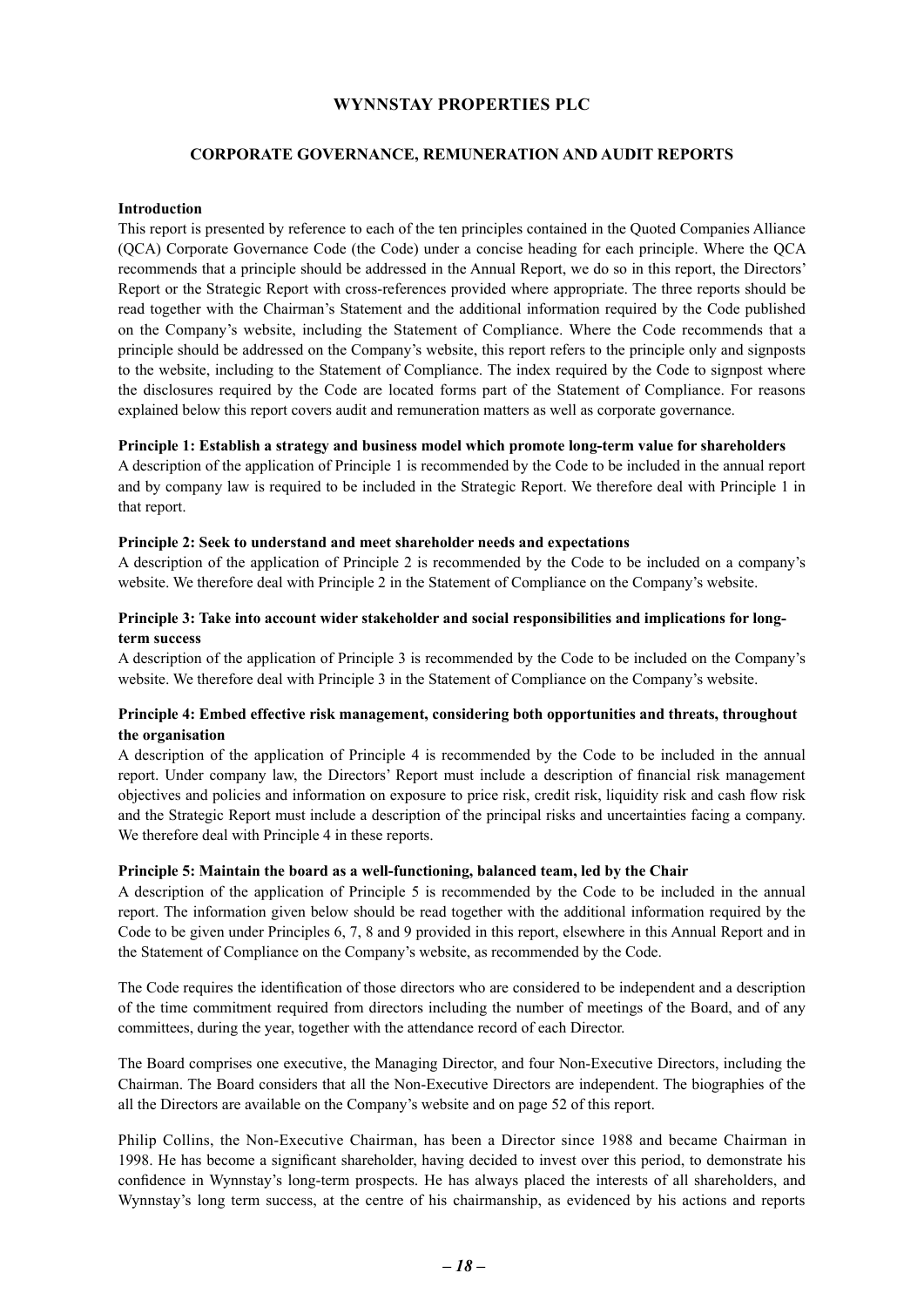# WYNNSTAY PROPERTIES PLC

## CORPORATE GOVERNANCE, REMUNERATION AND AUDIT REPORTS

**Introduction**

This report is presented by reference to each of the ten principles contained in the Quoted Companies Alliance (QCA) Corporate Governance Code (the Code) under a concise heading for each principle. Where the QCA recommends that a principle should be addressed in the Annual Report, we do so in this report, the Directors' Report or the Strategic Report with cross-references provided where appropriate. The three reports should be read together with the Chairman's Statement and the additional information required by the Code published on the Company's website, including the Statement of Compliance. Where the Code recommends that a principle should be addressed on the Company's website, this report refers to the principle only and signposts to the website, including to the Statement of Compliance. The index required by the Code to signpost where the disclosures required by the Code are located forms part of the Statement of Compliance. For reasons explained below this report covers audit and remuneration matters as well as corporate governance.

**Principle 1: Establish a strategy and business model which promote long-term value for shareholders**

A description of the application of Principle 1 is recommended by the Code to be included in the annual report and by company law is required to be included in the Strategic Report. We therefore deal with Principle 1 in that report.

**Principle 2: Seek to understand and meet shareholder needs and expectations**

A description of the application of Principle 2 is recommended by the Code to be included on a company's website. We therefore deal with Principle 2 in the Statement of Compliance on the Company's website.

**Principle 3: Take into account wider stakeholder and social responsibilities and implications for long-term success**

A description of the application of Principle 3 is recommended by the Code to be included on the Company's website. We therefore deal with Principle 3 in the Statement of Compliance on the Company's website.

**Principle 4: Embed effective risk management, considering both opportunities and threats, throughout the organisation**

A description of the application of Principle 4 is recommended by the Code to be included in the annual report. Under company law, the Directors' Report must include a description of financial risk management objectives and policies and information on exposure to price risk, credit risk, liquidity risk and cash flow risk and the Strategic Report must include a description of the principal risks and uncertainties facing a company. We therefore deal with Principle 4 in these reports.

**Principle 5: Maintain the board as a well-functioning, balanced team, led by the Chair**

A description of the application of Principle 5 is recommended by the Code to be included in the annual report. The information given below should be read together with the additional information required by the Code to be given under Principles 6, 7, 8 and 9 provided in this report, elsewhere in this Annual Report and in the Statement of Compliance on the Company's website, as recommended by the Code.

The Code requires the identification of those directors who are considered to be independent and a description of the time commitment required from directors including the number of meetings of the Board, and of any committees, during the year, together with the attendance record of each Director.

The Board comprises one executive, the Managing Director, and four Non-Executive Directors, including the Chairman. The Board considers that all the Non-Executive Directors are independent. The biographies of the all the Directors are available on the Company's website and on page 52 of this report.

Philip Collins, the Non-Executive Chairman, has been a Director since 1988 and became Chairman in 1998. He has become a significant shareholder, having decided to invest over this period, to demonstrate his confidence in Wynnstay's long-term prospects. He has always placed the interests of all shareholders, and Wynnstay's long term success, at the centre of his chairmanship, as evidenced by his actions and reports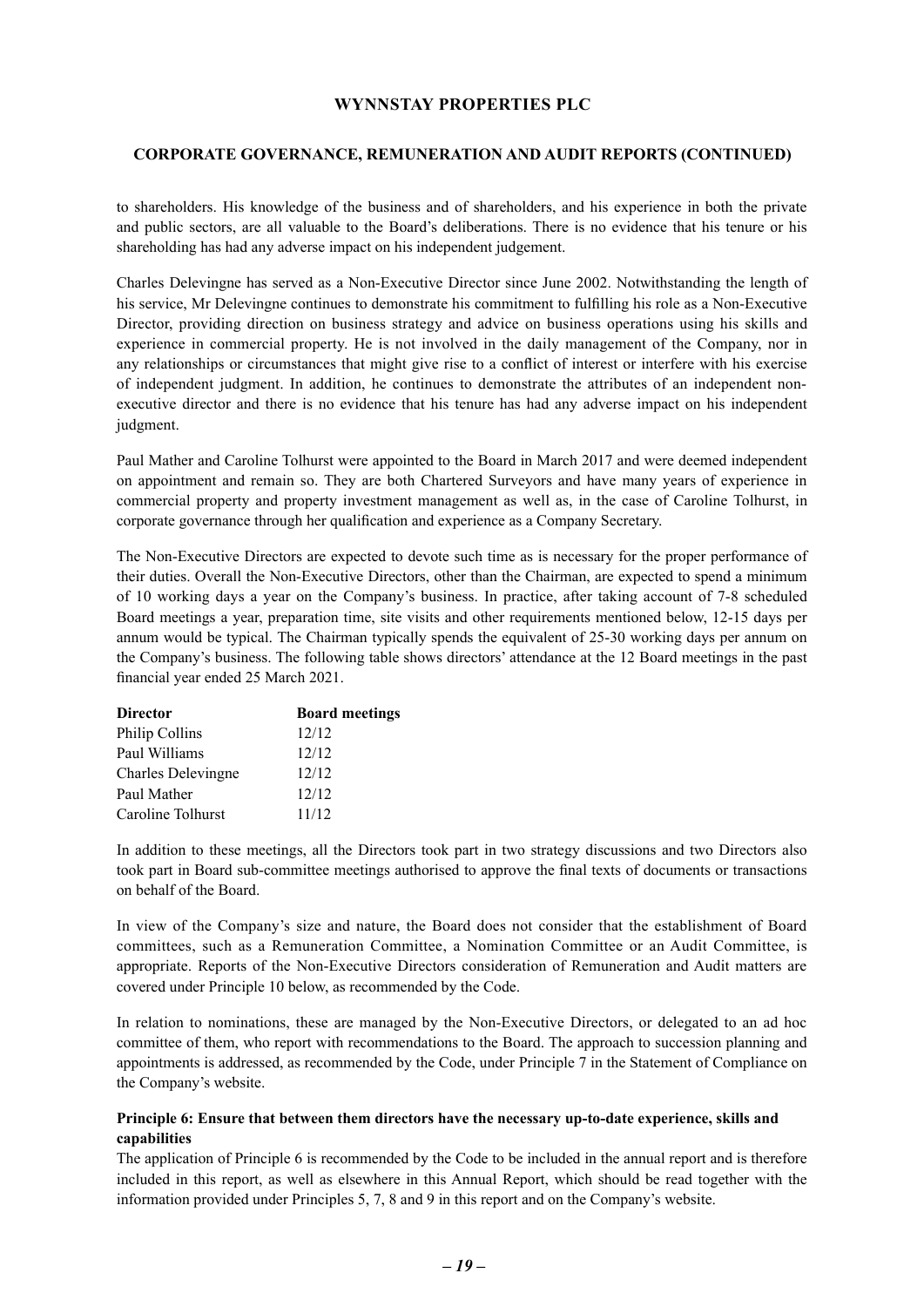to shareholders. His knowledge of the business and of shareholders, and his experience in both the private and public sectors, are all valuable to the Board's deliberations. There is no evidence that his tenure or his shareholding has had any adverse impact on his independent judgement.

Charles Delevingne has served as a Non-Executive Director since June 2002. Notwithstanding the length of his service, Mr Delevingne continues to demonstrate his commitment to fulfilling his role as a Non-Executive Director, providing direction on business strategy and advice on business operations using his skills and experience in commercial property. He is not involved in the daily management of the Company, nor in any relationships or circumstances that might give rise to a conflict of interest or interfere with his exercise of independent judgment. In addition, he continues to demonstrate the attributes of an independent non-executive director and there is no evidence that his tenure has had any adverse impact on his independent judgment.

Paul Mather and Caroline Tolhurst were appointed to the Board in March 2017 and were deemed independent on appointment and remain so. They are both Chartered Surveyors and have many years of experience in commercial property and property investment management as well as, in the case of Caroline Tolhurst, in corporate governance through her qualification and experience as a Company Secretary.

The Non-Executive Directors are expected to devote such time as is necessary for the proper performance of their duties. Overall the Non-Executive Directors, other than the Chairman, are expected to spend a minimum of 10 working days a year on the Company's business. In practice, after taking account of 7-8 scheduled Board meetings a year, preparation time, site visits and other requirements mentioned below, 12-15 days per annum would be typical. The Chairman typically spends the equivalent of 25-30 working days per annum on the Company's business. The following table shows directors' attendance at the 12 Board meetings in the past financial year ended 25 March 2021.

| Director | Board meetings |
|---|---|
| Philip Collins | 12/12 |
| Paul Williams | 12/12 |
| Charles Delevingne | 12/12 |
| Paul Mather | 12/12 |
| Caroline Tolhurst | 11/12 |

In addition to these meetings, all the Directors took part in two strategy discussions and two Directors also took part in Board sub-committee meetings authorised to approve the final texts of documents or transactions on behalf of the Board.

In view of the Company's size and nature, the Board does not consider that the establishment of Board committees, such as a Remuneration Committee, a Nomination Committee or an Audit Committee, is appropriate. Reports of the Non-Executive Directors consideration of Remuneration and Audit matters are covered under Principle 10 below, as recommended by the Code.

In relation to nominations, these are managed by the Non-Executive Directors, or delegated to an ad hoc committee of them, who report with recommendations to the Board. The approach to succession planning and appointments is addressed, as recommended by the Code, under Principle 7 in the Statement of Compliance on the Company's website.

**Principle 6: Ensure that between them directors have the necessary up-to-date experience, skills and capabilities**

The application of Principle 6 is recommended by the Code to be included in the annual report and is therefore included in this report, as well as elsewhere in this Annual Report, which should be read together with the information provided under Principles 5, 7, 8 and 9 in this report and on the Company's website.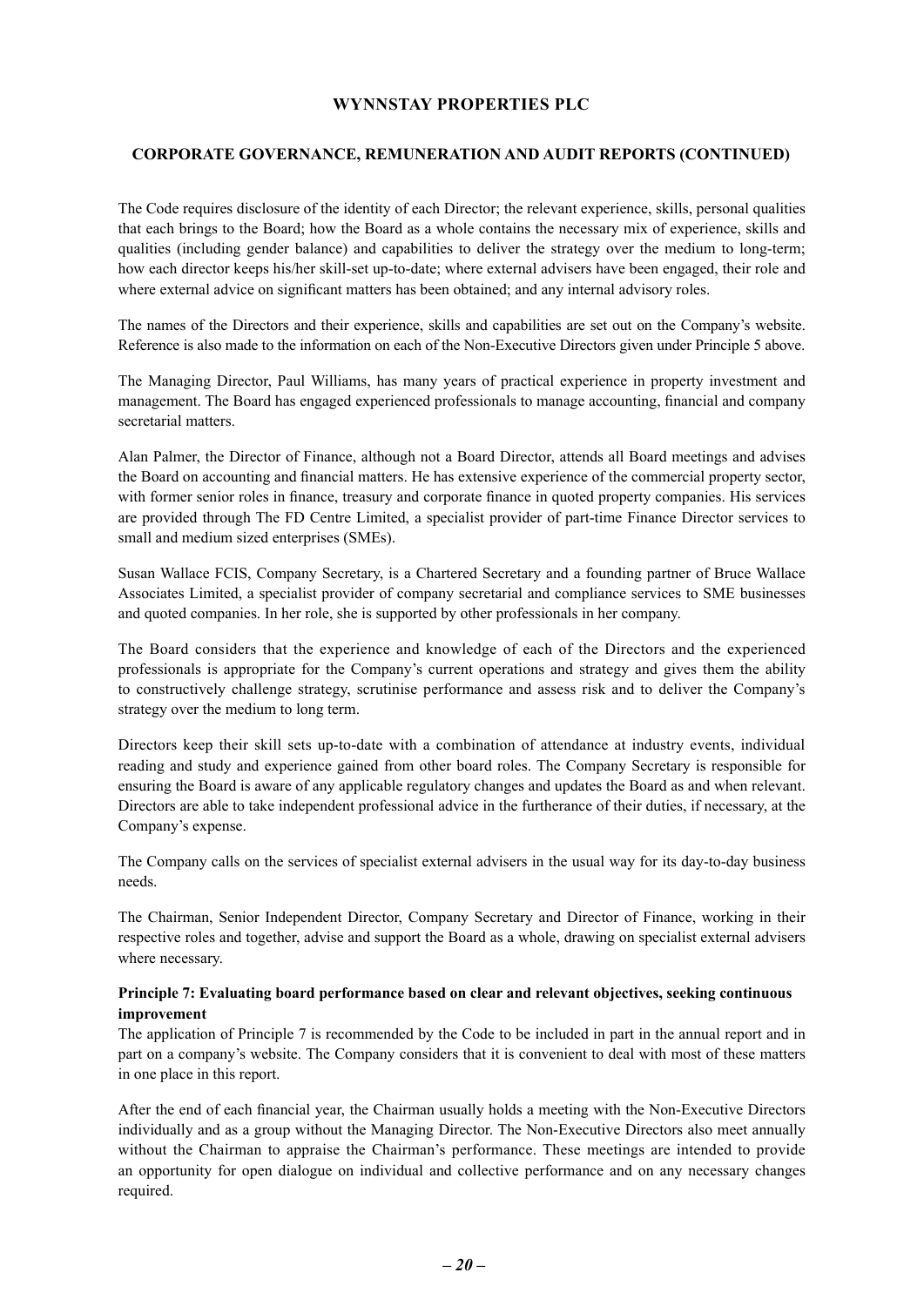The Code requires disclosure of the identity of each Director; the relevant experience, skills, personal qualities that each brings to the Board; how the Board as a whole contains the necessary mix of experience, skills and qualities (including gender balance) and capabilities to deliver the strategy over the medium to long-term; how each director keeps his/her skill-set up-to-date; where external advisers have been engaged, their role and where external advice on significant matters has been obtained; and any internal advisory roles.

The names of the Directors and their experience, skills and capabilities are set out on the Company's website. Reference is also made to the information on each of the Non-Executive Directors given under Principle 5 above.

The Managing Director, Paul Williams, has many years of practical experience in property investment and management. The Board has engaged experienced professionals to manage accounting, financial and company secretarial matters.

Alan Palmer, the Director of Finance, although not a Board Director, attends all Board meetings and advises the Board on accounting and financial matters. He has extensive experience of the commercial property sector, with former senior roles in finance, treasury and corporate finance in quoted property companies. His services are provided through The FD Centre Limited, a specialist provider of part-time Finance Director services to small and medium sized enterprises (SMEs).

Susan Wallace FCIS, Company Secretary, is a Chartered Secretary and a founding partner of Bruce Wallace Associates Limited, a specialist provider of company secretarial and compliance services to SME businesses and quoted companies. In her role, she is supported by other professionals in her company.

The Board considers that the experience and knowledge of each of the Directors and the experienced professionals is appropriate for the Company's current operations and strategy and gives them the ability to constructively challenge strategy, scrutinise performance and assess risk and to deliver the Company's strategy over the medium to long term.

Directors keep their skill sets up-to-date with a combination of attendance at industry events, individual reading and study and experience gained from other board roles. The Company Secretary is responsible for ensuring the Board is aware of any applicable regulatory changes and updates the Board as and when relevant. Directors are able to take independent professional advice in the furtherance of their duties, if necessary, at the Company's expense.

The Company calls on the services of specialist external advisers in the usual way for its day-to-day business needs.

The Chairman, Senior Independent Director, Company Secretary and Director of Finance, working in their respective roles and together, advise and support the Board as a whole, drawing on specialist external advisers where necessary.

**Principle 7: Evaluating board performance based on clear and relevant objectives, seeking continuous improvement**

The application of Principle 7 is recommended by the Code to be included in part in the annual report and in part on a company's website. The Company considers that it is convenient to deal with most of these matters in one place in this report.

After the end of each financial year, the Chairman usually holds a meeting with the Non-Executive Directors individually and as a group without the Managing Director. The Non-Executive Directors also meet annually without the Chairman to appraise the Chairman's performance. These meetings are intended to provide an opportunity for open dialogue on individual and collective performance and on any necessary changes required.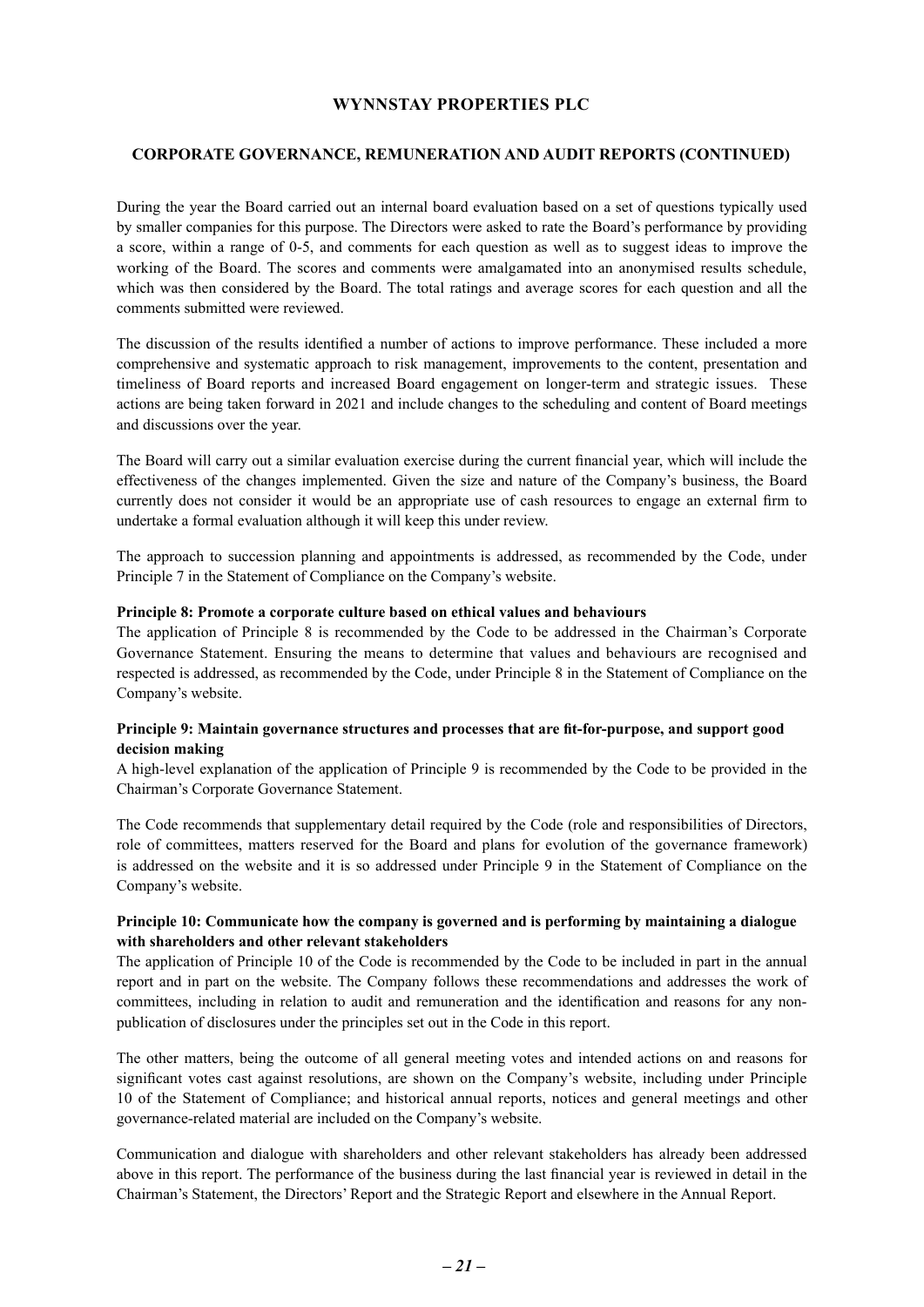During the year the Board carried out an internal board evaluation based on a set of questions typically used by smaller companies for this purpose. The Directors were asked to rate the Board's performance by providing a score, within a range of 0-5, and comments for each question as well as to suggest ideas to improve the working of the Board. The scores and comments were amalgamated into an anonymised results schedule, which was then considered by the Board. The total ratings and average scores for each question and all the comments submitted were reviewed.

The discussion of the results identified a number of actions to improve performance. These included a more comprehensive and systematic approach to risk management, improvements to the content, presentation and timeliness of Board reports and increased Board engagement on longer-term and strategic issues. These actions are being taken forward in 2021 and include changes to the scheduling and content of Board meetings and discussions over the year.

The Board will carry out a similar evaluation exercise during the current financial year, which will include the effectiveness of the changes implemented. Given the size and nature of the Company's business, the Board currently does not consider it would be an appropriate use of cash resources to engage an external firm to undertake a formal evaluation although it will keep this under review.

The approach to succession planning and appointments is addressed, as recommended by the Code, under Principle 7 in the Statement of Compliance on the Company's website.

**Principle 8: Promote a corporate culture based on ethical values and behaviours**

The application of Principle 8 is recommended by the Code to be addressed in the Chairman's Corporate Governance Statement. Ensuring the means to determine that values and behaviours are recognised and respected is addressed, as recommended by the Code, under Principle 8 in the Statement of Compliance on the Company's website.

**Principle 9: Maintain governance structures and processes that are fit-for-purpose, and support good decision making**

A high-level explanation of the application of Principle 9 is recommended by the Code to be provided in the Chairman's Corporate Governance Statement.

The Code recommends that supplementary detail required by the Code (role and responsibilities of Directors, role of committees, matters reserved for the Board and plans for evolution of the governance framework) is addressed on the website and it is so addressed under Principle 9 in the Statement of Compliance on the Company's website.

**Principle 10: Communicate how the company is governed and is performing by maintaining a dialogue with shareholders and other relevant stakeholders**

The application of Principle 10 of the Code is recommended by the Code to be included in part in the annual report and in part on the website. The Company follows these recommendations and addresses the work of committees, including in relation to audit and remuneration and the identification and reasons for any non-publication of disclosures under the principles set out in the Code in this report.

The other matters, being the outcome of all general meeting votes and intended actions on and reasons for significant votes cast against resolutions, are shown on the Company's website, including under Principle 10 of the Statement of Compliance; and historical annual reports, notices and general meetings and other governance-related material are included on the Company's website.

Communication and dialogue with shareholders and other relevant stakeholders has already been addressed above in this report. The performance of the business during the last financial year is reviewed in detail in the Chairman's Statement, the Directors' Report and the Strategic Report and elsewhere in the Annual Report.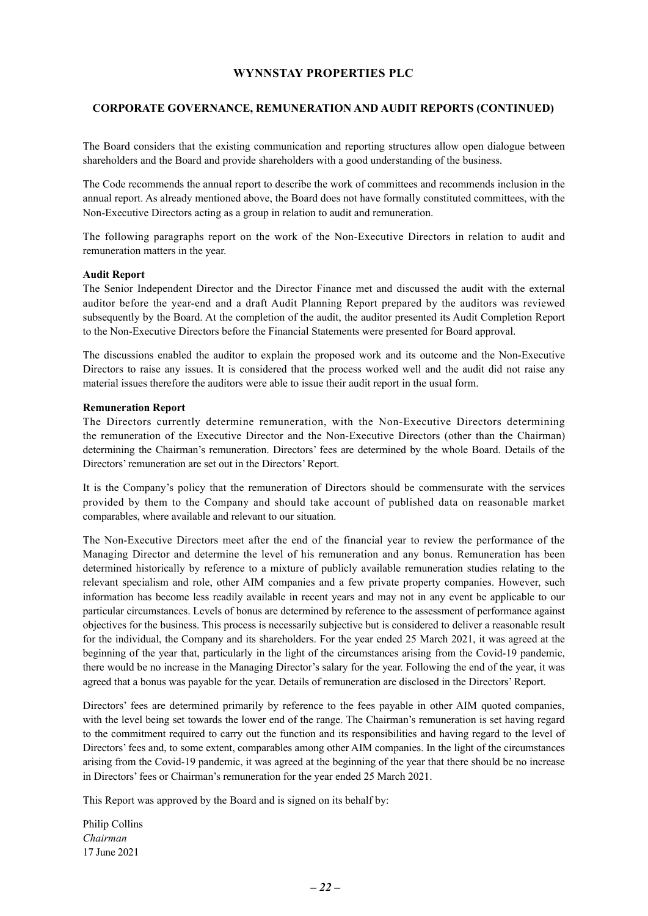# WYNNSTAY PROPERTIES PLC

## CORPORATE GOVERNANCE, REMUNERATION AND AUDIT REPORTS (CONTINUED)

The Board considers that the existing communication and reporting structures allow open dialogue between shareholders and the Board and provide shareholders with a good understanding of the business.

The Code recommends the annual report to describe the work of committees and recommends inclusion in the annual report. As already mentioned above, the Board does not have formally constituted committees, with the Non-Executive Directors acting as a group in relation to audit and remuneration.

The following paragraphs report on the work of the Non-Executive Directors in relation to audit and remuneration matters in the year.

**Audit Report**

The Senior Independent Director and the Director Finance met and discussed the audit with the external auditor before the year-end and a draft Audit Planning Report prepared by the auditors was reviewed subsequently by the Board. At the completion of the audit, the auditor presented its Audit Completion Report to the Non-Executive Directors before the Financial Statements were presented for Board approval.

The discussions enabled the auditor to explain the proposed work and its outcome and the Non-Executive Directors to raise any issues. It is considered that the process worked well and the audit did not raise any material issues therefore the auditors were able to issue their audit report in the usual form.

**Remuneration Report**

The Directors currently determine remuneration, with the Non-Executive Directors determining the remuneration of the Executive Director and the Non-Executive Directors (other than the Chairman) determining the Chairman's remuneration. Directors' fees are determined by the whole Board. Details of the Directors' remuneration are set out in the Directors' Report.

It is the Company's policy that the remuneration of Directors should be commensurate with the services provided by them to the Company and should take account of published data on reasonable market comparables, where available and relevant to our situation.

The Non-Executive Directors meet after the end of the financial year to review the performance of the Managing Director and determine the level of his remuneration and any bonus. Remuneration has been determined historically by reference to a mixture of publicly available remuneration studies relating to the relevant specialism and role, other AIM companies and a few private property companies. However, such information has become less readily available in recent years and may not in any event be applicable to our particular circumstances. Levels of bonus are determined by reference to the assessment of performance against objectives for the business. This process is necessarily subjective but is considered to deliver a reasonable result for the individual, the Company and its shareholders. For the year ended 25 March 2021, it was agreed at the beginning of the year that, particularly in the light of the circumstances arising from the Covid-19 pandemic, there would be no increase in the Managing Director's salary for the year. Following the end of the year, it was agreed that a bonus was payable for the year. Details of remuneration are disclosed in the Directors' Report.

Directors' fees are determined primarily by reference to the fees payable in other AIM quoted companies, with the level being set towards the lower end of the range. The Chairman's remuneration is set having regard to the commitment required to carry out the function and its responsibilities and having regard to the level of Directors' fees and, to some extent, comparables among other AIM companies. In the light of the circumstances arising from the Covid-19 pandemic, it was agreed at the beginning of the year that there should be no increase in Directors' fees or Chairman's remuneration for the year ended 25 March 2021.

This Report was approved by the Board and is signed on its behalf by:

Philip Collins  
*Chairman*  
17 June 2021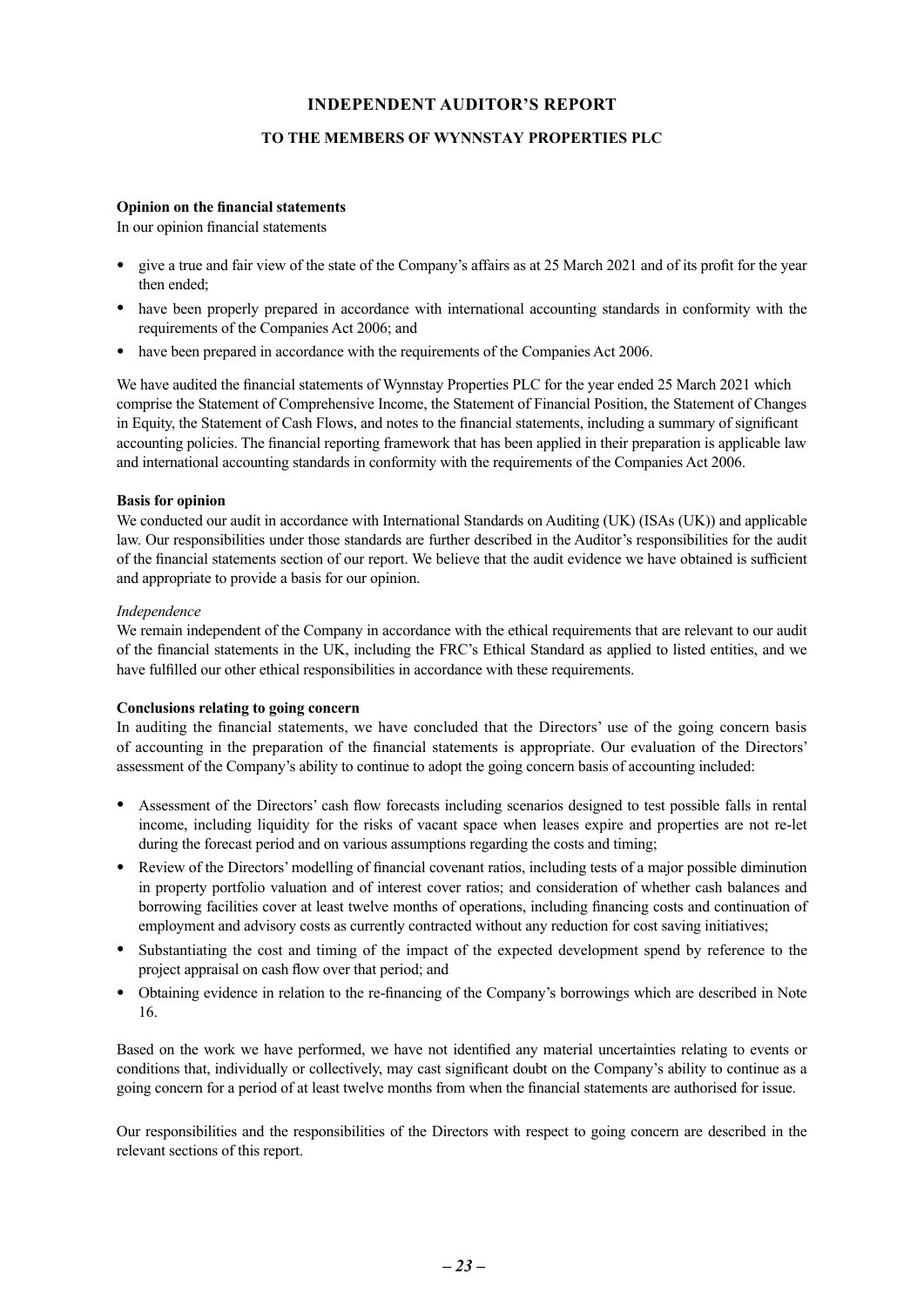# INDEPENDENT AUDITOR'S REPORT

## TO THE MEMBERS OF WYNNSTAY PROPERTIES PLC

**Opinion on the financial statements**

In our opinion financial statements

- give a true and fair view of the state of the Company's affairs as at 25 March 2021 and of its profit for the year then ended;
- have been properly prepared in accordance with international accounting standards in conformity with the requirements of the Companies Act 2006; and
- have been prepared in accordance with the requirements of the Companies Act 2006.

We have audited the financial statements of Wynnstay Properties PLC for the year ended 25 March 2021 which comprise the Statement of Comprehensive Income, the Statement of Financial Position, the Statement of Changes in Equity, the Statement of Cash Flows, and notes to the financial statements, including a summary of significant accounting policies. The financial reporting framework that has been applied in their preparation is applicable law and international accounting standards in conformity with the requirements of the Companies Act 2006.

**Basis for opinion**

We conducted our audit in accordance with International Standards on Auditing (UK) (ISAs (UK)) and applicable law. Our responsibilities under those standards are further described in the Auditor's responsibilities for the audit of the financial statements section of our report. We believe that the audit evidence we have obtained is sufficient and appropriate to provide a basis for our opinion.

*Independence*

We remain independent of the Company in accordance with the ethical requirements that are relevant to our audit of the financial statements in the UK, including the FRC's Ethical Standard as applied to listed entities, and we have fulfilled our other ethical responsibilities in accordance with these requirements.

**Conclusions relating to going concern**

In auditing the financial statements, we have concluded that the Directors' use of the going concern basis of accounting in the preparation of the financial statements is appropriate. Our evaluation of the Directors' assessment of the Company's ability to continue to adopt the going concern basis of accounting included:

- Assessment of the Directors' cash flow forecasts including scenarios designed to test possible falls in rental income, including liquidity for the risks of vacant space when leases expire and properties are not re-let during the forecast period and on various assumptions regarding the costs and timing;
- Review of the Directors' modelling of financial covenant ratios, including tests of a major possible diminution in property portfolio valuation and of interest cover ratios; and consideration of whether cash balances and borrowing facilities cover at least twelve months of operations, including financing costs and continuation of employment and advisory costs as currently contracted without any reduction for cost saving initiatives;
- Substantiating the cost and timing of the impact of the expected development spend by reference to the project appraisal on cash flow over that period; and
- Obtaining evidence in relation to the re-financing of the Company's borrowings which are described in Note 16.

Based on the work we have performed, we have not identified any material uncertainties relating to events or conditions that, individually or collectively, may cast significant doubt on the Company's ability to continue as a going concern for a period of at least twelve months from when the financial statements are authorised for issue.

Our responsibilities and the responsibilities of the Directors with respect to going concern are described in the relevant sections of this report.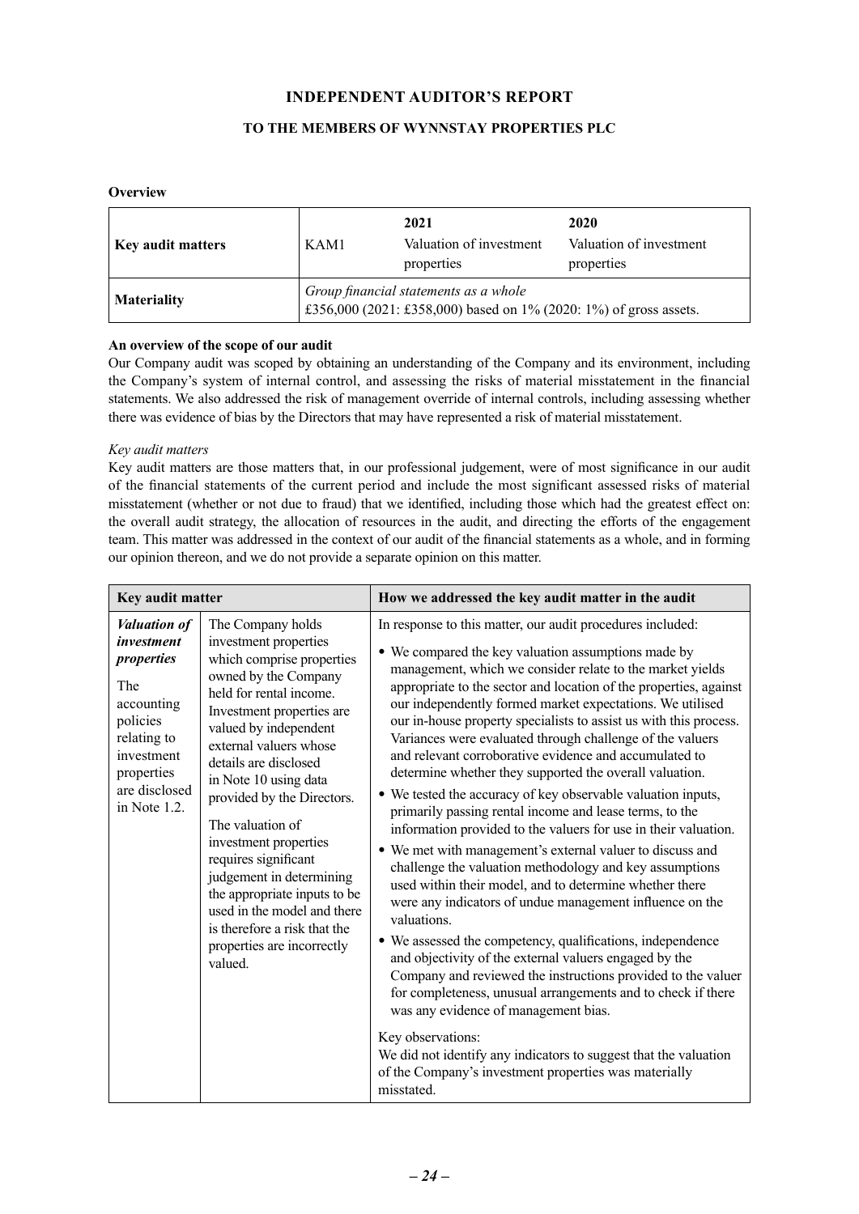# INDEPENDENT AUDITOR'S REPORT

## TO THE MEMBERS OF WYNNSTAY PROPERTIES PLC

**Overview**

| | | | |
|---|---|---|---|
| **Key audit matters** | KAM1 | **2021**<br>Valuation of investment properties | **2020**<br>Valuation of investment properties |
| **Materiality** | *Group financial statements as a whole*<br>£356,000 (2021: £358,000) based on 1% (2020: 1%) of gross assets. | | |

**An overview of the scope of our audit**

Our Company audit was scoped by obtaining an understanding of the Company and its environment, including the Company's system of internal control, and assessing the risks of material misstatement in the financial statements. We also addressed the risk of management override of internal controls, including assessing whether there was evidence of bias by the Directors that may have represented a risk of material misstatement.

*Key audit matters*

Key audit matters are those matters that, in our professional judgement, were of most significance in our audit of the financial statements of the current period and include the most significant assessed risks of material misstatement (whether or not due to fraud) that we identified, including those which had the greatest effect on: the overall audit strategy, the allocation of resources in the audit, and directing the efforts of the engagement team. This matter was addressed in the context of our audit of the financial statements as a whole, and in forming our opinion thereon, and we do not provide a separate opinion on this matter.

| Key audit matter | | How we addressed the key audit matter in the audit |
|---|---|---|
| ***Valuation of investment properties***<br><br>The accounting policies relating to investment properties are disclosed in Note 1.2. | The Company holds investment properties which comprise properties owned by the Company held for rental income. Investment properties are valued by independent external valuers whose details are disclosed in Note 10 using data provided by the Directors.<br><br>The valuation of investment properties requires significant judgement in determining the appropriate inputs to be used in the model and there is therefore a risk that the properties are incorrectly valued. | In response to this matter, our audit procedures included:<br><br>• We compared the key valuation assumptions made by management, which we consider relate to the market yields appropriate to the sector and location of the properties, against our independently formed market expectations. We utilised our in-house property specialists to assist us with this process. Variances were evaluated through challenge of the valuers and relevant corroborative evidence and accumulated to determine whether they supported the overall valuation.<br><br>• We tested the accuracy of key observable valuation inputs, primarily passing rental income and lease terms, to the information provided to the valuers for use in their valuation.<br><br>• We met with management's external valuer to discuss and challenge the valuation methodology and key assumptions used within their model, and to determine whether there were any indicators of undue management influence on the valuations.<br><br>• We assessed the competency, qualifications, independence and objectivity of the external valuers engaged by the Company and reviewed the instructions provided to the valuer for completeness, unusual arrangements and to check if there was any evidence of management bias.<br><br>Key observations:<br>We did not identify any indicators to suggest that the valuation of the Company's investment properties was materially misstated. |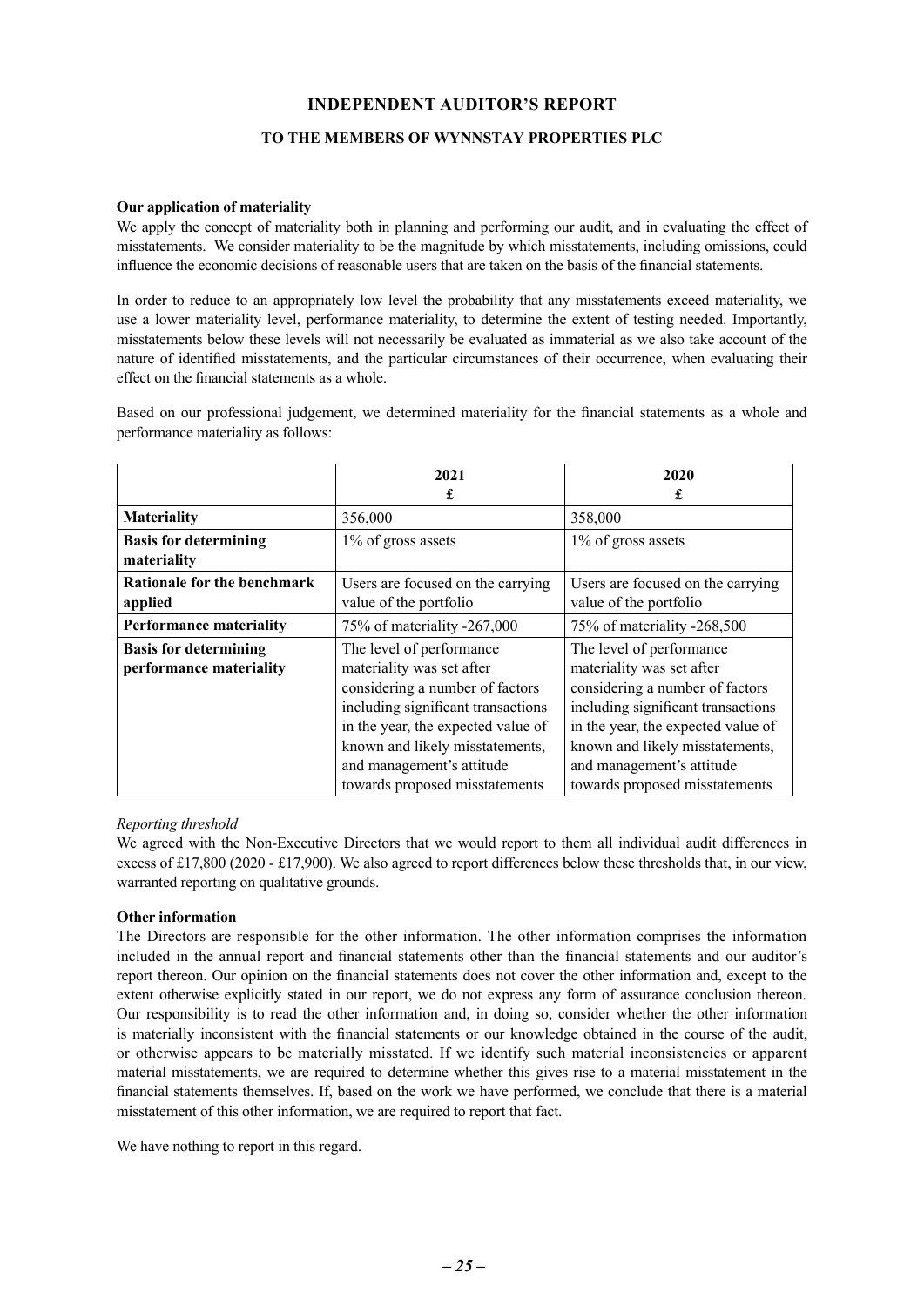# INDEPENDENT AUDITOR'S REPORT

## TO THE MEMBERS OF WYNNSTAY PROPERTIES PLC

**Our application of materiality**

We apply the concept of materiality both in planning and performing our audit, and in evaluating the effect of misstatements. We consider materiality to be the magnitude by which misstatements, including omissions, could influence the economic decisions of reasonable users that are taken on the basis of the financial statements.

In order to reduce to an appropriately low level the probability that any misstatements exceed materiality, we use a lower materiality level, performance materiality, to determine the extent of testing needed. Importantly, misstatements below these levels will not necessarily be evaluated as immaterial as we also take account of the nature of identified misstatements, and the particular circumstances of their occurrence, when evaluating their effect on the financial statements as a whole.

Based on our professional judgement, we determined materiality for the financial statements as a whole and performance materiality as follows:

| | 2021<br>£ | 2020<br>£ |
|---|---|---|
| **Materiality** | 356,000 | 358,000 |
| **Basis for determining materiality** | 1% of gross assets | 1% of gross assets |
| **Rationale for the benchmark applied** | Users are focused on the carrying value of the portfolio | Users are focused on the carrying value of the portfolio |
| **Performance materiality** | 75% of materiality -267,000 | 75% of materiality -268,500 |
| **Basis for determining performance materiality** | The level of performance materiality was set after considering a number of factors including significant transactions in the year, the expected value of known and likely misstatements, and management's attitude towards proposed misstatements | The level of performance materiality was set after considering a number of factors including significant transactions in the year, the expected value of known and likely misstatements, and management's attitude towards proposed misstatements |

*Reporting threshold*

We agreed with the Non-Executive Directors that we would report to them all individual audit differences in excess of £17,800 (2020 - £17,900). We also agreed to report differences below these thresholds that, in our view, warranted reporting on qualitative grounds.

**Other information**

The Directors are responsible for the other information. The other information comprises the information included in the annual report and financial statements other than the financial statements and our auditor's report thereon. Our opinion on the financial statements does not cover the other information and, except to the extent otherwise explicitly stated in our report, we do not express any form of assurance conclusion thereon. Our responsibility is to read the other information and, in doing so, consider whether the other information is materially inconsistent with the financial statements or our knowledge obtained in the course of the audit, or otherwise appears to be materially misstated. If we identify such material inconsistencies or apparent material misstatements, we are required to determine whether this gives rise to a material misstatement in the financial statements themselves. If, based on the work we have performed, we conclude that there is a material misstatement of this other information, we are required to report that fact.

We have nothing to report in this regard.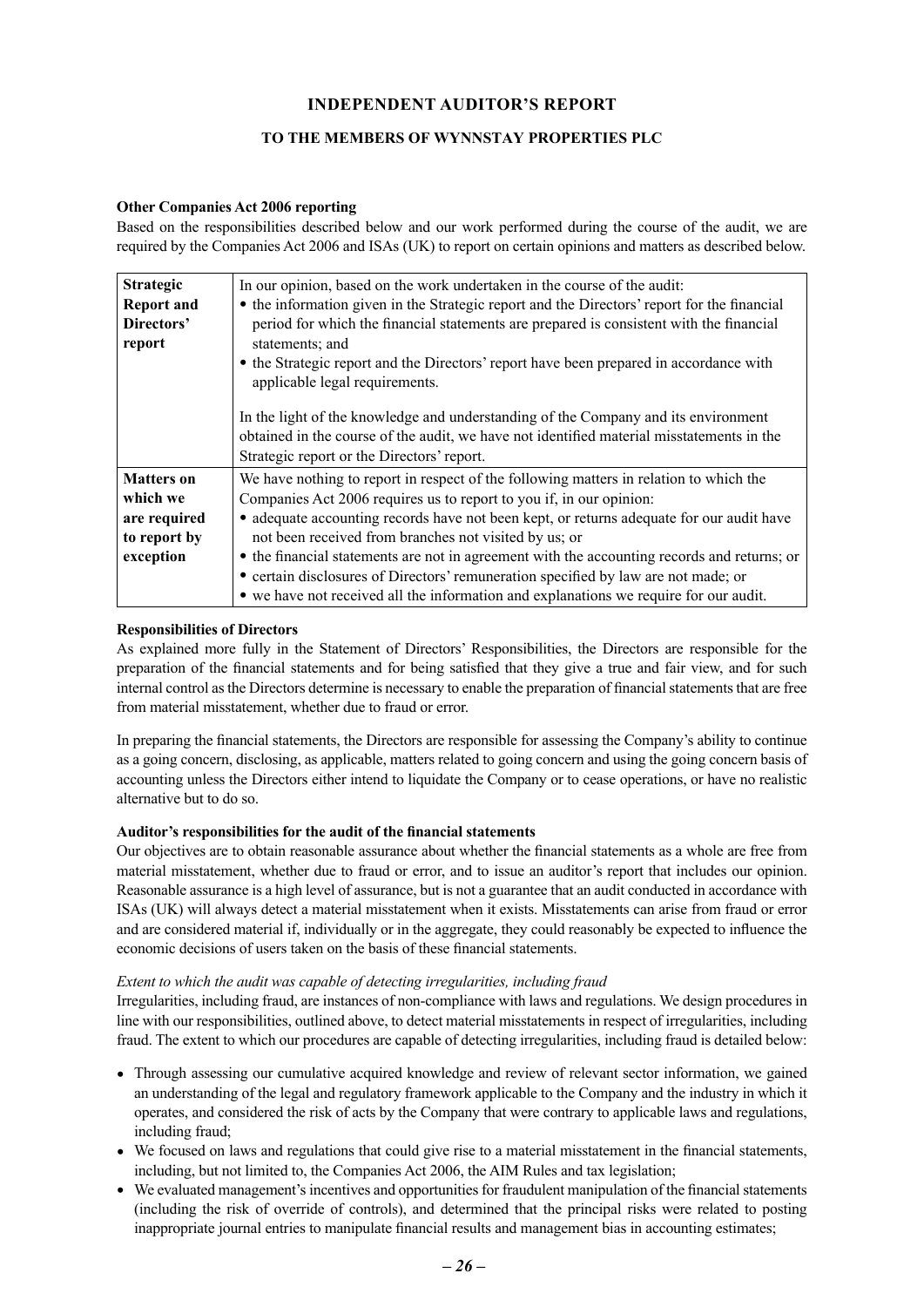# INDEPENDENT AUDITOR'S REPORT

## TO THE MEMBERS OF WYNNSTAY PROPERTIES PLC

**Other Companies Act 2006 reporting**

Based on the responsibilities described below and our work performed during the course of the audit, we are required by the Companies Act 2006 and ISAs (UK) to report on certain opinions and matters as described below.

| | |
|---|---|
| **Strategic Report and Directors' report** | In our opinion, based on the work undertaken in the course of the audit:<br>• the information given in the Strategic report and the Directors' report for the financial period for which the financial statements are prepared is consistent with the financial statements; and<br>• the Strategic report and the Directors' report have been prepared in accordance with applicable legal requirements.<br><br>In the light of the knowledge and understanding of the Company and its environment obtained in the course of the audit, we have not identified material misstatements in the Strategic report or the Directors' report. |
| **Matters on which we are required to report by exception** | We have nothing to report in respect of the following matters in relation to which the Companies Act 2006 requires us to report to you if, in our opinion:<br>• adequate accounting records have not been kept, or returns adequate for our audit have not been received from branches not visited by us; or<br>• the financial statements are not in agreement with the accounting records and returns; or<br>• certain disclosures of Directors' remuneration specified by law are not made; or<br>• we have not received all the information and explanations we require for our audit. |

**Responsibilities of Directors**

As explained more fully in the Statement of Directors' Responsibilities, the Directors are responsible for the preparation of the financial statements and for being satisfied that they give a true and fair view, and for such internal control as the Directors determine is necessary to enable the preparation of financial statements that are free from material misstatement, whether due to fraud or error.

In preparing the financial statements, the Directors are responsible for assessing the Company's ability to continue as a going concern, disclosing, as applicable, matters related to going concern and using the going concern basis of accounting unless the Directors either intend to liquidate the Company or to cease operations, or have no realistic alternative but to do so.

**Auditor's responsibilities for the audit of the financial statements**

Our objectives are to obtain reasonable assurance about whether the financial statements as a whole are free from material misstatement, whether due to fraud or error, and to issue an auditor's report that includes our opinion. Reasonable assurance is a high level of assurance, but is not a guarantee that an audit conducted in accordance with ISAs (UK) will always detect a material misstatement when it exists. Misstatements can arise from fraud or error and are considered material if, individually or in the aggregate, they could reasonably be expected to influence the economic decisions of users taken on the basis of these financial statements.

*Extent to which the audit was capable of detecting irregularities, including fraud*

Irregularities, including fraud, are instances of non-compliance with laws and regulations. We design procedures in line with our responsibilities, outlined above, to detect material misstatements in respect of irregularities, including fraud. The extent to which our procedures are capable of detecting irregularities, including fraud is detailed below:

- Through assessing our cumulative acquired knowledge and review of relevant sector information, we gained an understanding of the legal and regulatory framework applicable to the Company and the industry in which it operates, and considered the risk of acts by the Company that were contrary to applicable laws and regulations, including fraud;
- We focused on laws and regulations that could give rise to a material misstatement in the financial statements, including, but not limited to, the Companies Act 2006, the AIM Rules and tax legislation;
- We evaluated management's incentives and opportunities for fraudulent manipulation of the financial statements (including the risk of override of controls), and determined that the principal risks were related to posting inappropriate journal entries to manipulate financial results and management bias in accounting estimates;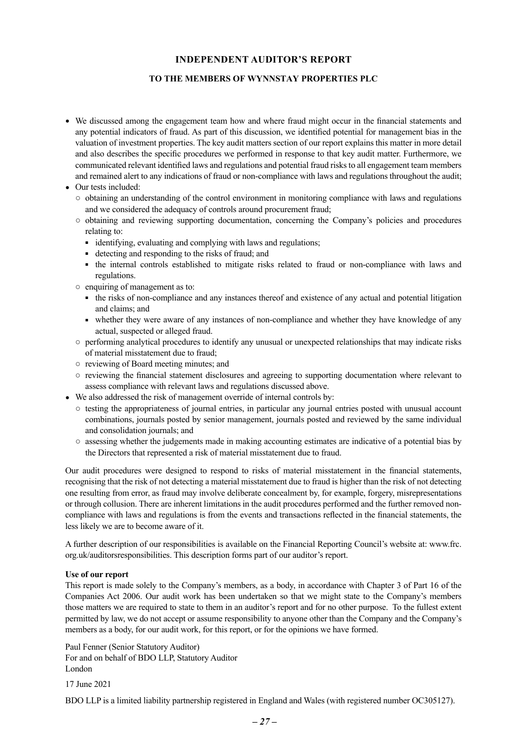**INDEPENDENT AUDITOR'S REPORT**

**TO THE MEMBERS OF WYNNSTAY PROPERTIES PLC**

- We discussed among the engagement team how and where fraud might occur in the financial statements and any potential indicators of fraud. As part of this discussion, we identified potential for management bias in the valuation of investment properties. The key audit matters section of our report explains this matter in more detail and also describes the specific procedures we performed in response to that key audit matter. Furthermore, we communicated relevant identified laws and regulations and potential fraud risks to all engagement team members and remained alert to any indications of fraud or non-compliance with laws and regulations throughout the audit;
- Our tests included:
  - obtaining an understanding of the control environment in monitoring compliance with laws and regulations and we considered the adequacy of controls around procurement fraud;
  - obtaining and reviewing supporting documentation, concerning the Company's policies and procedures relating to:
    - identifying, evaluating and complying with laws and regulations;
    - detecting and responding to the risks of fraud; and
    - the internal controls established to mitigate risks related to fraud or non-compliance with laws and regulations.
  - enquiring of management as to:
    - the risks of non-compliance and any instances thereof and existence of any actual and potential litigation and claims; and
    - whether they were aware of any instances of non-compliance and whether they have knowledge of any actual, suspected or alleged fraud.
  - performing analytical procedures to identify any unusual or unexpected relationships that may indicate risks of material misstatement due to fraud;
  - reviewing of Board meeting minutes; and
  - reviewing the financial statement disclosures and agreeing to supporting documentation where relevant to assess compliance with relevant laws and regulations discussed above.
- We also addressed the risk of management override of internal controls by:
  - testing the appropriateness of journal entries, in particular any journal entries posted with unusual account combinations, journals posted by senior management, journals posted and reviewed by the same individual and consolidation journals; and
  - assessing whether the judgements made in making accounting estimates are indicative of a potential bias by the Directors that represented a risk of material misstatement due to fraud.

Our audit procedures were designed to respond to risks of material misstatement in the financial statements, recognising that the risk of not detecting a material misstatement due to fraud is higher than the risk of not detecting one resulting from error, as fraud may involve deliberate concealment by, for example, forgery, misrepresentations or through collusion. There are inherent limitations in the audit procedures performed and the further removed non-compliance with laws and regulations is from the events and transactions reflected in the financial statements, the less likely we are to become aware of it.

A further description of our responsibilities is available on the Financial Reporting Council's website at: www.frc.org.uk/auditorsresponsibilities. This description forms part of our auditor's report.

**Use of our report**

This report is made solely to the Company's members, as a body, in accordance with Chapter 3 of Part 16 of the Companies Act 2006. Our audit work has been undertaken so that we might state to the Company's members those matters we are required to state to them in an auditor's report and for no other purpose. To the fullest extent permitted by law, we do not accept or assume responsibility to anyone other than the Company and the Company's members as a body, for our audit work, for this report, or for the opinions we have formed.

Paul Fenner (Senior Statutory Auditor)
For and on behalf of BDO LLP, Statutory Auditor
London

17 June 2021

BDO LLP is a limited liability partnership registered in England and Wales (with registered number OC305127).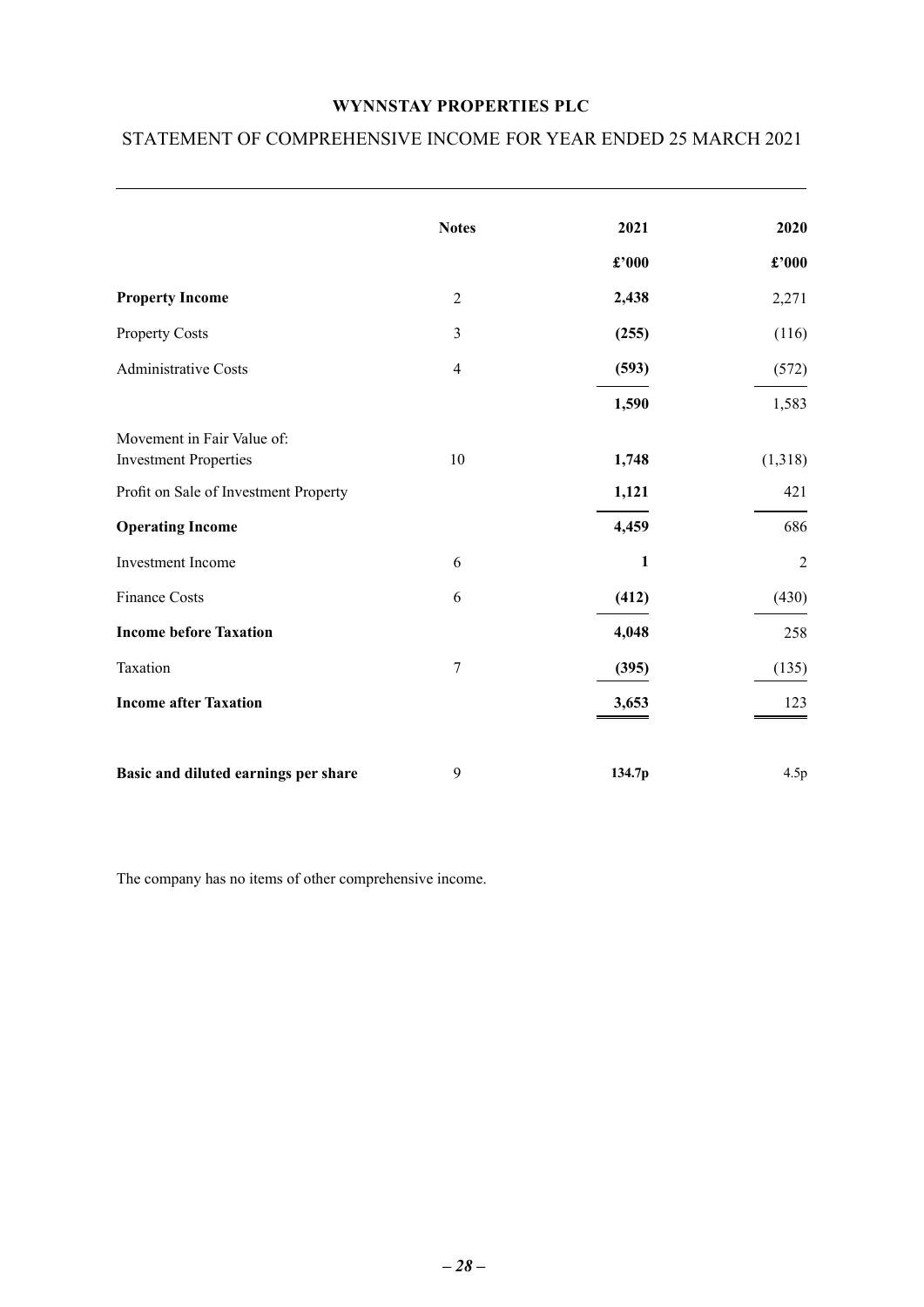**WYNNSTAY PROPERTIES PLC**

STATEMENT OF COMPREHENSIVE INCOME FOR YEAR ENDED 25 MARCH 2021

| | Notes | 2021 | 2020 |
|---|---|---|---|
| | | £'000 | £'000 |
| **Property Income** | 2 | **2,438** | 2,271 |
| Property Costs | 3 | **(255)** | (116) |
| Administrative Costs | 4 | **(593)** | (572) |
| | | **1,590** | 1,583 |
| Movement in Fair Value of: Investment Properties | 10 | **1,748** | (1,318) |
| Profit on Sale of Investment Property | | **1,121** | 421 |
| **Operating Income** | | **4,459** | 686 |
| Investment Income | 6 | **1** | 2 |
| Finance Costs | 6 | **(412)** | (430) |
| **Income before Taxation** | | **4,048** | 258 |
| Taxation | 7 | **(395)** | (135) |
| **Income after Taxation** | | **3,653** | 123 |
| **Basic and diluted earnings per share** | 9 | **134.7p** | 4.5p |

The company has no items of other comprehensive income.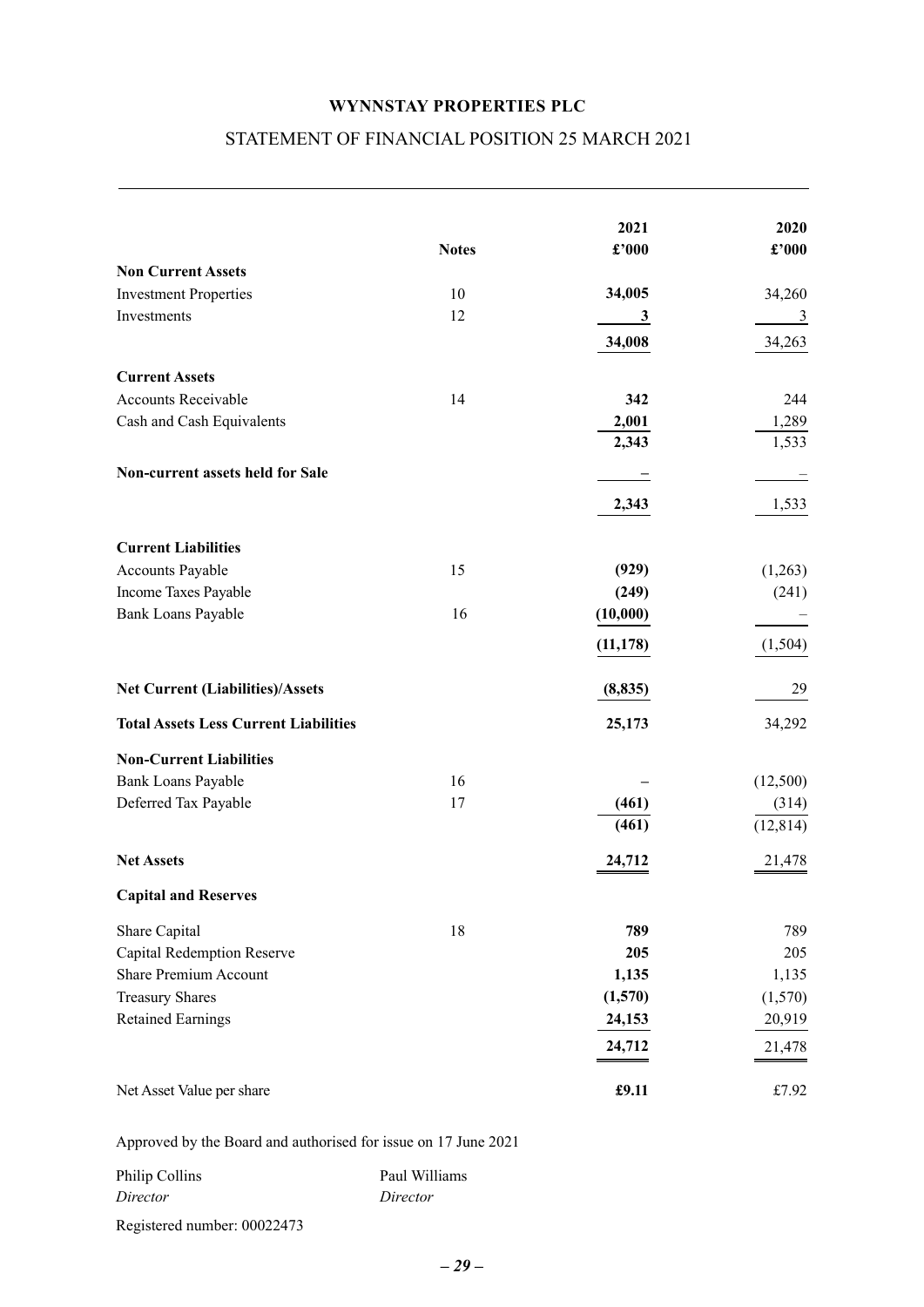**WYNNSTAY PROPERTIES PLC**

STATEMENT OF FINANCIAL POSITION 25 MARCH 2021

| | Notes | 2021 £'000 | 2020 £'000 |
|---|---|---|---|
| **Non Current Assets** | | | |
| Investment Properties | 10 | **34,005** | 34,260 |
| Investments | 12 | **3** | 3 |
| | | **34,008** | 34,263 |
| **Current Assets** | | | |
| Accounts Receivable | 14 | **342** | 244 |
| Cash and Cash Equivalents | | **2,001** | 1,289 |
| | | **2,343** | 1,533 |
| **Non-current assets held for Sale** | | **–** | – |
| | | **2,343** | 1,533 |
| **Current Liabilities** | | | |
| Accounts Payable | 15 | **(929)** | (1,263) |
| Income Taxes Payable | | **(249)** | (241) |
| Bank Loans Payable | 16 | **(10,000)** | – |
| | | **(11,178)** | (1,504) |
| **Net Current (Liabilities)/Assets** | | **(8,835)** | 29 |
| **Total Assets Less Current Liabilities** | | **25,173** | 34,292 |
| **Non-Current Liabilities** | | | |
| Bank Loans Payable | 16 | **–** | (12,500) |
| Deferred Tax Payable | 17 | **(461)** | (314) |
| | | **(461)** | (12,814) |
| **Net Assets** | | **24,712** | 21,478 |
| **Capital and Reserves** | | | |
| Share Capital | 18 | **789** | 789 |
| Capital Redemption Reserve | | **205** | 205 |
| Share Premium Account | | **1,135** | 1,135 |
| Treasury Shares | | **(1,570)** | (1,570) |
| Retained Earnings | | **24,153** | 20,919 |
| | | **24,712** | 21,478 |
| Net Asset Value per share | | **£9.11** | £7.92 |

Approved by the Board and authorised for issue on 17 June 2021

| Philip Collins | Paul Williams |
|---|---|
| *Director* | *Director* |

Registered number: 00022473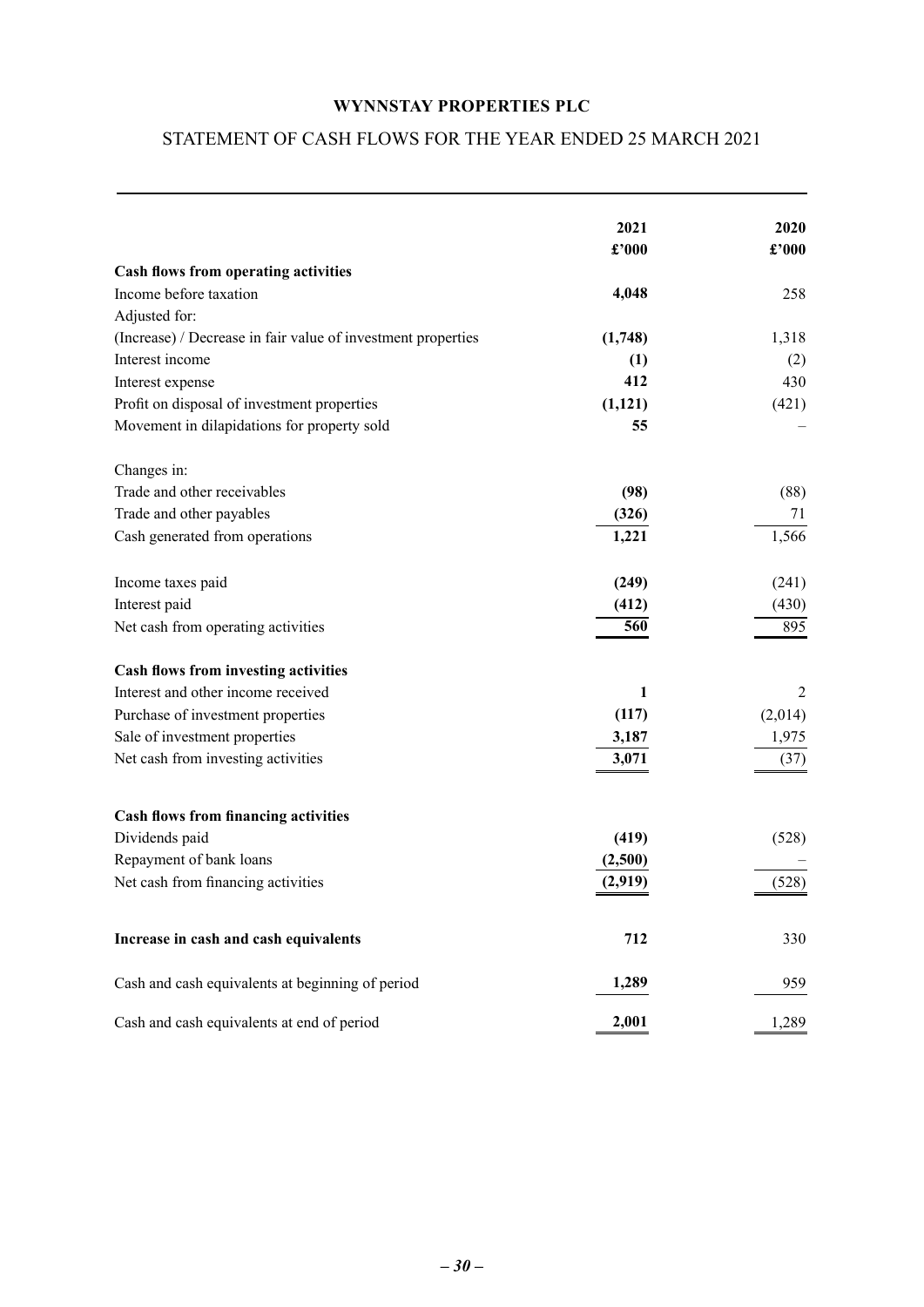**WYNNSTAY PROPERTIES PLC**

STATEMENT OF CASH FLOWS FOR THE YEAR ENDED 25 MARCH 2021

| | 2021<br>£'000 | 2020<br>£'000 |
|---|---|---|
| **Cash flows from operating activities** | | |
| Income before taxation | **4,048** | 258 |
| Adjusted for: | | |
| (Increase) / Decrease in fair value of investment properties | **(1,748)** | 1,318 |
| Interest income | **(1)** | (2) |
| Interest expense | **412** | 430 |
| Profit on disposal of investment properties | **(1,121)** | (421) |
| Movement in dilapidations for property sold | **55** | – |
| | | |
| Changes in: | | |
| Trade and other receivables | **(98)** | (88) |
| Trade and other payables | **(326)** | 71 |
| Cash generated from operations | **1,221** | 1,566 |
| | | |
| Income taxes paid | **(249)** | (241) |
| Interest paid | **(412)** | (430) |
| Net cash from operating activities | **560** | 895 |
| | | |
| **Cash flows from investing activities** | | |
| Interest and other income received | **1** | 2 |
| Purchase of investment properties | **(117)** | (2,014) |
| Sale of investment properties | **3,187** | 1,975 |
| Net cash from investing activities | **3,071** | (37) |
| | | |
| **Cash flows from financing activities** | | |
| Dividends paid | **(419)** | (528) |
| Repayment of bank loans | **(2,500)** | – |
| Net cash from financing activities | **(2,919)** | (528) |
| | | |
| **Increase in cash and cash equivalents** | **712** | 330 |
| | | |
| Cash and cash equivalents at beginning of period | **1,289** | 959 |
| | | |
| Cash and cash equivalents at end of period | **2,001** | 1,289 |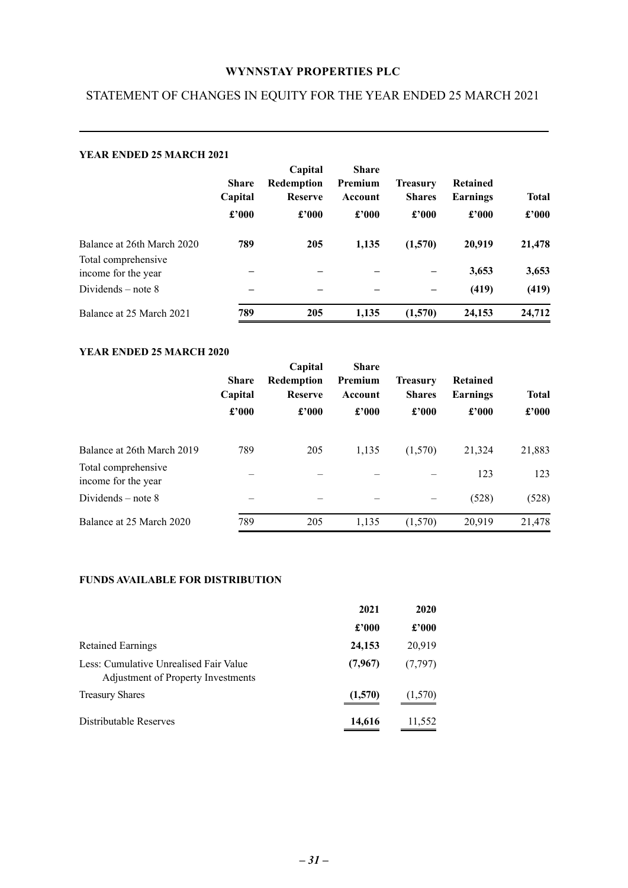**WYNNSTAY PROPERTIES PLC**

# STATEMENT OF CHANGES IN EQUITY FOR THE YEAR ENDED 25 MARCH 2021

**YEAR ENDED 25 MARCH 2021**

| | Share Capital | Capital Redemption Reserve | Share Premium Account | Treasury Shares | Retained Earnings | Total |
|---|---|---|---|---|---|---|
| | £'000 | £'000 | £'000 | £'000 | £'000 | £'000 |
| Balance at 26th March 2020 | **789** | **205** | **1,135** | **(1,570)** | **20,919** | **21,478** |
| Total comprehensive income for the year | – | – | – | – | **3,653** | **3,653** |
| Dividends – note 8 | – | – | – | – | **(419)** | **(419)** |
| Balance at 25 March 2021 | **789** | **205** | **1,135** | **(1,570)** | **24,153** | **24,712** |

**YEAR ENDED 25 MARCH 2020**

| | Share Capital | Capital Redemption Reserve | Share Premium Account | Treasury Shares | Retained Earnings | Total |
|---|---|---|---|---|---|---|
| | £'000 | £'000 | £'000 | £'000 | £'000 | £'000 |
| Balance at 26th March 2019 | 789 | 205 | 1,135 | (1,570) | 21,324 | 21,883 |
| Total comprehensive income for the year | – | – | – | – | 123 | 123 |
| Dividends – note 8 | – | – | – | – | (528) | (528) |
| Balance at 25 March 2020 | 789 | 205 | 1,135 | (1,570) | 20,919 | 21,478 |

**FUNDS AVAILABLE FOR DISTRIBUTION**

| | 2021 | 2020 |
|---|---|---|
| | £'000 | £'000 |
| Retained Earnings | **24,153** | 20,919 |
| Less: Cumulative Unrealised Fair Value Adjustment of Property Investments | **(7,967)** | (7,797) |
| Treasury Shares | **(1,570)** | (1,570) |
| Distributable Reserves | **14,616** | 11,552 |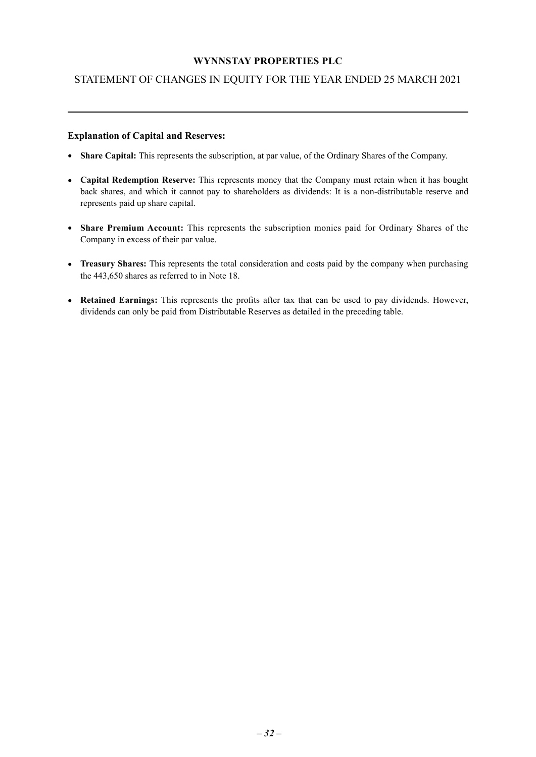# WYNNSTAY PROPERTIES PLC

## STATEMENT OF CHANGES IN EQUITY FOR THE YEAR ENDED 25 MARCH 2021

---

**Explanation of Capital and Reserves:**

- **Share Capital:** This represents the subscription, at par value, of the Ordinary Shares of the Company.
- **Capital Redemption Reserve:** This represents money that the Company must retain when it has bought back shares, and which it cannot pay to shareholders as dividends: It is a non-distributable reserve and represents paid up share capital.
- **Share Premium Account:** This represents the subscription monies paid for Ordinary Shares of the Company in excess of their par value.
- **Treasury Shares:** This represents the total consideration and costs paid by the company when purchasing the 443,650 shares as referred to in Note 18.
- **Retained Earnings:** This represents the profits after tax that can be used to pay dividends. However, dividends can only be paid from Distributable Reserves as detailed in the preceding table.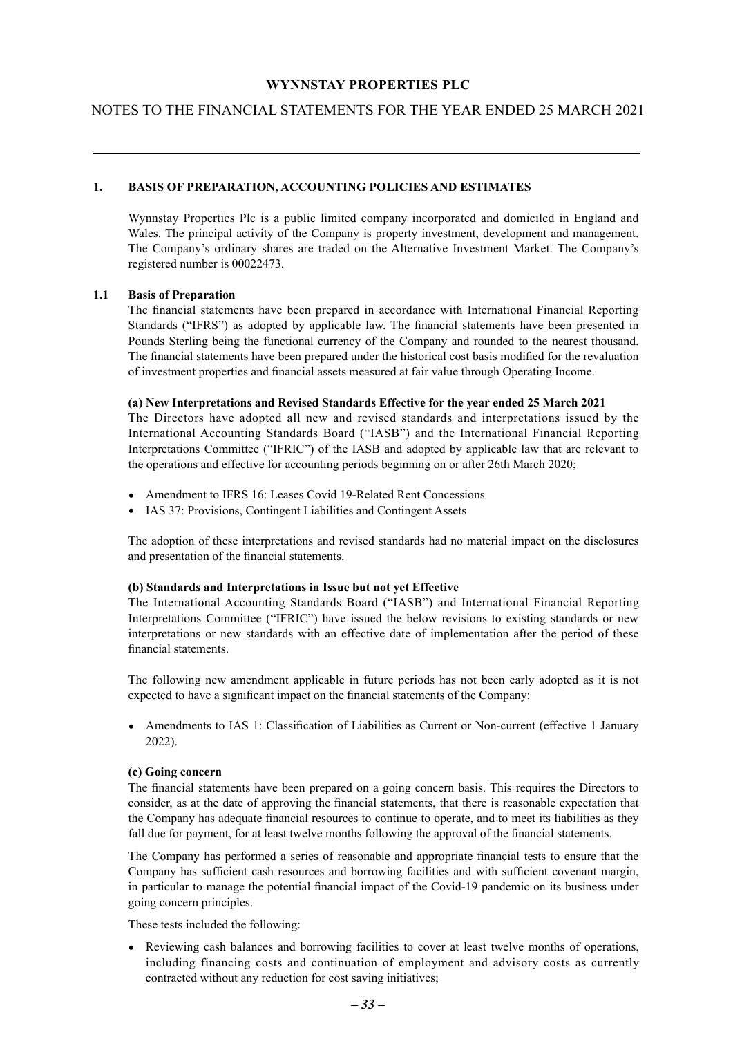## WYNNSTAY PROPERTIES PLC

## NOTES TO THE FINANCIAL STATEMENTS FOR THE YEAR ENDED 25 MARCH 2021

### 1. BASIS OF PREPARATION, ACCOUNTING POLICIES AND ESTIMATES

Wynnstay Properties Plc is a public limited company incorporated and domiciled in England and Wales. The principal activity of the Company is property investment, development and management. The Company's ordinary shares are traded on the Alternative Investment Market. The Company's registered number is 00022473.

#### 1.1 Basis of Preparation

The financial statements have been prepared in accordance with International Financial Reporting Standards ("IFRS") as adopted by applicable law. The financial statements have been presented in Pounds Sterling being the functional currency of the Company and rounded to the nearest thousand. The financial statements have been prepared under the historical cost basis modified for the revaluation of investment properties and financial assets measured at fair value through Operating Income.

**(a) New Interpretations and Revised Standards Effective for the year ended 25 March 2021**

The Directors have adopted all new and revised standards and interpretations issued by the International Accounting Standards Board ("IASB") and the International Financial Reporting Interpretations Committee ("IFRIC") of the IASB and adopted by applicable law that are relevant to the operations and effective for accounting periods beginning on or after 26th March 2020;

- Amendment to IFRS 16: Leases Covid 19-Related Rent Concessions
- IAS 37: Provisions, Contingent Liabilities and Contingent Assets

The adoption of these interpretations and revised standards had no material impact on the disclosures and presentation of the financial statements.

**(b) Standards and Interpretations in Issue but not yet Effective**

The International Accounting Standards Board ("IASB") and International Financial Reporting Interpretations Committee ("IFRIC") have issued the below revisions to existing standards or new interpretations or new standards with an effective date of implementation after the period of these financial statements.

The following new amendment applicable in future periods has not been early adopted as it is not expected to have a significant impact on the financial statements of the Company:

- Amendments to IAS 1: Classification of Liabilities as Current or Non-current (effective 1 January 2022).

**(c) Going concern**

The financial statements have been prepared on a going concern basis. This requires the Directors to consider, as at the date of approving the financial statements, that there is reasonable expectation that the Company has adequate financial resources to continue to operate, and to meet its liabilities as they fall due for payment, for at least twelve months following the approval of the financial statements.

The Company has performed a series of reasonable and appropriate financial tests to ensure that the Company has sufficient cash resources and borrowing facilities and with sufficient covenant margin, in particular to manage the potential financial impact of the Covid-19 pandemic on its business under going concern principles.

These tests included the following:

- Reviewing cash balances and borrowing facilities to cover at least twelve months of operations, including financing costs and continuation of employment and advisory costs as currently contracted without any reduction for cost saving initiatives;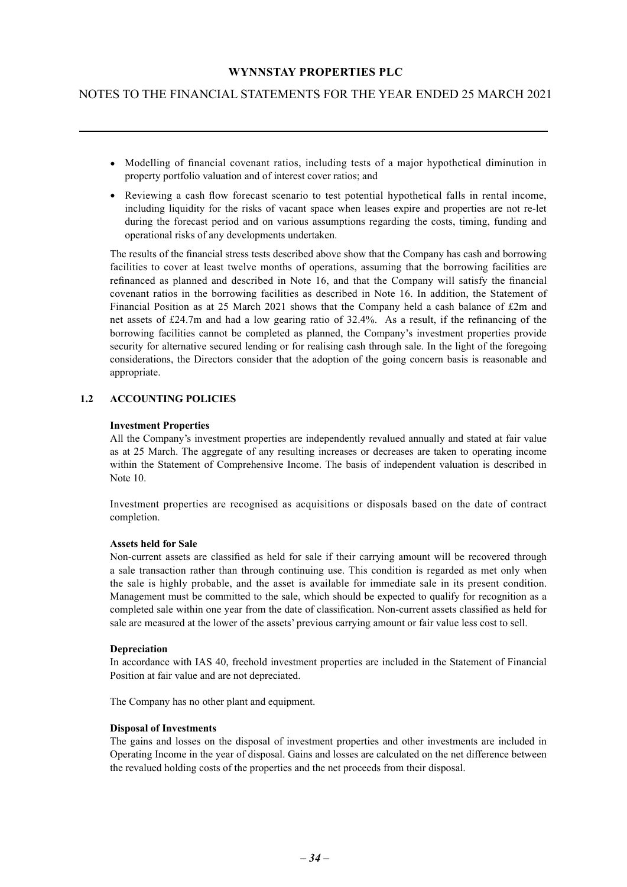- Modelling of financial covenant ratios, including tests of a major hypothetical diminution in property portfolio valuation and of interest cover ratios; and
- Reviewing a cash flow forecast scenario to test potential hypothetical falls in rental income, including liquidity for the risks of vacant space when leases expire and properties are not re-let during the forecast period and on various assumptions regarding the costs, timing, funding and operational risks of any developments undertaken.

The results of the financial stress tests described above show that the Company has cash and borrowing facilities to cover at least twelve months of operations, assuming that the borrowing facilities are refinanced as planned and described in Note 16, and that the Company will satisfy the financial covenant ratios in the borrowing facilities as described in Note 16. In addition, the Statement of Financial Position as at 25 March 2021 shows that the Company held a cash balance of £2m and net assets of £24.7m and had a low gearing ratio of 32.4%. As a result, if the refinancing of the borrowing facilities cannot be completed as planned, the Company's investment properties provide security for alternative secured lending or for realising cash through sale. In the light of the foregoing considerations, the Directors consider that the adoption of the going concern basis is reasonable and appropriate.

## 1.2 ACCOUNTING POLICIES

**Investment Properties**

All the Company's investment properties are independently revalued annually and stated at fair value as at 25 March. The aggregate of any resulting increases or decreases are taken to operating income within the Statement of Comprehensive Income. The basis of independent valuation is described in Note 10.

Investment properties are recognised as acquisitions or disposals based on the date of contract completion.

**Assets held for Sale**

Non-current assets are classified as held for sale if their carrying amount will be recovered through a sale transaction rather than through continuing use. This condition is regarded as met only when the sale is highly probable, and the asset is available for immediate sale in its present condition. Management must be committed to the sale, which should be expected to qualify for recognition as a completed sale within one year from the date of classification. Non-current assets classified as held for sale are measured at the lower of the assets' previous carrying amount or fair value less cost to sell.

**Depreciation**

In accordance with IAS 40, freehold investment properties are included in the Statement of Financial Position at fair value and are not depreciated.

The Company has no other plant and equipment.

**Disposal of Investments**

The gains and losses on the disposal of investment properties and other investments are included in Operating Income in the year of disposal. Gains and losses are calculated on the net difference between the revalued holding costs of the properties and the net proceeds from their disposal.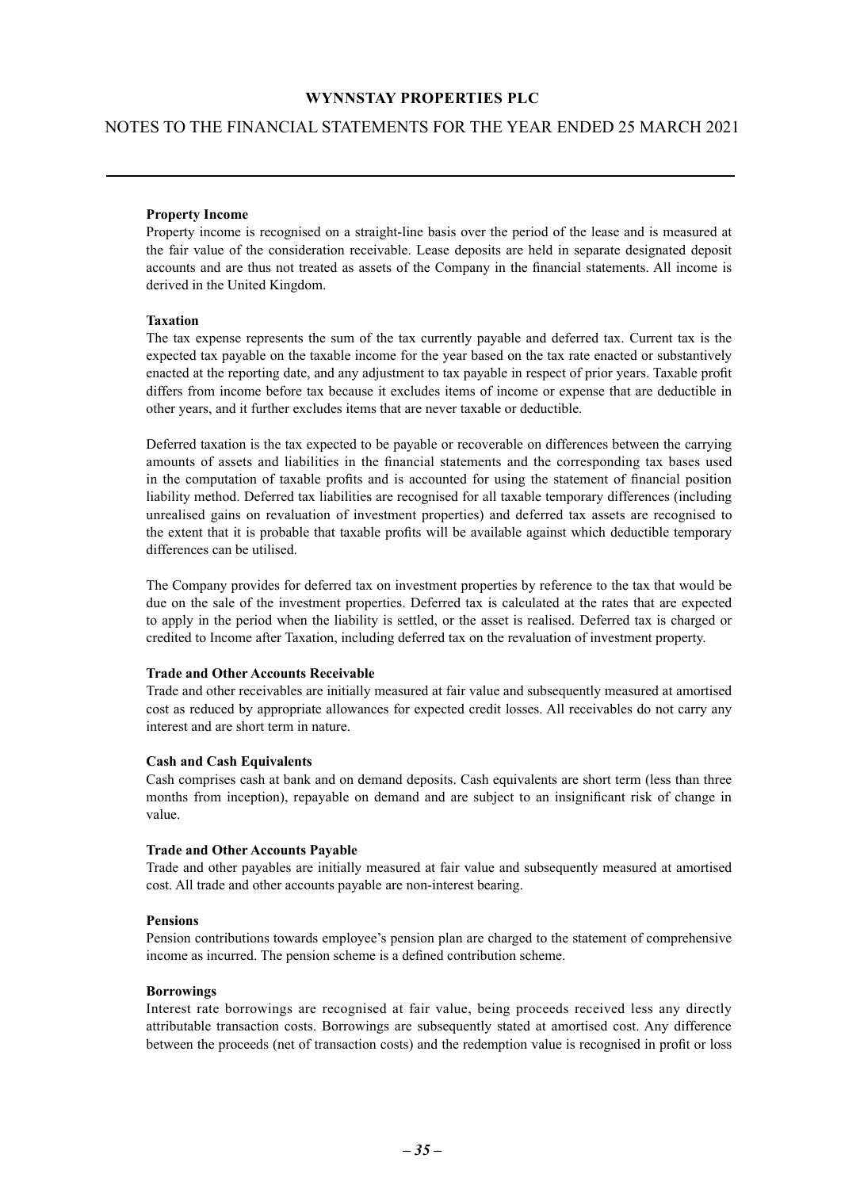**Property Income**

Property income is recognised on a straight-line basis over the period of the lease and is measured at the fair value of the consideration receivable. Lease deposits are held in separate designated deposit accounts and are thus not treated as assets of the Company in the financial statements. All income is derived in the United Kingdom.

**Taxation**

The tax expense represents the sum of the tax currently payable and deferred tax. Current tax is the expected tax payable on the taxable income for the year based on the tax rate enacted or substantively enacted at the reporting date, and any adjustment to tax payable in respect of prior years. Taxable profit differs from income before tax because it excludes items of income or expense that are deductible in other years, and it further excludes items that are never taxable or deductible.

Deferred taxation is the tax expected to be payable or recoverable on differences between the carrying amounts of assets and liabilities in the financial statements and the corresponding tax bases used in the computation of taxable profits and is accounted for using the statement of financial position liability method. Deferred tax liabilities are recognised for all taxable temporary differences (including unrealised gains on revaluation of investment properties) and deferred tax assets are recognised to the extent that it is probable that taxable profits will be available against which deductible temporary differences can be utilised.

The Company provides for deferred tax on investment properties by reference to the tax that would be due on the sale of the investment properties. Deferred tax is calculated at the rates that are expected to apply in the period when the liability is settled, or the asset is realised. Deferred tax is charged or credited to Income after Taxation, including deferred tax on the revaluation of investment property.

**Trade and Other Accounts Receivable**

Trade and other receivables are initially measured at fair value and subsequently measured at amortised cost as reduced by appropriate allowances for expected credit losses. All receivables do not carry any interest and are short term in nature.

**Cash and Cash Equivalents**

Cash comprises cash at bank and on demand deposits. Cash equivalents are short term (less than three months from inception), repayable on demand and are subject to an insignificant risk of change in value.

**Trade and Other Accounts Payable**

Trade and other payables are initially measured at fair value and subsequently measured at amortised cost. All trade and other accounts payable are non-interest bearing.

**Pensions**

Pension contributions towards employee's pension plan are charged to the statement of comprehensive income as incurred. The pension scheme is a defined contribution scheme.

**Borrowings**

Interest rate borrowings are recognised at fair value, being proceeds received less any directly attributable transaction costs. Borrowings are subsequently stated at amortised cost. Any difference between the proceeds (net of transaction costs) and the redemption value is recognised in profit or loss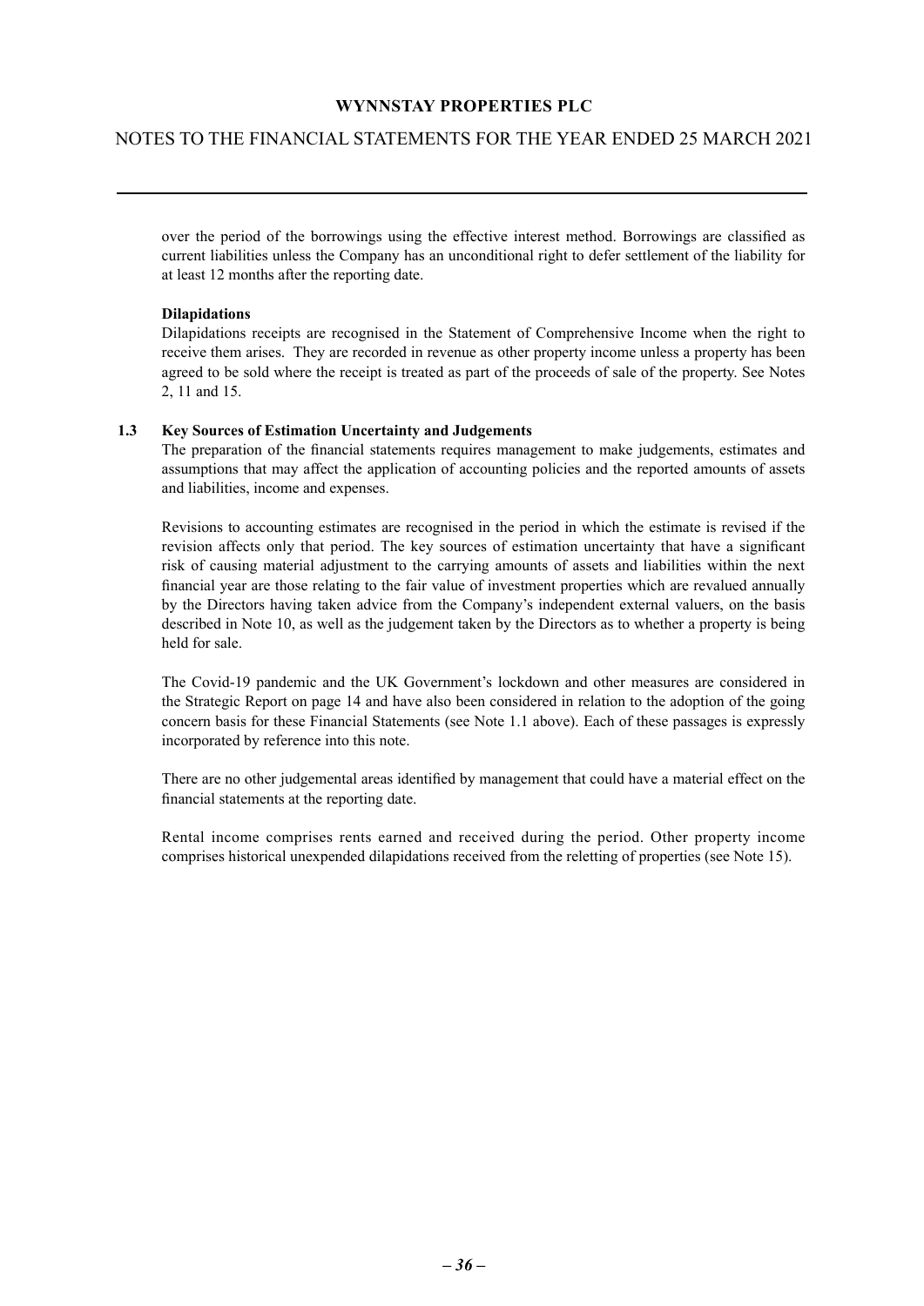over the period of the borrowings using the effective interest method. Borrowings are classified as current liabilities unless the Company has an unconditional right to defer settlement of the liability for at least 12 months after the reporting date.

**Dilapidations**

Dilapidations receipts are recognised in the Statement of Comprehensive Income when the right to receive them arises. They are recorded in revenue as other property income unless a property has been agreed to be sold where the receipt is treated as part of the proceeds of sale of the property. See Notes 2, 11 and 15.

### 1.3 Key Sources of Estimation Uncertainty and Judgements

The preparation of the financial statements requires management to make judgements, estimates and assumptions that may affect the application of accounting policies and the reported amounts of assets and liabilities, income and expenses.

Revisions to accounting estimates are recognised in the period in which the estimate is revised if the revision affects only that period. The key sources of estimation uncertainty that have a significant risk of causing material adjustment to the carrying amounts of assets and liabilities within the next financial year are those relating to the fair value of investment properties which are revalued annually by the Directors having taken advice from the Company's independent external valuers, on the basis described in Note 10, as well as the judgement taken by the Directors as to whether a property is being held for sale.

The Covid-19 pandemic and the UK Government's lockdown and other measures are considered in the Strategic Report on page 14 and have also been considered in relation to the adoption of the going concern basis for these Financial Statements (see Note 1.1 above). Each of these passages is expressly incorporated by reference into this note.

There are no other judgemental areas identified by management that could have a material effect on the financial statements at the reporting date.

Rental income comprises rents earned and received during the period. Other property income comprises historical unexpended dilapidations received from the reletting of properties (see Note 15).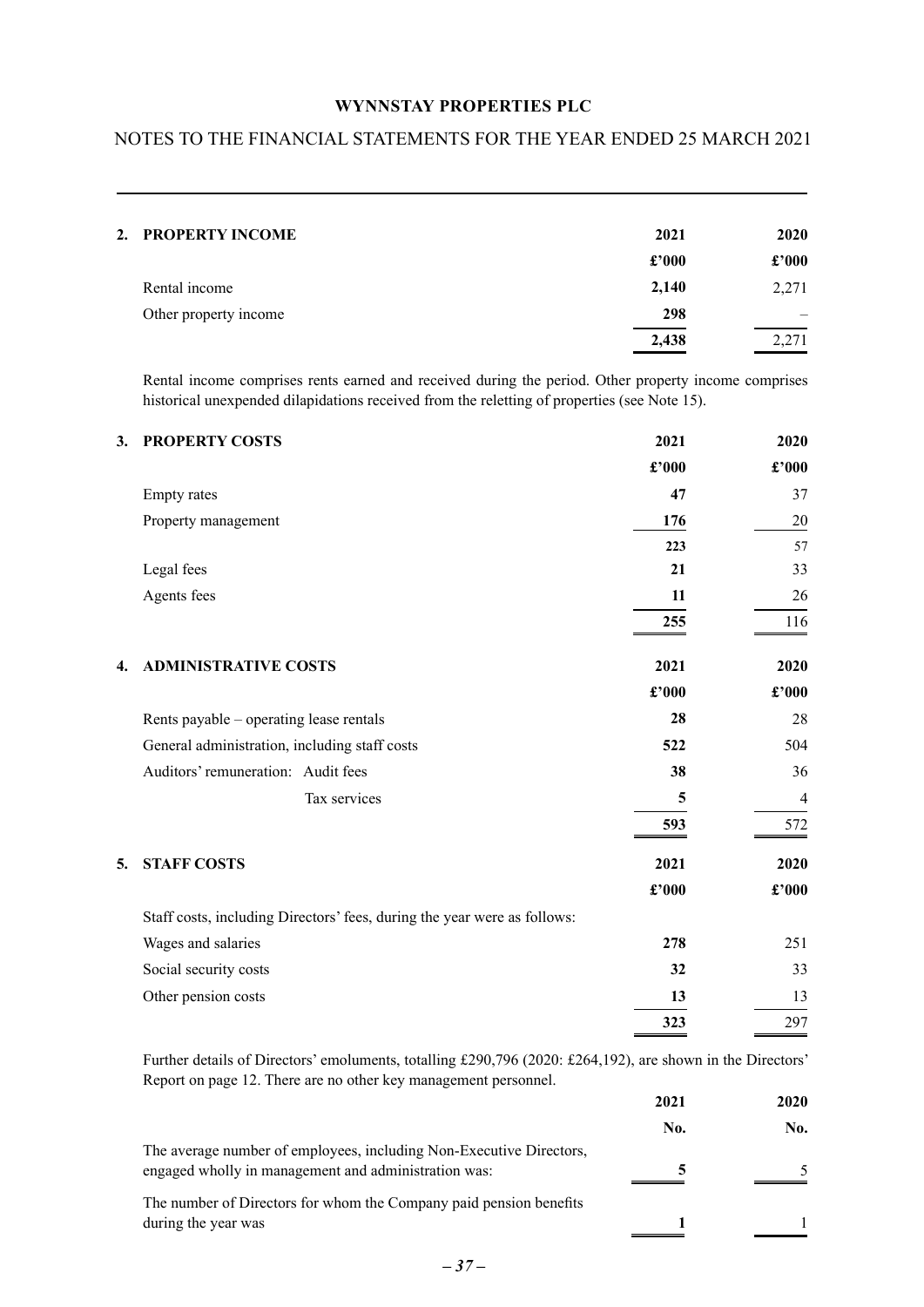**WYNNSTAY PROPERTIES PLC**

NOTES TO THE FINANCIAL STATEMENTS FOR THE YEAR ENDED 25 MARCH 2021

## 2. PROPERTY INCOME

| | 2021 | 2020 |
|---|---|---|
| | £'000 | £'000 |
| Rental income | **2,140** | 2,271 |
| Other property income | **298** | – |
| | **2,438** | 2,271 |

Rental income comprises rents earned and received during the period. Other property income comprises historical unexpended dilapidations received from the reletting of properties (see Note 15).

## 3. PROPERTY COSTS

| | 2021 | 2020 |
|---|---|---|
| | £'000 | £'000 |
| Empty rates | **47** | 37 |
| Property management | **176** | 20 |
| | **223** | 57 |
| Legal fees | **21** | 33 |
| Agents fees | **11** | 26 |
| | **255** | 116 |

## 4. ADMINISTRATIVE COSTS

| | 2021 | 2020 |
|---|---|---|
| | £'000 | £'000 |
| Rents payable – operating lease rentals | **28** | 28 |
| General administration, including staff costs | **522** | 504 |
| Auditors' remuneration: Audit fees | **38** | 36 |
| Tax services | **5** | 4 |
| | **593** | 572 |

## 5. STAFF COSTS

| | 2021 | 2020 |
|---|---|---|
| | £'000 | £'000 |
| Staff costs, including Directors' fees, during the year were as follows: | | |
| Wages and salaries | **278** | 251 |
| Social security costs | **32** | 33 |
| Other pension costs | **13** | 13 |
| | **323** | 297 |

Further details of Directors' emoluments, totalling £290,796 (2020: £264,192), are shown in the Directors' Report on page 12. There are no other key management personnel.

| | 2021 | 2020 |
|---|---|---|
| | No. | No. |
| The average number of employees, including Non-Executive Directors, engaged wholly in management and administration was: | **5** | 5 |
| The number of Directors for whom the Company paid pension benefits during the year was | **1** | 1 |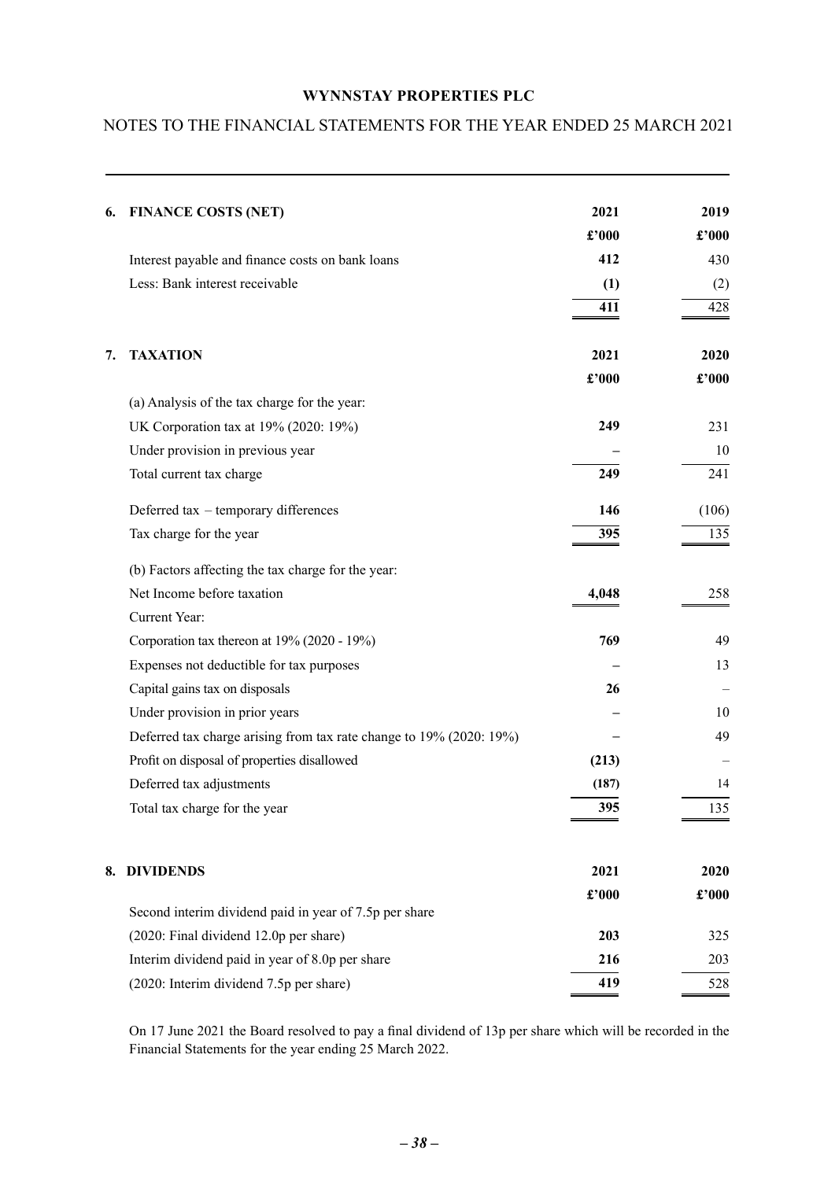**WYNNSTAY PROPERTIES PLC**

NOTES TO THE FINANCIAL STATEMENTS FOR THE YEAR ENDED 25 MARCH 2021

## 6. FINANCE COSTS (NET)

| | 2021 | 2019 |
|---|---|---|
| | £'000 | £'000 |
| Interest payable and finance costs on bank loans | **412** | 430 |
| Less: Bank interest receivable | **(1)** | (2) |
| | **411** | 428 |

## 7. TAXATION

| | 2021 | 2020 |
|---|---|---|
| | £'000 | £'000 |
| (a) Analysis of the tax charge for the year: | | |
| UK Corporation tax at 19% (2020: 19%) | **249** | 231 |
| Under provision in previous year | **–** | 10 |
| Total current tax charge | **249** | 241 |
| Deferred tax – temporary differences | **146** | (106) |
| Tax charge for the year | **395** | 135 |
| (b) Factors affecting the tax charge for the year: | | |
| Net Income before taxation | **4,048** | 258 |
| Current Year: | | |
| Corporation tax thereon at 19% (2020 - 19%) | **769** | 49 |
| Expenses not deductible for tax purposes | **–** | 13 |
| Capital gains tax on disposals | **26** | – |
| Under provision in prior years | **–** | 10 |
| Deferred tax charge arising from tax rate change to 19% (2020: 19%) | **–** | 49 |
| Profit on disposal of properties disallowed | **(213)** | – |
| Deferred tax adjustments | **(187)** | 14 |
| Total tax charge for the year | **395** | 135 |

## 8. DIVIDENDS

| | 2021 | 2020 |
|---|---|---|
| | £'000 | £'000 |
| Second interim dividend paid in year of 7.5p per share | | |
| (2020: Final dividend 12.0p per share) | **203** | 325 |
| Interim dividend paid in year of 8.0p per share | **216** | 203 |
| (2020: Interim dividend 7.5p per share) | **419** | 528 |

On 17 June 2021 the Board resolved to pay a final dividend of 13p per share which will be recorded in the Financial Statements for the year ending 25 March 2022.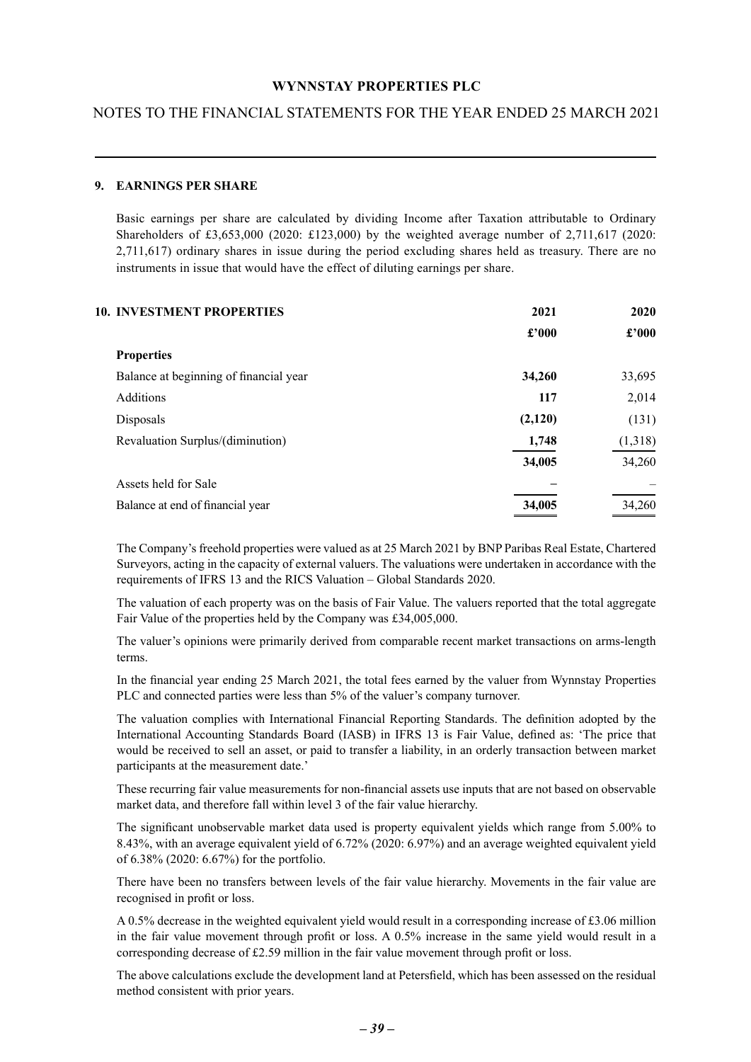## 9. EARNINGS PER SHARE

Basic earnings per share are calculated by dividing Income after Taxation attributable to Ordinary Shareholders of £3,653,000 (2020: £123,000) by the weighted average number of 2,711,617 (2020: 2,711,617) ordinary shares in issue during the period excluding shares held as treasury. There are no instruments in issue that would have the effect of diluting earnings per share.

## 10. INVESTMENT PROPERTIES

| | 2021 | 2020 |
|---|---|---|
| | £'000 | £'000 |
| **Properties** | | |
| Balance at beginning of financial year | **34,260** | 33,695 |
| Additions | **117** | 2,014 |
| Disposals | **(2,120)** | (131) |
| Revaluation Surplus/(diminution) | **1,748** | (1,318) |
| | **34,005** | 34,260 |
| Assets held for Sale | **–** | – |
| Balance at end of financial year | **34,005** | 34,260 |

The Company's freehold properties were valued as at 25 March 2021 by BNP Paribas Real Estate, Chartered Surveyors, acting in the capacity of external valuers. The valuations were undertaken in accordance with the requirements of IFRS 13 and the RICS Valuation – Global Standards 2020.

The valuation of each property was on the basis of Fair Value. The valuers reported that the total aggregate Fair Value of the properties held by the Company was £34,005,000.

The valuer's opinions were primarily derived from comparable recent market transactions on arms-length terms.

In the financial year ending 25 March 2021, the total fees earned by the valuer from Wynnstay Properties PLC and connected parties were less than 5% of the valuer's company turnover.

The valuation complies with International Financial Reporting Standards. The definition adopted by the International Accounting Standards Board (IASB) in IFRS 13 is Fair Value, defined as: 'The price that would be received to sell an asset, or paid to transfer a liability, in an orderly transaction between market participants at the measurement date.'

These recurring fair value measurements for non-financial assets use inputs that are not based on observable market data, and therefore fall within level 3 of the fair value hierarchy.

The significant unobservable market data used is property equivalent yields which range from 5.00% to 8.43%, with an average equivalent yield of 6.72% (2020: 6.97%) and an average weighted equivalent yield of 6.38% (2020: 6.67%) for the portfolio.

There have been no transfers between levels of the fair value hierarchy. Movements in the fair value are recognised in profit or loss.

A 0.5% decrease in the weighted equivalent yield would result in a corresponding increase of £3.06 million in the fair value movement through profit or loss. A 0.5% increase in the same yield would result in a corresponding decrease of £2.59 million in the fair value movement through profit or loss.

The above calculations exclude the development land at Petersfield, which has been assessed on the residual method consistent with prior years.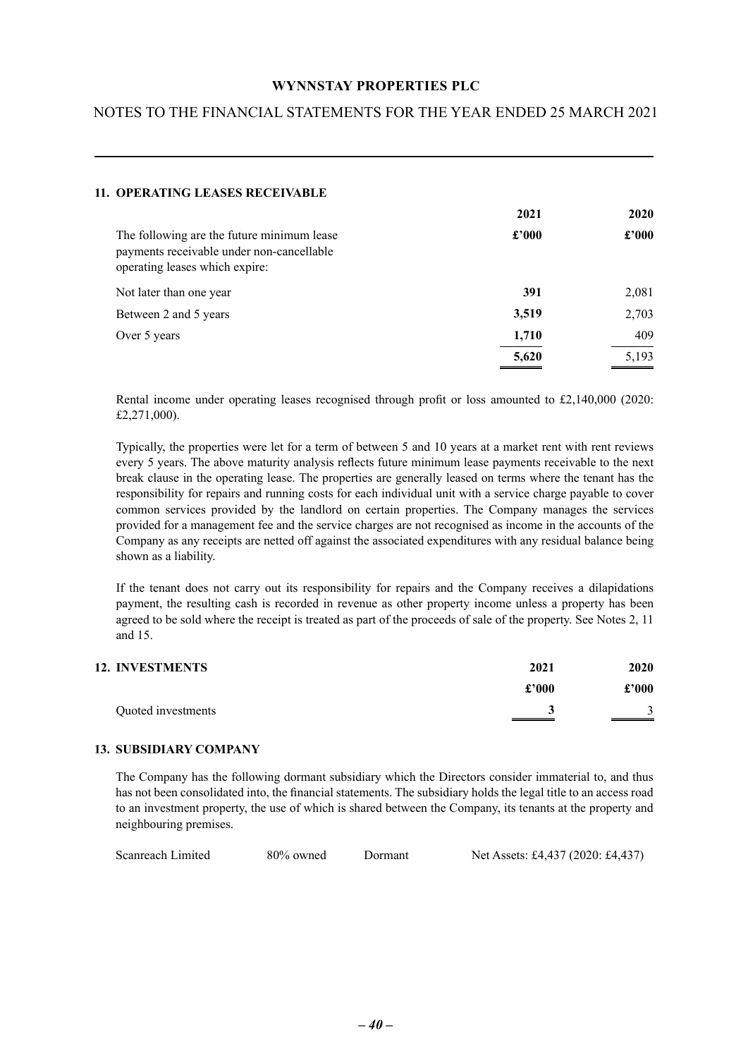## 11. OPERATING LEASES RECEIVABLE

| | 2021 | 2020 |
|---|---|---|
| The following are the future minimum lease payments receivable under non-cancellable operating leases which expire: | **£'000** | **£'000** |
| Not later than one year | **391** | 2,081 |
| Between 2 and 5 years | **3,519** | 2,703 |
| Over 5 years | **1,710** | 409 |
| | **5,620** | 5,193 |

Rental income under operating leases recognised through profit or loss amounted to £2,140,000 (2020: £2,271,000).

Typically, the properties were let for a term of between 5 and 10 years at a market rent with rent reviews every 5 years. The above maturity analysis reflects future minimum lease payments receivable to the next break clause in the operating lease. The properties are generally leased on terms where the tenant has the responsibility for repairs and running costs for each individual unit with a service charge payable to cover common services provided by the landlord on certain properties. The Company manages the services provided for a management fee and the service charges are not recognised as income in the accounts of the Company as any receipts are netted off against the associated expenditures with any residual balance being shown as a liability.

If the tenant does not carry out its responsibility for repairs and the Company receives a dilapidations payment, the resulting cash is recorded in revenue as other property income unless a property has been agreed to be sold where the receipt is treated as part of the proceeds of sale of the property. See Notes 2, 11 and 15.

## 12. INVESTMENTS

| | 2021 | 2020 |
|---|---|---|
| | **£'000** | **£'000** |
| Quoted investments | **3** | 3 |

## 13. SUBSIDIARY COMPANY

The Company has the following dormant subsidiary which the Directors consider immaterial to, and thus has not been consolidated into, the financial statements. The subsidiary holds the legal title to an access road to an investment property, the use of which is shared between the Company, its tenants at the property and neighbouring premises.

| | | | |
|---|---|---|---|
| Scanreach Limited | 80% owned | Dormant | Net Assets: £4,437 (2020: £4,437) |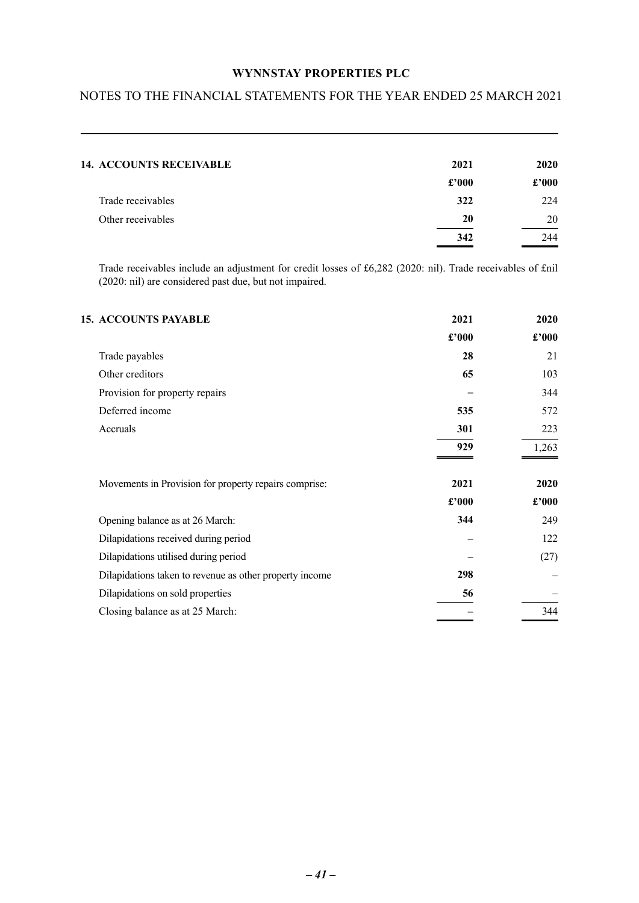## 14. ACCOUNTS RECEIVABLE

| | 2021 | 2020 |
|---|---|---|
| | £'000 | £'000 |
| Trade receivables | **322** | 224 |
| Other receivables | **20** | 20 |
| | **342** | 244 |

Trade receivables include an adjustment for credit losses of £6,282 (2020: nil). Trade receivables of £nil (2020: nil) are considered past due, but not impaired.

## 15. ACCOUNTS PAYABLE

| | 2021 | 2020 |
|---|---|---|
| | £'000 | £'000 |
| Trade payables | **28** | 21 |
| Other creditors | **65** | 103 |
| Provision for property repairs | **–** | 344 |
| Deferred income | **535** | 572 |
| Accruals | **301** | 223 |
| | **929** | 1,263 |

| Movements in Provision for property repairs comprise: | 2021 | 2020 |
|---|---|---|
| | £'000 | £'000 |
| Opening balance as at 26 March: | **344** | 249 |
| Dilapidations received during period | **–** | 122 |
| Dilapidations utilised during period | **–** | (27) |
| Dilapidations taken to revenue as other property income | **298** | – |
| Dilapidations on sold properties | **56** | – |
| Closing balance as at 25 March: | **–** | 344 |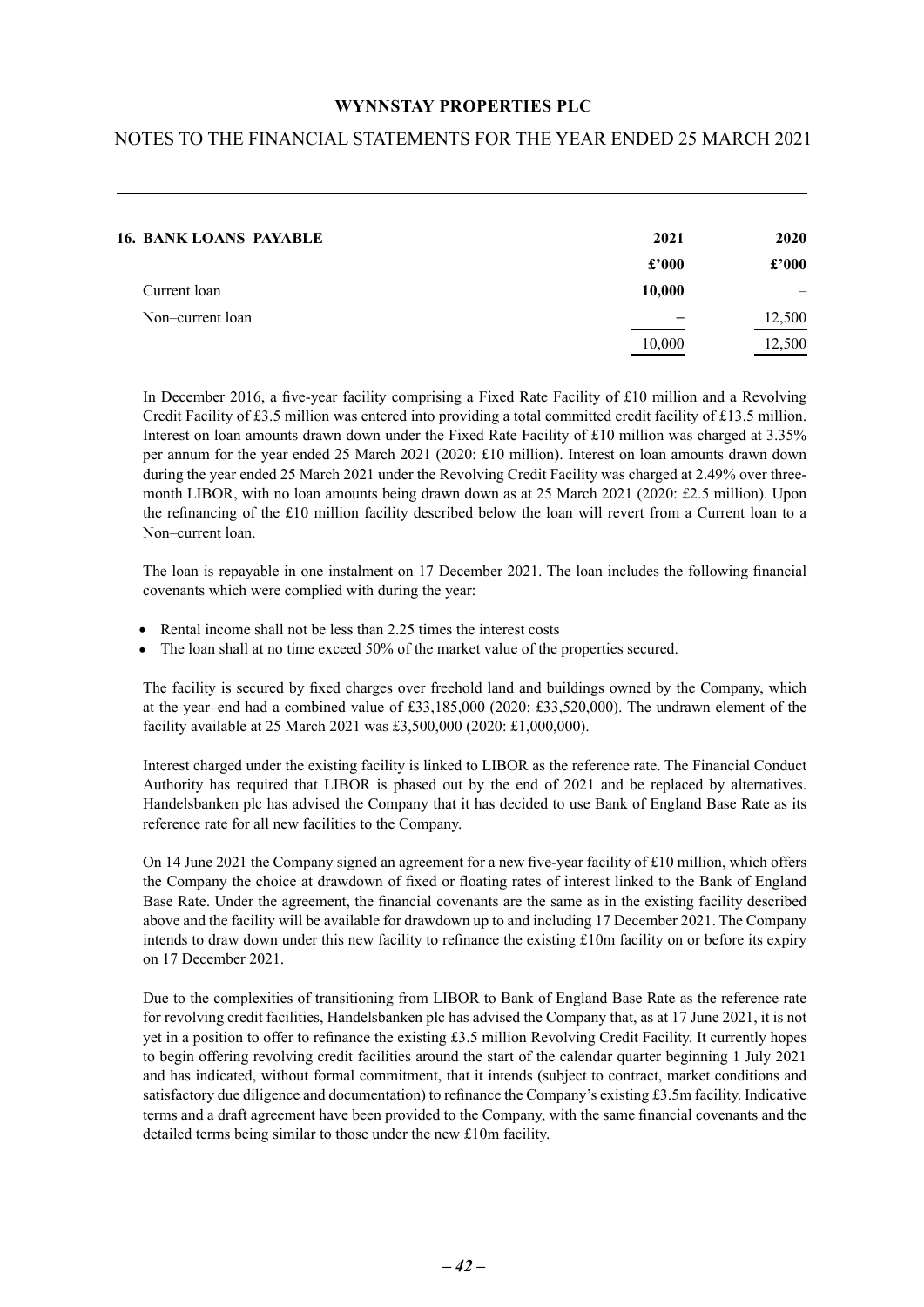## 16. BANK LOANS PAYABLE

| | 2021 | 2020 |
|---|---|---|
| | £'000 | £'000 |
| Current loan | **10,000** | – |
| Non–current loan | – | 12,500 |
| | 10,000 | 12,500 |

In December 2016, a five-year facility comprising a Fixed Rate Facility of £10 million and a Revolving Credit Facility of £3.5 million was entered into providing a total committed credit facility of £13.5 million. Interest on loan amounts drawn down under the Fixed Rate Facility of £10 million was charged at 3.35% per annum for the year ended 25 March 2021 (2020: £10 million). Interest on loan amounts drawn down during the year ended 25 March 2021 under the Revolving Credit Facility was charged at 2.49% over three-month LIBOR, with no loan amounts being drawn down as at 25 March 2021 (2020: £2.5 million). Upon the refinancing of the £10 million facility described below the loan will revert from a Current loan to a Non–current loan.

The loan is repayable in one instalment on 17 December 2021. The loan includes the following financial covenants which were complied with during the year:

- Rental income shall not be less than 2.25 times the interest costs
- The loan shall at no time exceed 50% of the market value of the properties secured.

The facility is secured by fixed charges over freehold land and buildings owned by the Company, which at the year–end had a combined value of £33,185,000 (2020: £33,520,000). The undrawn element of the facility available at 25 March 2021 was £3,500,000 (2020: £1,000,000).

Interest charged under the existing facility is linked to LIBOR as the reference rate. The Financial Conduct Authority has required that LIBOR is phased out by the end of 2021 and be replaced by alternatives. Handelsbanken plc has advised the Company that it has decided to use Bank of England Base Rate as its reference rate for all new facilities to the Company.

On 14 June 2021 the Company signed an agreement for a new five-year facility of £10 million, which offers the Company the choice at drawdown of fixed or floating rates of interest linked to the Bank of England Base Rate. Under the agreement, the financial covenants are the same as in the existing facility described above and the facility will be available for drawdown up to and including 17 December 2021. The Company intends to draw down under this new facility to refinance the existing £10m facility on or before its expiry on 17 December 2021.

Due to the complexities of transitioning from LIBOR to Bank of England Base Rate as the reference rate for revolving credit facilities, Handelsbanken plc has advised the Company that, as at 17 June 2021, it is not yet in a position to offer to refinance the existing £3.5 million Revolving Credit Facility. It currently hopes to begin offering revolving credit facilities around the start of the calendar quarter beginning 1 July 2021 and has indicated, without formal commitment, that it intends (subject to contract, market conditions and satisfactory due diligence and documentation) to refinance the Company's existing £3.5m facility. Indicative terms and a draft agreement have been provided to the Company, with the same financial covenants and the detailed terms being similar to those under the new £10m facility.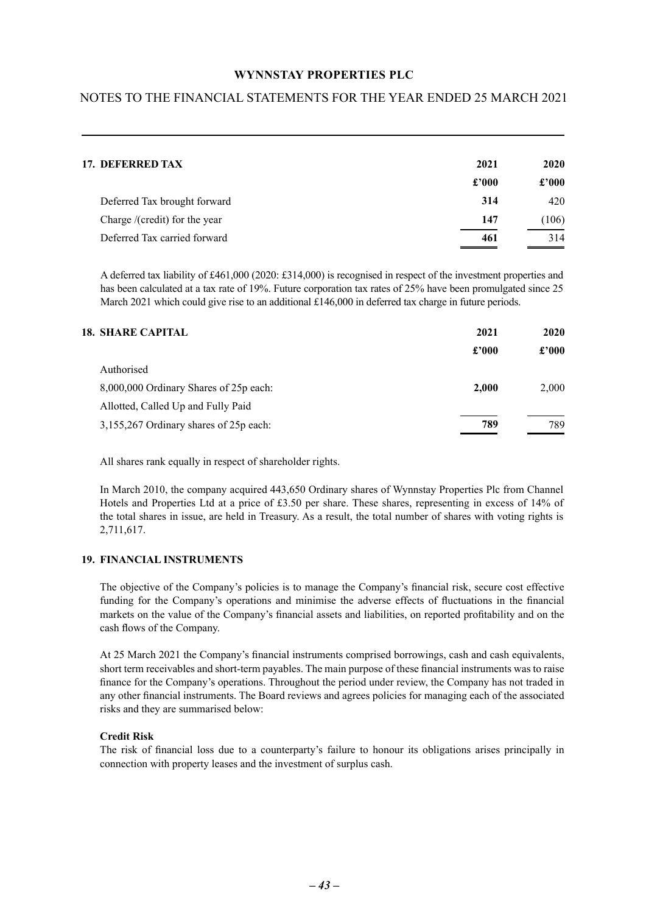## 17. DEFERRED TAX

| | 2021 | 2020 |
|---|---|---|
| | £'000 | £'000 |
| Deferred Tax brought forward | **314** | 420 |
| Charge /(credit) for the year | **147** | (106) |
| Deferred Tax carried forward | **461** | 314 |

A deferred tax liability of £461,000 (2020: £314,000) is recognised in respect of the investment properties and has been calculated at a tax rate of 19%. Future corporation tax rates of 25% have been promulgated since 25 March 2021 which could give rise to an additional £146,000 in deferred tax charge in future periods.

## 18. SHARE CAPITAL

| | 2021 | 2020 |
|---|---|---|
| | £'000 | £'000 |
| Authorised | | |
| 8,000,000 Ordinary Shares of 25p each: | **2,000** | 2,000 |
| Allotted, Called Up and Fully Paid | | |
| 3,155,267 Ordinary shares of 25p each: | **789** | 789 |

All shares rank equally in respect of shareholder rights.

In March 2010, the company acquired 443,650 Ordinary shares of Wynnstay Properties Plc from Channel Hotels and Properties Ltd at a price of £3.50 per share. These shares, representing in excess of 14% of the total shares in issue, are held in Treasury. As a result, the total number of shares with voting rights is 2,711,617.

## 19. FINANCIAL INSTRUMENTS

The objective of the Company's policies is to manage the Company's financial risk, secure cost effective funding for the Company's operations and minimise the adverse effects of fluctuations in the financial markets on the value of the Company's financial assets and liabilities, on reported profitability and on the cash flows of the Company.

At 25 March 2021 the Company's financial instruments comprised borrowings, cash and cash equivalents, short term receivables and short-term payables. The main purpose of these financial instruments was to raise finance for the Company's operations. Throughout the period under review, the Company has not traded in any other financial instruments. The Board reviews and agrees policies for managing each of the associated risks and they are summarised below:

**Credit Risk**

The risk of financial loss due to a counterparty's failure to honour its obligations arises principally in connection with property leases and the investment of surplus cash.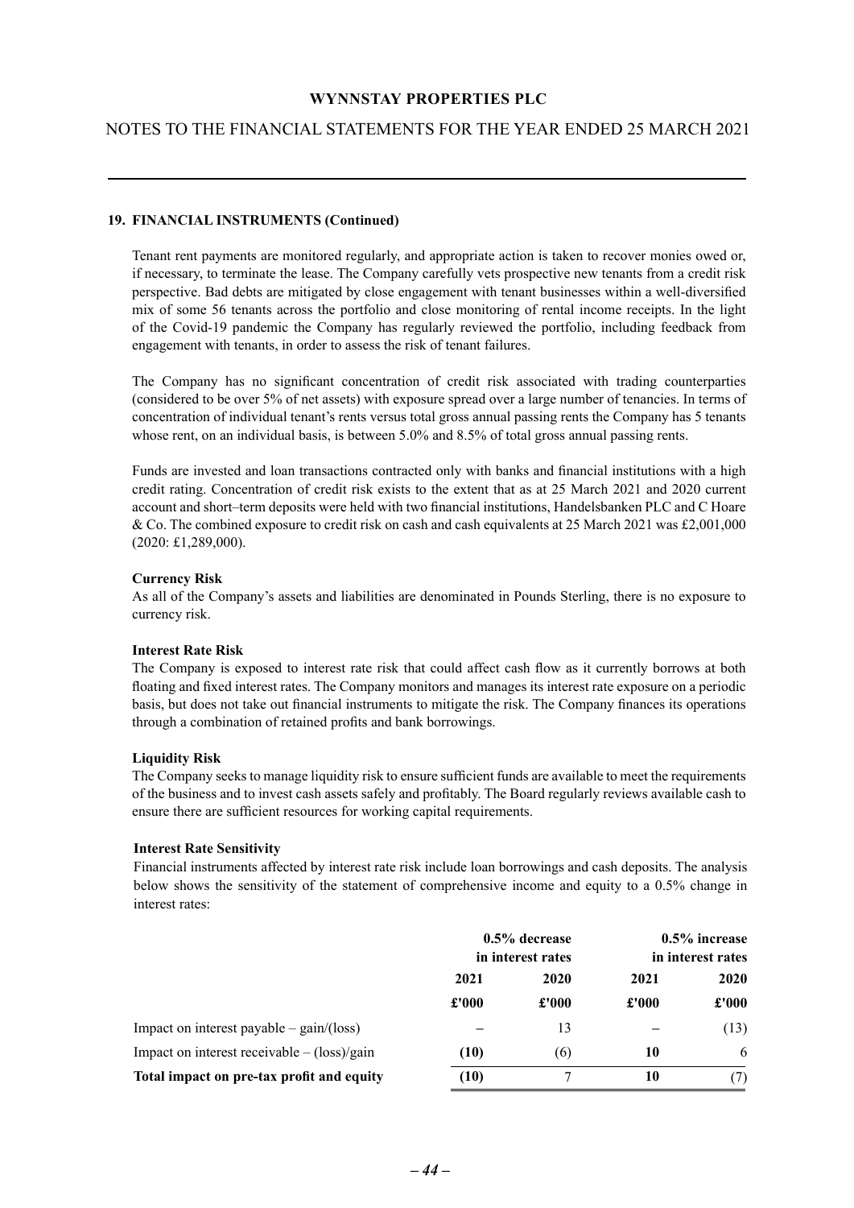## 19. FINANCIAL INSTRUMENTS (Continued)

Tenant rent payments are monitored regularly, and appropriate action is taken to recover monies owed or, if necessary, to terminate the lease. The Company carefully vets prospective new tenants from a credit risk perspective. Bad debts are mitigated by close engagement with tenant businesses within a well-diversified mix of some 56 tenants across the portfolio and close monitoring of rental income receipts. In the light of the Covid-19 pandemic the Company has regularly reviewed the portfolio, including feedback from engagement with tenants, in order to assess the risk of tenant failures.

The Company has no significant concentration of credit risk associated with trading counterparties (considered to be over 5% of net assets) with exposure spread over a large number of tenancies. In terms of concentration of individual tenant's rents versus total gross annual passing rents the Company has 5 tenants whose rent, on an individual basis, is between 5.0% and 8.5% of total gross annual passing rents.

Funds are invested and loan transactions contracted only with banks and financial institutions with a high credit rating. Concentration of credit risk exists to the extent that as at 25 March 2021 and 2020 current account and short–term deposits were held with two financial institutions, Handelsbanken PLC and C Hoare & Co. The combined exposure to credit risk on cash and cash equivalents at 25 March 2021 was £2,001,000 (2020: £1,289,000).

**Currency Risk**

As all of the Company's assets and liabilities are denominated in Pounds Sterling, there is no exposure to currency risk.

**Interest Rate Risk**

The Company is exposed to interest rate risk that could affect cash flow as it currently borrows at both floating and fixed interest rates. The Company monitors and manages its interest rate exposure on a periodic basis, but does not take out financial instruments to mitigate the risk. The Company finances its operations through a combination of retained profits and bank borrowings.

**Liquidity Risk**

The Company seeks to manage liquidity risk to ensure sufficient funds are available to meet the requirements of the business and to invest cash assets safely and profitably. The Board regularly reviews available cash to ensure there are sufficient resources for working capital requirements.

**Interest Rate Sensitivity**

Financial instruments affected by interest rate risk include loan borrowings and cash deposits. The analysis below shows the sensitivity of the statement of comprehensive income and equity to a 0.5% change in interest rates:

| | 0.5% decrease in interest rates | | 0.5% increase in interest rates | |
|---|---|---|---|---|
| | 2021 | 2020 | 2021 | 2020 |
| | £'000 | £'000 | £'000 | £'000 |
| Impact on interest payable – gain/(loss) | – | 13 | – | (13) |
| Impact on interest receivable – (loss)/gain | **(10)** | (6) | **10** | 6 |
| **Total impact on pre-tax profit and equity** | **(10)** | 7 | **10** | (7) |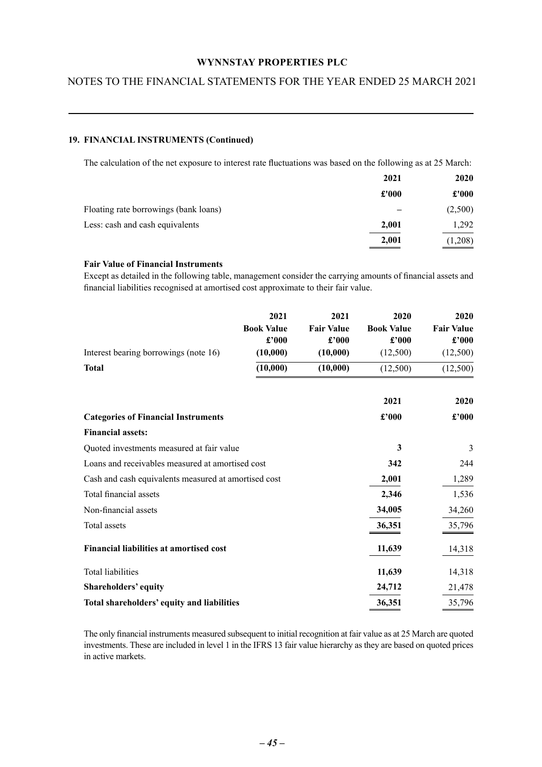## 19. FINANCIAL INSTRUMENTS (Continued)

The calculation of the net exposure to interest rate fluctuations was based on the following as at 25 March:

| | 2021 | 2020 |
|---|---|---|
| | £'000 | £'000 |
| Floating rate borrowings (bank loans) | – | (2,500) |
| Less: cash and cash equivalents | **2,001** | 1,292 |
| | **2,001** | (1,208) |

**Fair Value of Financial Instruments**

Except as detailed in the following table, management consider the carrying amounts of financial assets and financial liabilities recognised at amortised cost approximate to their fair value.

| | 2021 Book Value £'000 | 2021 Fair Value £'000 | 2020 Book Value £'000 | 2020 Fair Value £'000 |
|---|---|---|---|---|
| Interest bearing borrowings (note 16) | **(10,000)** | **(10,000)** | (12,500) | (12,500) |
| **Total** | **(10,000)** | **(10,000)** | (12,500) | (12,500) |

| | 2021 | 2020 |
|---|---|---|
| **Categories of Financial Instruments** | **£'000** | **£'000** |
| **Financial assets:** | | |
| Quoted investments measured at fair value | **3** | 3 |
| Loans and receivables measured at amortised cost | **342** | 244 |
| Cash and cash equivalents measured at amortised cost | **2,001** | 1,289 |
| Total financial assets | **2,346** | 1,536 |
| Non-financial assets | **34,005** | 34,260 |
| Total assets | **36,351** | 35,796 |
| **Financial liabilities at amortised cost** | **11,639** | 14,318 |
| Total liabilities | **11,639** | 14,318 |
| **Shareholders' equity** | **24,712** | 21,478 |
| **Total shareholders' equity and liabilities** | **36,351** | 35,796 |

The only financial instruments measured subsequent to initial recognition at fair value as at 25 March are quoted investments. These are included in level 1 in the IFRS 13 fair value hierarchy as they are based on quoted prices in active markets.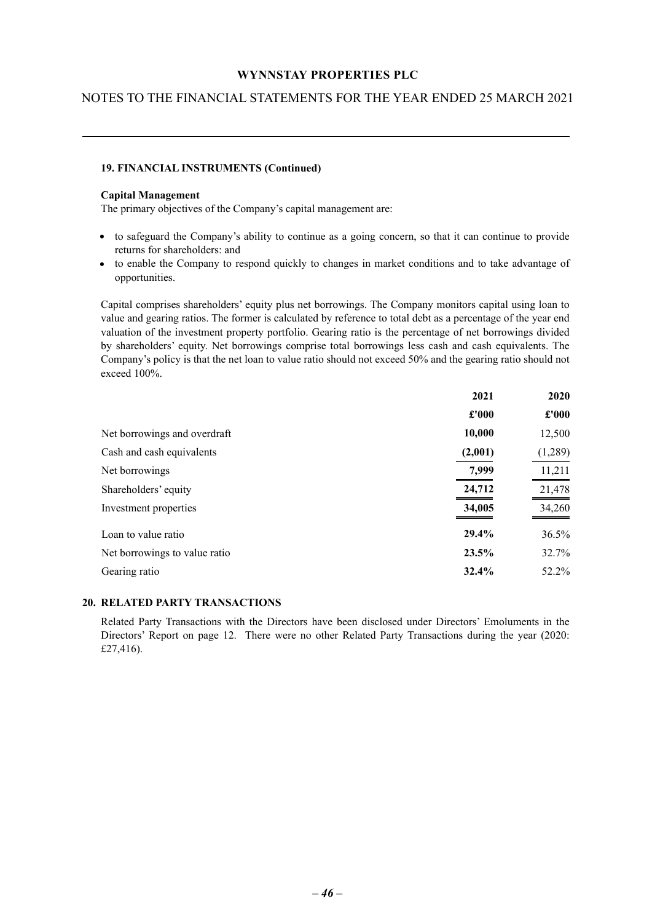### 19. FINANCIAL INSTRUMENTS (Continued)

**Capital Management**

The primary objectives of the Company's capital management are:

- to safeguard the Company's ability to continue as a going concern, so that it can continue to provide returns for shareholders: and
- to enable the Company to respond quickly to changes in market conditions and to take advantage of opportunities.

Capital comprises shareholders' equity plus net borrowings. The Company monitors capital using loan to value and gearing ratios. The former is calculated by reference to total debt as a percentage of the year end valuation of the investment property portfolio. Gearing ratio is the percentage of net borrowings divided by shareholders' equity. Net borrowings comprise total borrowings less cash and cash equivalents. The Company's policy is that the net loan to value ratio should not exceed 50% and the gearing ratio should not exceed 100%.

| | 2021 | 2020 |
|---|---|---|
| | £'000 | £'000 |
| Net borrowings and overdraft | **10,000** | 12,500 |
| Cash and cash equivalents | **(2,001)** | (1,289) |
| Net borrowings | **7,999** | 11,211 |
| Shareholders' equity | **24,712** | 21,478 |
| Investment properties | **34,005** | 34,260 |
| Loan to value ratio | **29.4%** | 36.5% |
| Net borrowings to value ratio | **23.5%** | 32.7% |
| Gearing ratio | **32.4%** | 52.2% |

### 20. RELATED PARTY TRANSACTIONS

Related Party Transactions with the Directors have been disclosed under Directors' Emoluments in the Directors' Report on page 12. There were no other Related Party Transactions during the year (2020: £27,416).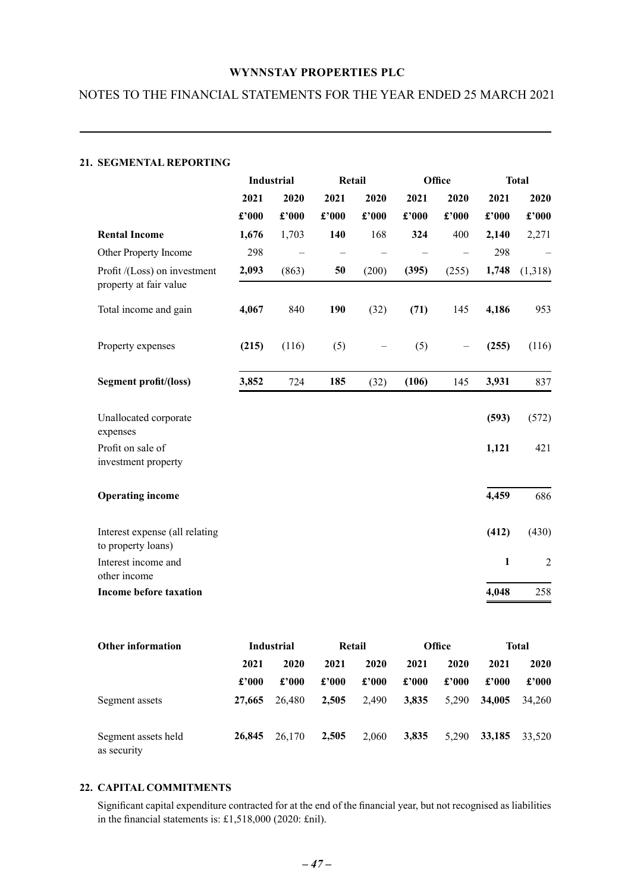## 21. SEGMENTAL REPORTING

| | Industrial | | Retail | | Office | | Total | |
|---|---|---|---|---|---|---|---|---|
| | 2021 | 2020 | 2021 | 2020 | 2021 | 2020 | 2021 | 2020 |
| | £'000 | £'000 | £'000 | £'000 | £'000 | £'000 | £'000 | £'000 |
| **Rental Income** | **1,676** | 1,703 | **140** | 168 | **324** | 400 | **2,140** | 2,271 |
| Other Property Income | 298 | – | – | – | – | – | 298 | – |
| Profit /(Loss) on investment property at fair value | **2,093** | (863) | **50** | (200) | **(395)** | (255) | **1,748** | (1,318) |
| Total income and gain | **4,067** | 840 | **190** | (32) | **(71)** | 145 | **4,186** | 953 |
| Property expenses | **(215)** | (116) | (5) | – | (5) | – | **(255)** | (116) |
| **Segment profit/(loss)** | **3,852** | 724 | **185** | (32) | **(106)** | 145 | **3,931** | 837 |
| Unallocated corporate expenses | | | | | | | **(593)** | (572) |
| Profit on sale of investment property | | | | | | | **1,121** | 421 |
| **Operating income** | | | | | | | **4,459** | 686 |
| Interest expense (all relating to property loans) | | | | | | | **(412)** | (430) |
| Interest income and other income | | | | | | | **1** | 2 |
| **Income before taxation** | | | | | | | **4,048** | 258 |

| **Other information** | Industrial | | Retail | | Office | | Total | |
|---|---|---|---|---|---|---|---|---|
| | 2021 | 2020 | 2021 | 2020 | 2021 | 2020 | 2021 | 2020 |
| | £'000 | £'000 | £'000 | £'000 | £'000 | £'000 | £'000 | £'000 |
| Segment assets | **27,665** | 26,480 | **2,505** | 2,490 | **3,835** | 5,290 | **34,005** | 34,260 |
| Segment assets held as security | **26,845** | 26,170 | **2,505** | 2,060 | **3,835** | 5,290 | **33,185** | 33,520 |

## 22. CAPITAL COMMITMENTS

Significant capital expenditure contracted for at the end of the financial year, but not recognised as liabilities in the financial statements is: £1,518,000 (2020: £nil).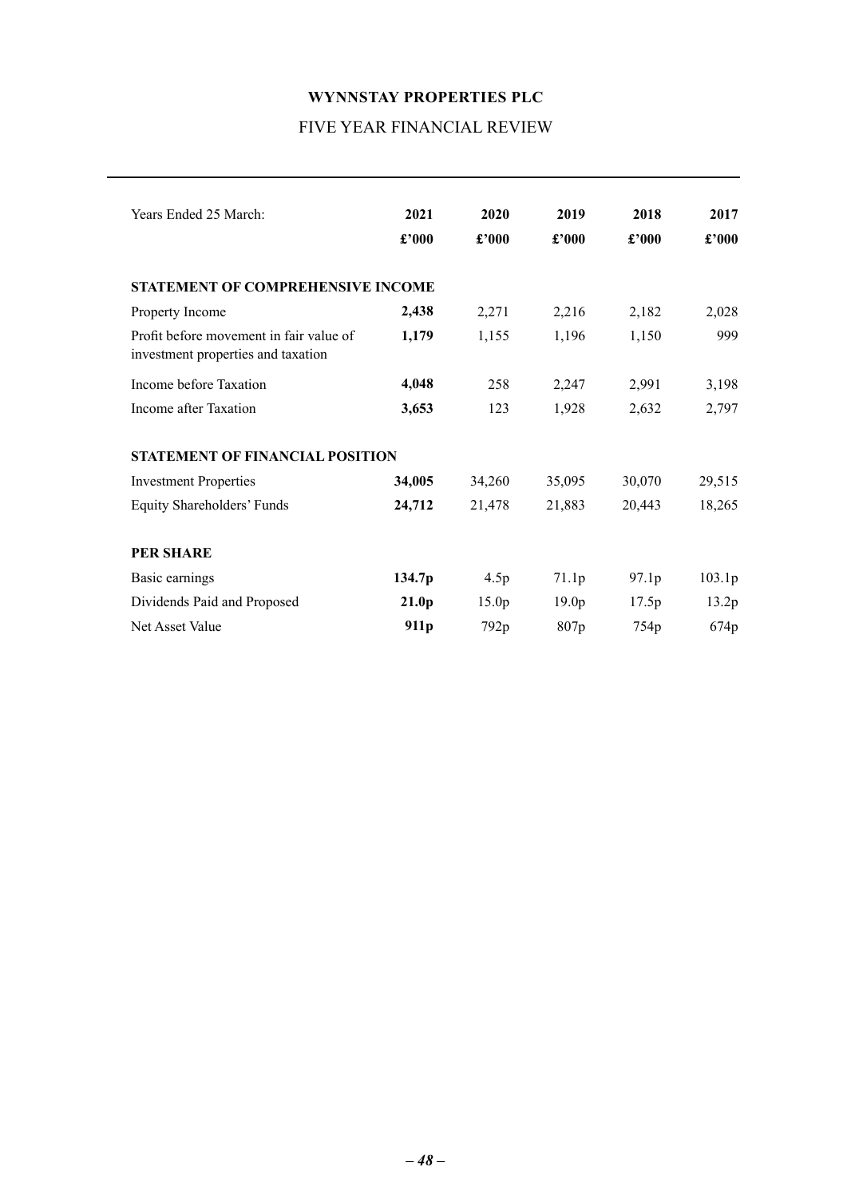# WYNNSTAY PROPERTIES PLC

## FIVE YEAR FINANCIAL REVIEW

| Years Ended 25 March: | **2021** | **2020** | **2019** | **2018** | **2017** |
|---|---|---|---|---|---|
| | **£'000** | **£'000** | **£'000** | **£'000** | **£'000** |
| **STATEMENT OF COMPREHENSIVE INCOME** | | | | | |
| Property Income | **2,438** | 2,271 | 2,216 | 2,182 | 2,028 |
| Profit before movement in fair value of investment properties and taxation | **1,179** | 1,155 | 1,196 | 1,150 | 999 |
| Income before Taxation | **4,048** | 258 | 2,247 | 2,991 | 3,198 |
| Income after Taxation | **3,653** | 123 | 1,928 | 2,632 | 2,797 |
| **STATEMENT OF FINANCIAL POSITION** | | | | | |
| Investment Properties | **34,005** | 34,260 | 35,095 | 30,070 | 29,515 |
| Equity Shareholders' Funds | **24,712** | 21,478 | 21,883 | 20,443 | 18,265 |
| **PER SHARE** | | | | | |
| Basic earnings | **134.7p** | 4.5p | 71.1p | 97.1p | 103.1p |
| Dividends Paid and Proposed | **21.0p** | 15.0p | 19.0p | 17.5p | 13.2p |
| Net Asset Value | **911p** | 792p | 807p | 754p | 674p |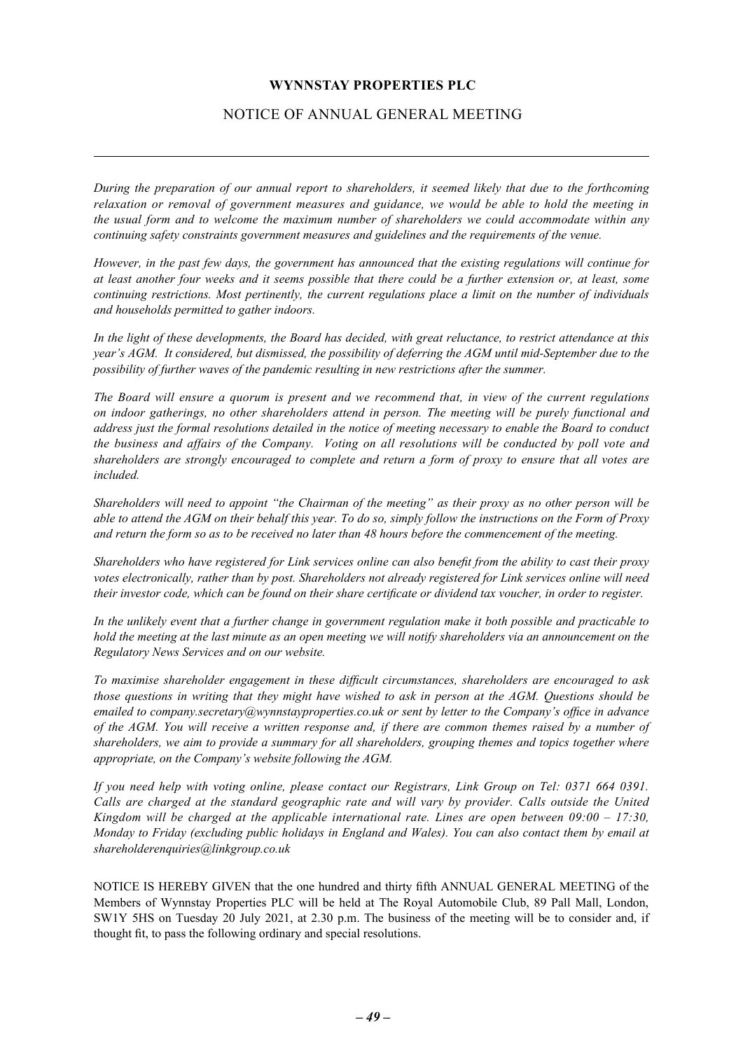**WYNNSTAY PROPERTIES PLC**

NOTICE OF ANNUAL GENERAL MEETING

---

*During the preparation of our annual report to shareholders, it seemed likely that due to the forthcoming relaxation or removal of government measures and guidance, we would be able to hold the meeting in the usual form and to welcome the maximum number of shareholders we could accommodate within any continuing safety constraints government measures and guidelines and the requirements of the venue.*

*However, in the past few days, the government has announced that the existing regulations will continue for at least another four weeks and it seems possible that there could be a further extension or, at least, some continuing restrictions. Most pertinently, the current regulations place a limit on the number of individuals and households permitted to gather indoors.*

*In the light of these developments, the Board has decided, with great reluctance, to restrict attendance at this year's AGM. It considered, but dismissed, the possibility of deferring the AGM until mid-September due to the possibility of further waves of the pandemic resulting in new restrictions after the summer.*

*The Board will ensure a quorum is present and we recommend that, in view of the current regulations on indoor gatherings, no other shareholders attend in person. The meeting will be purely functional and address just the formal resolutions detailed in the notice of meeting necessary to enable the Board to conduct the business and affairs of the Company. Voting on all resolutions will be conducted by poll vote and shareholders are strongly encouraged to complete and return a form of proxy to ensure that all votes are included.*

*Shareholders will need to appoint "the Chairman of the meeting" as their proxy as no other person will be able to attend the AGM on their behalf this year. To do so, simply follow the instructions on the Form of Proxy and return the form so as to be received no later than 48 hours before the commencement of the meeting.*

*Shareholders who have registered for Link services online can also benefit from the ability to cast their proxy votes electronically, rather than by post. Shareholders not already registered for Link services online will need their investor code, which can be found on their share certificate or dividend tax voucher, in order to register.*

*In the unlikely event that a further change in government regulation make it both possible and practicable to hold the meeting at the last minute as an open meeting we will notify shareholders via an announcement on the Regulatory News Services and on our website.*

*To maximise shareholder engagement in these difficult circumstances, shareholders are encouraged to ask those questions in writing that they might have wished to ask in person at the AGM. Questions should be emailed to company.secretary@wynnstayproperties.co.uk or sent by letter to the Company's office in advance of the AGM. You will receive a written response and, if there are common themes raised by a number of shareholders, we aim to provide a summary for all shareholders, grouping themes and topics together where appropriate, on the Company's website following the AGM.*

*If you need help with voting online, please contact our Registrars, Link Group on Tel: 0371 664 0391. Calls are charged at the standard geographic rate and will vary by provider. Calls outside the United Kingdom will be charged at the applicable international rate. Lines are open between 09:00 – 17:30, Monday to Friday (excluding public holidays in England and Wales). You can also contact them by email at shareholderenquiries@linkgroup.co.uk*

NOTICE IS HEREBY GIVEN that the one hundred and thirty fifth ANNUAL GENERAL MEETING of the Members of Wynnstay Properties PLC will be held at The Royal Automobile Club, 89 Pall Mall, London, SW1Y 5HS on Tuesday 20 July 2021, at 2.30 p.m. The business of the meeting will be to consider and, if thought fit, to pass the following ordinary and special resolutions.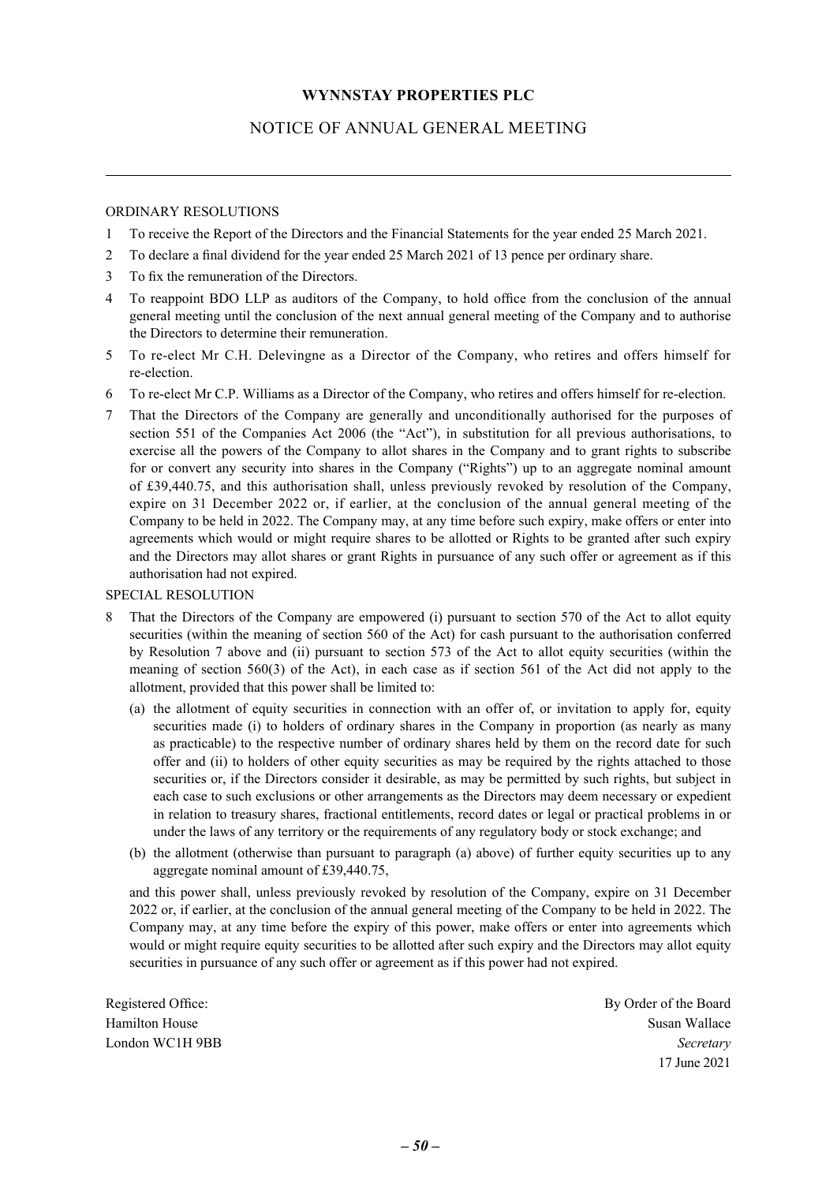**WYNNSTAY PROPERTIES PLC**

NOTICE OF ANNUAL GENERAL MEETING

---

ORDINARY RESOLUTIONS

1 To receive the Report of the Directors and the Financial Statements for the year ended 25 March 2021.

2 To declare a final dividend for the year ended 25 March 2021 of 13 pence per ordinary share.

3 To fix the remuneration of the Directors.

4 To reappoint BDO LLP as auditors of the Company, to hold office from the conclusion of the annual general meeting until the conclusion of the next annual general meeting of the Company and to authorise the Directors to determine their remuneration.

5 To re-elect Mr C.H. Delevingne as a Director of the Company, who retires and offers himself for re-election.

6 To re-elect Mr C.P. Williams as a Director of the Company, who retires and offers himself for re-election.

7 That the Directors of the Company are generally and unconditionally authorised for the purposes of section 551 of the Companies Act 2006 (the "Act"), in substitution for all previous authorisations, to exercise all the powers of the Company to allot shares in the Company and to grant rights to subscribe for or convert any security into shares in the Company ("Rights") up to an aggregate nominal amount of £39,440.75, and this authorisation shall, unless previously revoked by resolution of the Company, expire on 31 December 2022 or, if earlier, at the conclusion of the annual general meeting of the Company to be held in 2022. The Company may, at any time before such expiry, make offers or enter into agreements which would or might require shares to be allotted or Rights to be granted after such expiry and the Directors may allot shares or grant Rights in pursuance of any such offer or agreement as if this authorisation had not expired.

SPECIAL RESOLUTION

8 That the Directors of the Company are empowered (i) pursuant to section 570 of the Act to allot equity securities (within the meaning of section 560 of the Act) for cash pursuant to the authorisation conferred by Resolution 7 above and (ii) pursuant to section 573 of the Act to allot equity securities (within the meaning of section 560(3) of the Act), in each case as if section 561 of the Act did not apply to the allotment, provided that this power shall be limited to:

   (a) the allotment of equity securities in connection with an offer of, or invitation to apply for, equity securities made (i) to holders of ordinary shares in the Company in proportion (as nearly as many as practicable) to the respective number of ordinary shares held by them on the record date for such offer and (ii) to holders of other equity securities as may be required by the rights attached to those securities or, if the Directors consider it desirable, as may be permitted by such rights, but subject in each case to such exclusions or other arrangements as the Directors may deem necessary or expedient in relation to treasury shares, fractional entitlements, record dates or legal or practical problems in or under the laws of any territory or the requirements of any regulatory body or stock exchange; and

   (b) the allotment (otherwise than pursuant to paragraph (a) above) of further equity securities up to any aggregate nominal amount of £39,440.75,

   and this power shall, unless previously revoked by resolution of the Company, expire on 31 December 2022 or, if earlier, at the conclusion of the annual general meeting of the Company to be held in 2022. The Company may, at any time before the expiry of this power, make offers or enter into agreements which would or might require equity securities to be allotted after such expiry and the Directors may allot equity securities in pursuance of any such offer or agreement as if this power had not expired.

Registered Office:
Hamilton House
London WC1H 9BB

By Order of the Board
Susan Wallace
*Secretary*
17 June 2021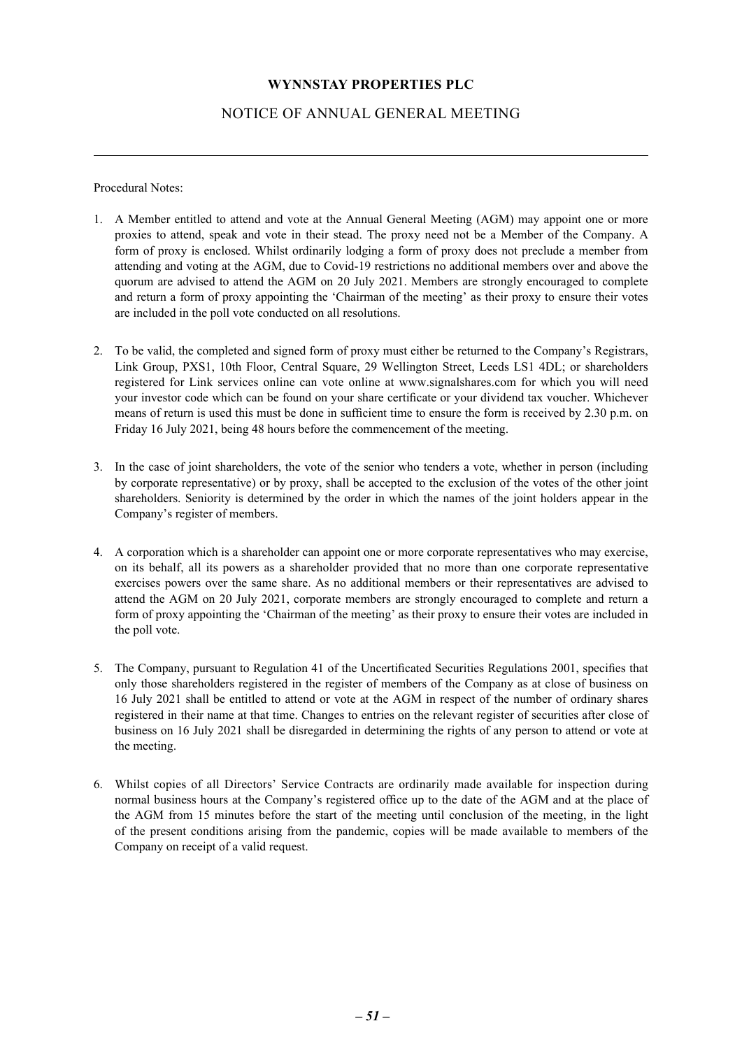**WYNNSTAY PROPERTIES PLC**

NOTICE OF ANNUAL GENERAL MEETING

---

Procedural Notes:

1. A Member entitled to attend and vote at the Annual General Meeting (AGM) may appoint one or more proxies to attend, speak and vote in their stead. The proxy need not be a Member of the Company. A form of proxy is enclosed. Whilst ordinarily lodging a form of proxy does not preclude a member from attending and voting at the AGM, due to Covid-19 restrictions no additional members over and above the quorum are advised to attend the AGM on 20 July 2021. Members are strongly encouraged to complete and return a form of proxy appointing the 'Chairman of the meeting' as their proxy to ensure their votes are included in the poll vote conducted on all resolutions.

2. To be valid, the completed and signed form of proxy must either be returned to the Company's Registrars, Link Group, PXS1, 10th Floor, Central Square, 29 Wellington Street, Leeds LS1 4DL; or shareholders registered for Link services online can vote online at www.signalshares.com for which you will need your investor code which can be found on your share certificate or your dividend tax voucher. Whichever means of return is used this must be done in sufficient time to ensure the form is received by 2.30 p.m. on Friday 16 July 2021, being 48 hours before the commencement of the meeting.

3. In the case of joint shareholders, the vote of the senior who tenders a vote, whether in person (including by corporate representative) or by proxy, shall be accepted to the exclusion of the votes of the other joint shareholders. Seniority is determined by the order in which the names of the joint holders appear in the Company's register of members.

4. A corporation which is a shareholder can appoint one or more corporate representatives who may exercise, on its behalf, all its powers as a shareholder provided that no more than one corporate representative exercises powers over the same share. As no additional members or their representatives are advised to attend the AGM on 20 July 2021, corporate members are strongly encouraged to complete and return a form of proxy appointing the 'Chairman of the meeting' as their proxy to ensure their votes are included in the poll vote.

5. The Company, pursuant to Regulation 41 of the Uncertificated Securities Regulations 2001, specifies that only those shareholders registered in the register of members of the Company as at close of business on 16 July 2021 shall be entitled to attend or vote at the AGM in respect of the number of ordinary shares registered in their name at that time. Changes to entries on the relevant register of securities after close of business on 16 July 2021 shall be disregarded in determining the rights of any person to attend or vote at the meeting.

6. Whilst copies of all Directors' Service Contracts are ordinarily made available for inspection during normal business hours at the Company's registered office up to the date of the AGM and at the place of the AGM from 15 minutes before the start of the meeting until conclusion of the meeting, in the light of the present conditions arising from the pandemic, copies will be made available to members of the Company on receipt of a valid request.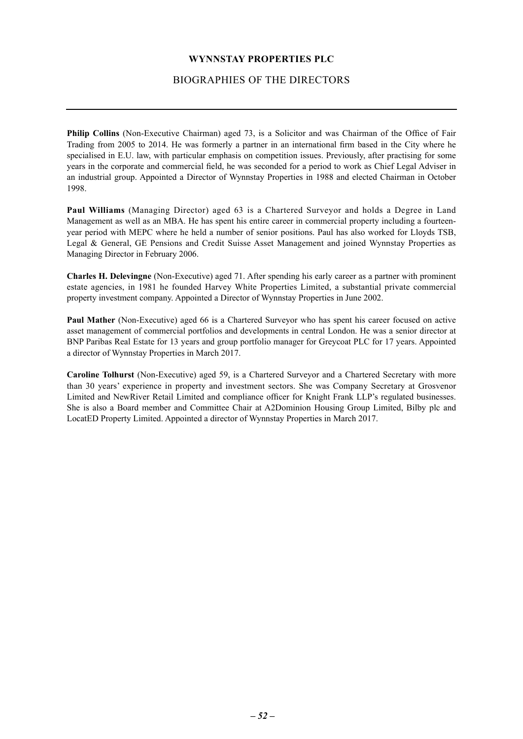# WYNNSTAY PROPERTIES PLC

## BIOGRAPHIES OF THE DIRECTORS

**Philip Collins** (Non-Executive Chairman) aged 73, is a Solicitor and was Chairman of the Office of Fair Trading from 2005 to 2014. He was formerly a partner in an international firm based in the City where he specialised in E.U. law, with particular emphasis on competition issues. Previously, after practising for some years in the corporate and commercial field, he was seconded for a period to work as Chief Legal Adviser in an industrial group. Appointed a Director of Wynnstay Properties in 1988 and elected Chairman in October 1998.

**Paul Williams** (Managing Director) aged 63 is a Chartered Surveyor and holds a Degree in Land Management as well as an MBA. He has spent his entire career in commercial property including a fourteen-year period with MEPC where he held a number of senior positions. Paul has also worked for Lloyds TSB, Legal & General, GE Pensions and Credit Suisse Asset Management and joined Wynnstay Properties as Managing Director in February 2006.

**Charles H. Delevingne** (Non-Executive) aged 71. After spending his early career as a partner with prominent estate agencies, in 1981 he founded Harvey White Properties Limited, a substantial private commercial property investment company. Appointed a Director of Wynnstay Properties in June 2002.

**Paul Mather** (Non-Executive) aged 66 is a Chartered Surveyor who has spent his career focused on active asset management of commercial portfolios and developments in central London. He was a senior director at BNP Paribas Real Estate for 13 years and group portfolio manager for Greycoat PLC for 17 years. Appointed a director of Wynnstay Properties in March 2017.

**Caroline Tolhurst** (Non-Executive) aged 59, is a Chartered Surveyor and a Chartered Secretary with more than 30 years' experience in property and investment sectors. She was Company Secretary at Grosvenor Limited and NewRiver Retail Limited and compliance officer for Knight Frank LLP's regulated businesses. She is also a Board member and Committee Chair at A2Dominion Housing Group Limited, Bilby plc and LocatED Property Limited. Appointed a director of Wynnstay Properties in March 2017.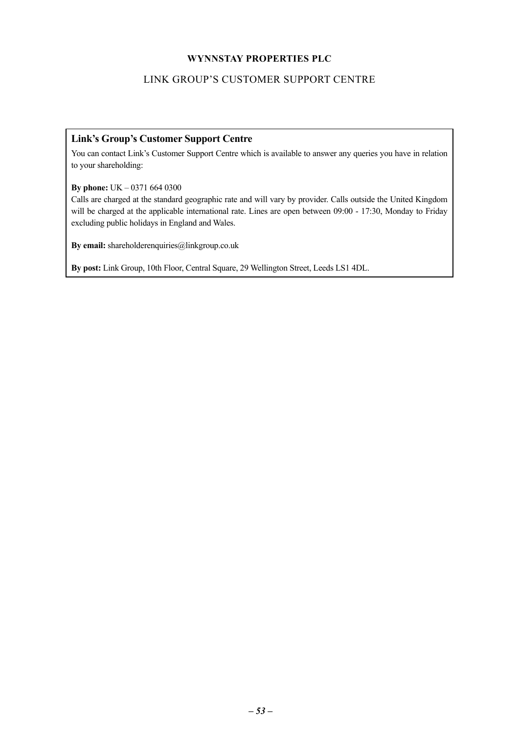**WYNNSTAY PROPERTIES PLC**

LINK GROUP'S CUSTOMER SUPPORT CENTRE

### Link's Group's Customer Support Centre

You can contact Link's Customer Support Centre which is available to answer any queries you have in relation to your shareholding:

**By phone:** UK – 0371 664 0300
Calls are charged at the standard geographic rate and will vary by provider. Calls outside the United Kingdom will be charged at the applicable international rate. Lines are open between 09:00 - 17:30, Monday to Friday excluding public holidays in England and Wales.

**By email:** shareholderenquiries@linkgroup.co.uk

**By post:** Link Group, 10th Floor, Central Square, 29 Wellington Street, Leeds LS1 4DL.